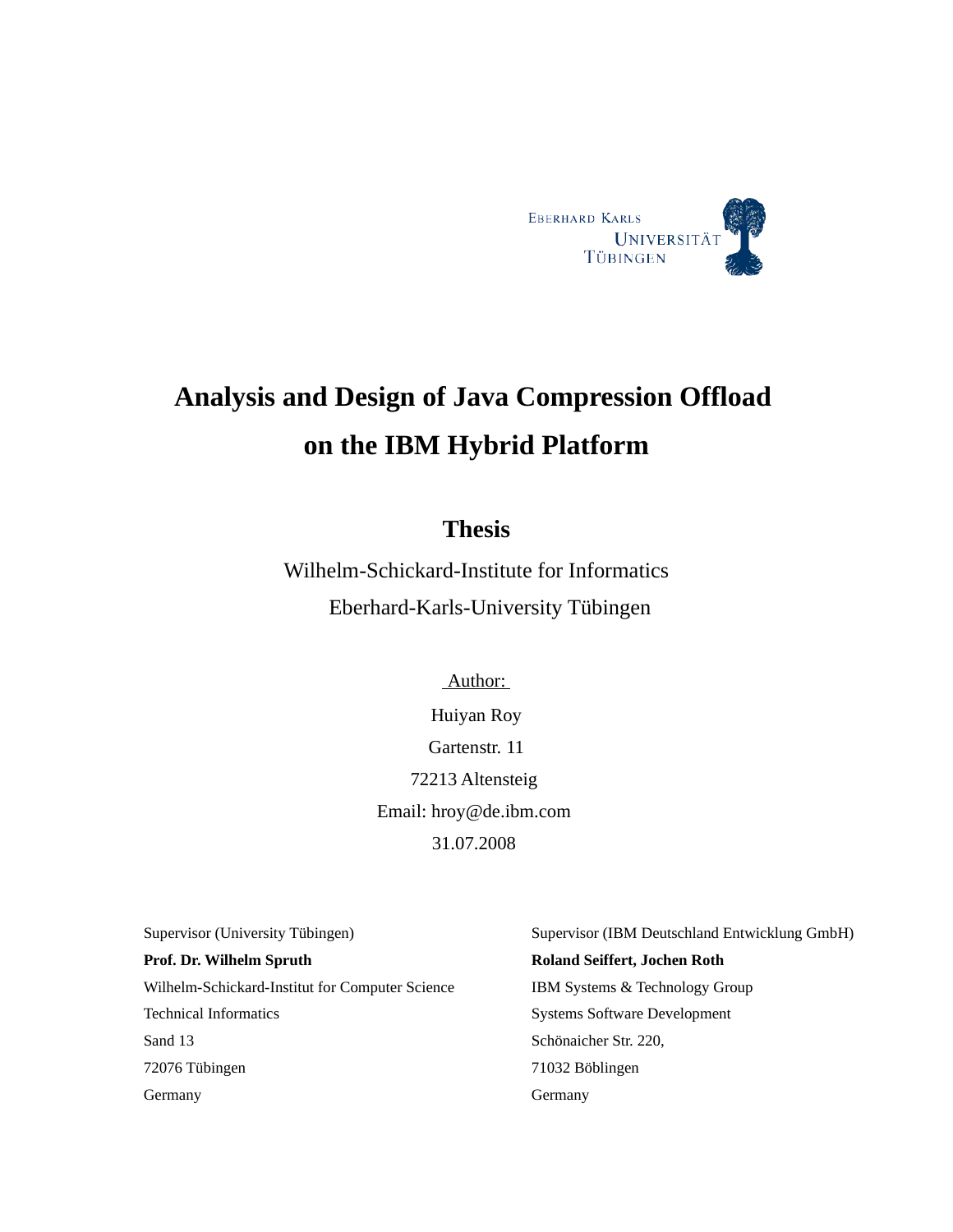EBERHARD KARLS
UNIVERSITÄT
TÜBINGEN

# Analysis and Design of Java Compression Offload on the IBM Hybrid Platform

## Thesis

Wilhelm-Schickard-Institute for Informatics

Eberhard-Karls-University Tübingen

Author:

Huiyan Roy

Gartenstr. 11

72213 Altensteig

Email: hroy@de.ibm.com

31.07.2008

Supervisor (University Tübingen)

**Prof. Dr. Wilhelm Spruth**

Wilhelm-Schickard-Institut for Computer Science

Technical Informatics

Sand 13

72076 Tübingen

Germany

Supervisor (IBM Deutschland Entwicklung GmbH)

**Roland Seiffert, Jochen Roth**

IBM Systems & Technology Group

Systems Software Development

Schönaicher Str. 220,

71032 Böblingen

Germany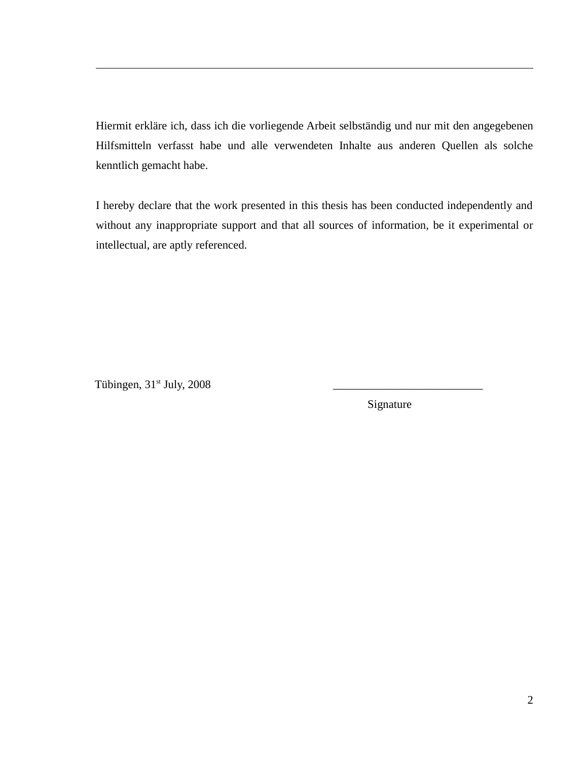Hiermit erkläre ich, dass ich die vorliegende Arbeit selbständig und nur mit den angegebenen Hilfsmitteln verfasst habe und alle verwendeten Inhalte aus anderen Quellen als solche kenntlich gemacht habe.

I hereby declare that the work presented in this thesis has been conducted independently and without any inappropriate support and that all sources of information, be it experimental or intellectual, are aptly referenced.

Tübingen, 31st July, 2008

\_\_\_\_\_\_\_\_\_\_\_\_\_\_\_\_\_\_\_\_\_\_\_\_\_\_

Signature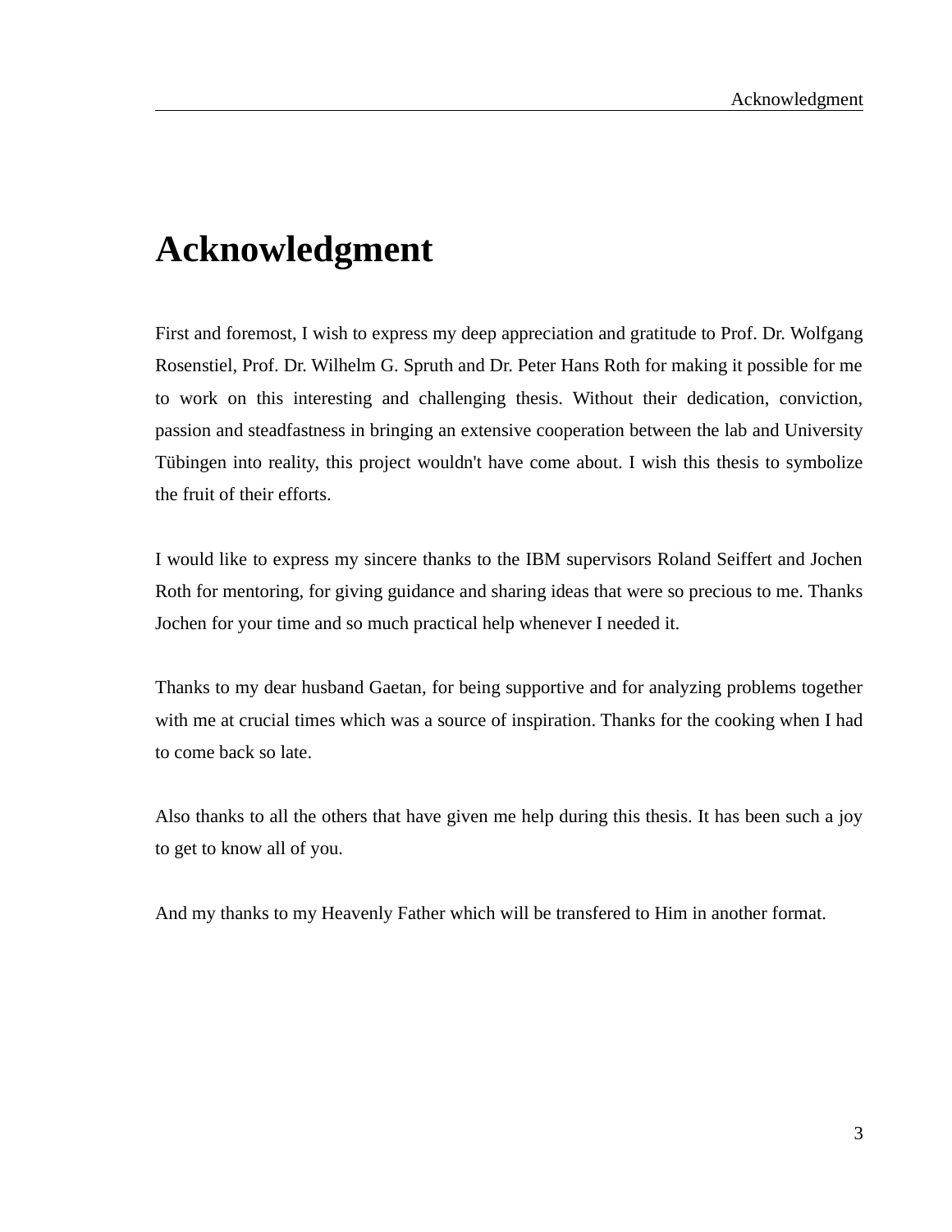# Acknowledgment

First and foremost, I wish to express my deep appreciation and gratitude to Prof. Dr. Wolfgang Rosenstiel, Prof. Dr. Wilhelm G. Spruth and Dr. Peter Hans Roth for making it possible for me to work on this interesting and challenging thesis. Without their dedication, conviction, passion and steadfastness in bringing an extensive cooperation between the lab and University Tübingen into reality, this project wouldn't have come about. I wish this thesis to symbolize the fruit of their efforts.

I would like to express my sincere thanks to the IBM supervisors Roland Seiffert and Jochen Roth for mentoring, for giving guidance and sharing ideas that were so precious to me. Thanks Jochen for your time and so much practical help whenever I needed it.

Thanks to my dear husband Gaetan, for being supportive and for analyzing problems together with me at crucial times which was a source of inspiration. Thanks for the cooking when I had to come back so late.

Also thanks to all the others that have given me help during this thesis. It has been such a joy to get to know all of you.

And my thanks to my Heavenly Father which will be transfered to Him in another format.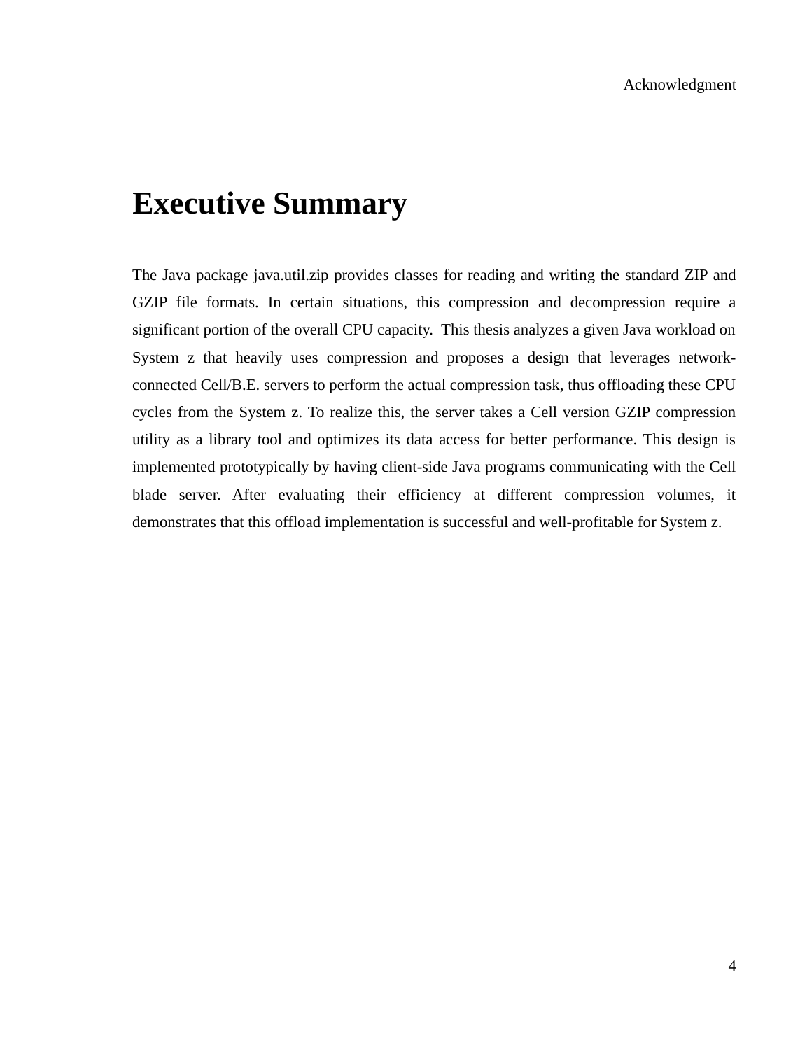# Executive Summary

The Java package java.util.zip provides classes for reading and writing the standard ZIP and GZIP file formats. In certain situations, this compression and decompression require a significant portion of the overall CPU capacity. This thesis analyzes a given Java workload on System z that heavily uses compression and proposes a design that leverages network-connected Cell/B.E. servers to perform the actual compression task, thus offloading these CPU cycles from the System z. To realize this, the server takes a Cell version GZIP compression utility as a library tool and optimizes its data access for better performance. This design is implemented prototypically by having client-side Java programs communicating with the Cell blade server. After evaluating their efficiency at different compression volumes, it demonstrates that this offload implementation is successful and well-profitable for System z.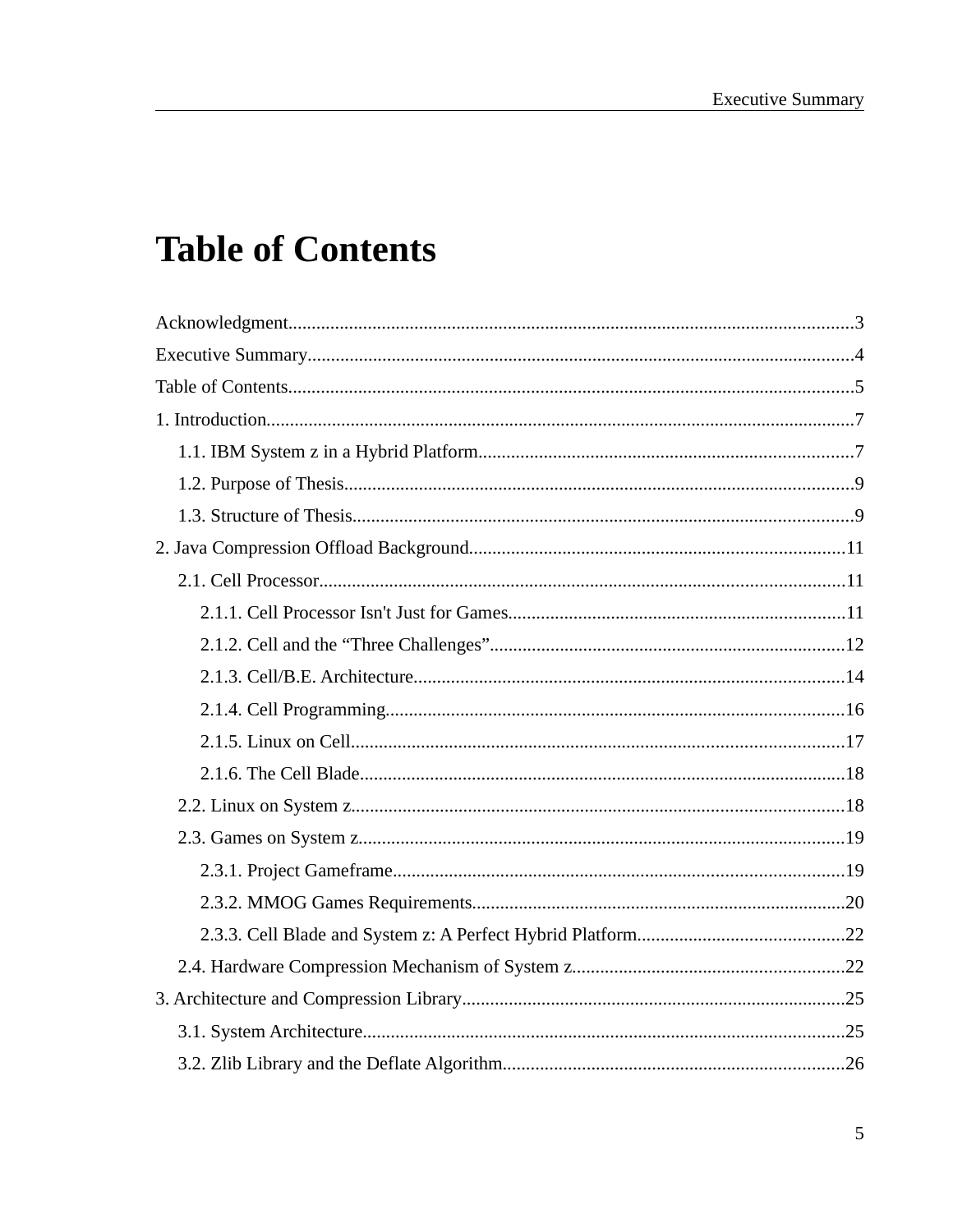# Table of Contents

Acknowledgment....................................................................................................................3

Executive Summary...............................................................................................................4

Table of Contents...................................................................................................................5

1. Introduction.......................................................................................................................7

   1.1. IBM System z in a Hybrid Platform.............................................................................7

   1.2. Purpose of Thesis.........................................................................................................9

   1.3. Structure of Thesis.......................................................................................................9

2. Java Compression Offload Background.............................................................................11

   2.1. Cell Processor.............................................................................................................11

      2.1.1. Cell Processor Isn't Just for Games.......................................................................11

      2.1.2. Cell and the “Three Challenges”...........................................................................12

      2.1.3. Cell/B.E. Architecture...........................................................................................14

      2.1.4. Cell Programming.................................................................................................16

      2.1.5. Linux on Cell.........................................................................................................17

      2.1.6. The Cell Blade.......................................................................................................18

   2.2. Linux on System z........................................................................................................18

   2.3. Games on System z......................................................................................................19

      2.3.1. Project Gameframe...............................................................................................19

      2.3.2. MMOG Games Requirements...............................................................................20

      2.3.3. Cell Blade and System z: A Perfect Hybrid Platform............................................22

   2.4. Hardware Compression Mechanism of System z.........................................................22

3. Architecture and Compression Library.............................................................................25

   3.1. System Architecture.....................................................................................................25

   3.2. Zlib Library and the Deflate Algorithm.........................................................................26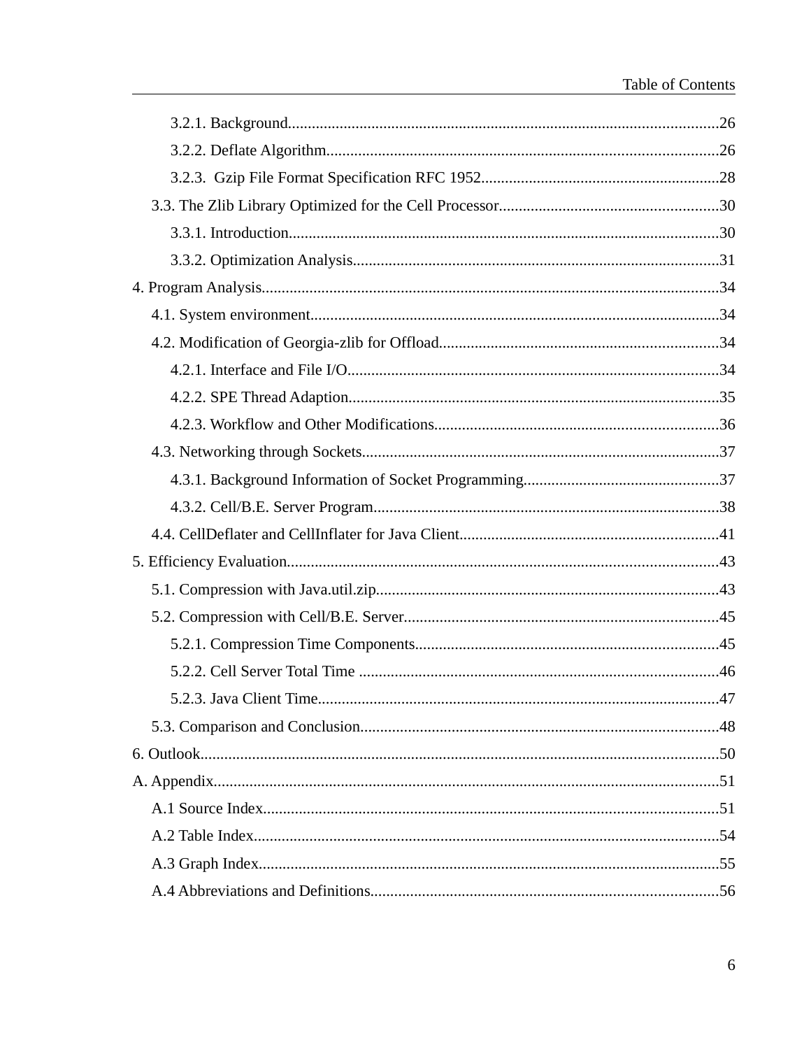3.2.1. Background....................................................26

3.2.2. Deflate Algorithm....................................................26

3.2.3. Gzip File Format Specification RFC 1952....................................................28

3.3. The Zlib Library Optimized for the Cell Processor....................................................30

3.3.1. Introduction....................................................30

3.3.2. Optimization Analysis....................................................31

4. Program Analysis....................................................34

4.1. System environment....................................................34

4.2. Modification of Georgia-zlib for Offload....................................................34

4.2.1. Interface and File I/O....................................................34

4.2.2. SPE Thread Adaption....................................................35

4.2.3. Workflow and Other Modifications....................................................36

4.3. Networking through Sockets....................................................37

4.3.1. Background Information of Socket Programming....................................................37

4.3.2. Cell/B.E. Server Program....................................................38

4.4. CellDeflater and CellInflater for Java Client....................................................41

5. Efficiency Evaluation....................................................43

5.1. Compression with Java.util.zip....................................................43

5.2. Compression with Cell/B.E. Server....................................................45

5.2.1. Compression Time Components....................................................45

5.2.2. Cell Server Total Time ....................................................46

5.2.3. Java Client Time....................................................47

5.3. Comparison and Conclusion....................................................48

6. Outlook....................................................50

A. Appendix....................................................51

A.1 Source Index....................................................51

A.2 Table Index....................................................54

A.3 Graph Index....................................................55

A.4 Abbreviations and Definitions....................................................56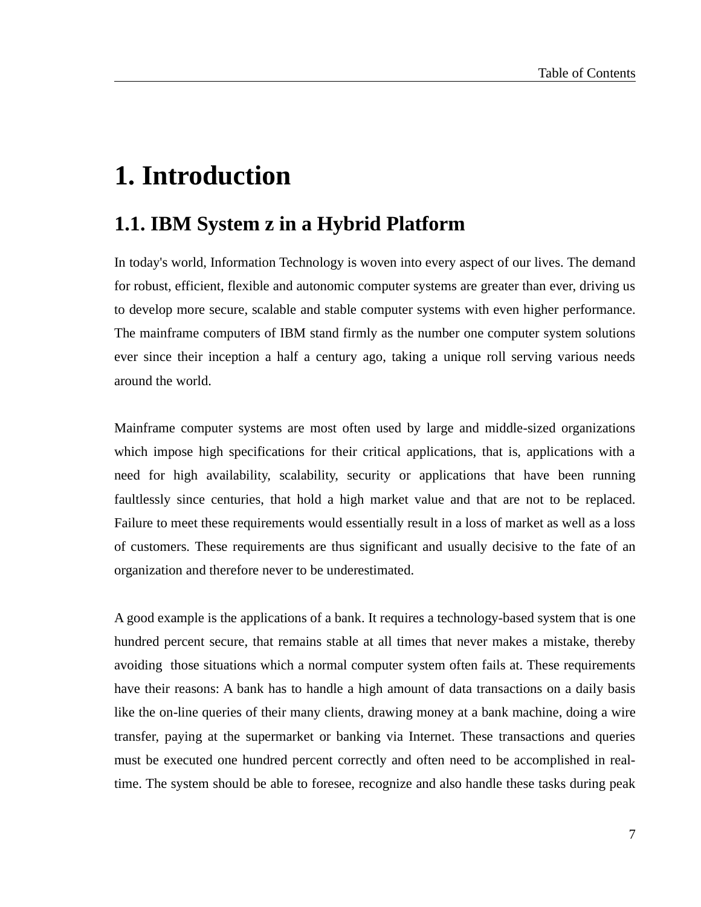# 1. Introduction

## 1.1. IBM System z in a Hybrid Platform

In today's world, Information Technology is woven into every aspect of our lives. The demand for robust, efficient, flexible and autonomic computer systems are greater than ever, driving us to develop more secure, scalable and stable computer systems with even higher performance. The mainframe computers of IBM stand firmly as the number one computer system solutions ever since their inception a half a century ago, taking a unique roll serving various needs around the world.

Mainframe computer systems are most often used by large and middle-sized organizations which impose high specifications for their critical applications, that is, applications with a need for high availability, scalability, security or applications that have been running faultlessly since centuries, that hold a high market value and that are not to be replaced. Failure to meet these requirements would essentially result in a loss of market as well as a loss of customers. These requirements are thus significant and usually decisive to the fate of an organization and therefore never to be underestimated.

A good example is the applications of a bank. It requires a technology-based system that is one hundred percent secure, that remains stable at all times that never makes a mistake, thereby avoiding those situations which a normal computer system often fails at. These requirements have their reasons: A bank has to handle a high amount of data transactions on a daily basis like the on-line queries of their many clients, drawing money at a bank machine, doing a wire transfer, paying at the supermarket or banking via Internet. These transactions and queries must be executed one hundred percent correctly and often need to be accomplished in real-time. The system should be able to foresee, recognize and also handle these tasks during peak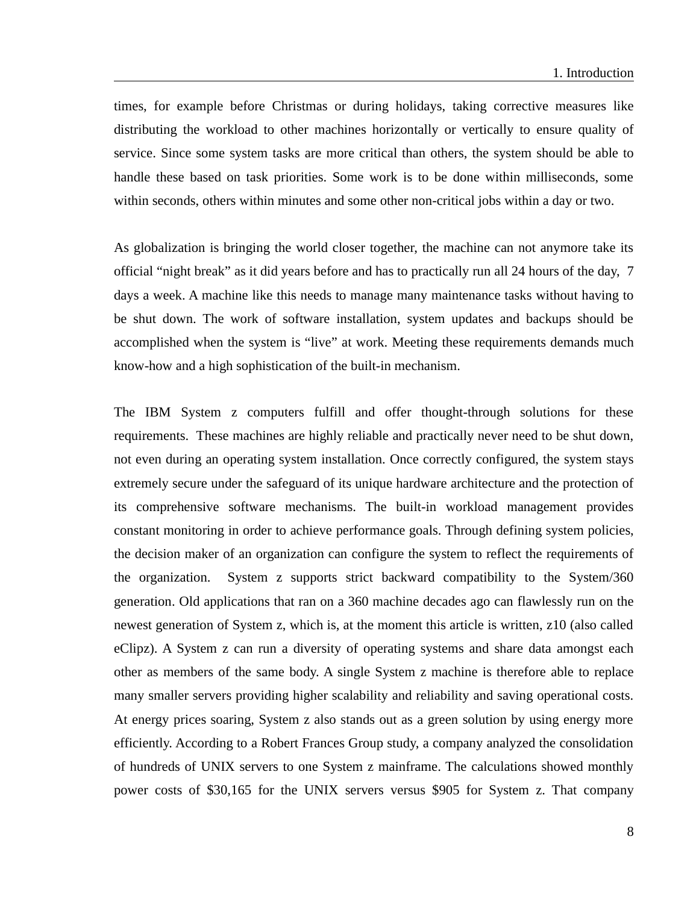times, for example before Christmas or during holidays, taking corrective measures like distributing the workload to other machines horizontally or vertically to ensure quality of service. Since some system tasks are more critical than others, the system should be able to handle these based on task priorities. Some work is to be done within milliseconds, some within seconds, others within minutes and some other non-critical jobs within a day or two.

As globalization is bringing the world closer together, the machine can not anymore take its official "night break" as it did years before and has to practically run all 24 hours of the day, 7 days a week. A machine like this needs to manage many maintenance tasks without having to be shut down. The work of software installation, system updates and backups should be accomplished when the system is "live" at work. Meeting these requirements demands much know-how and a high sophistication of the built-in mechanism.

The IBM System z computers fulfill and offer thought-through solutions for these requirements. These machines are highly reliable and practically never need to be shut down, not even during an operating system installation. Once correctly configured, the system stays extremely secure under the safeguard of its unique hardware architecture and the protection of its comprehensive software mechanisms. The built-in workload management provides constant monitoring in order to achieve performance goals. Through defining system policies, the decision maker of an organization can configure the system to reflect the requirements of the organization. System z supports strict backward compatibility to the System/360 generation. Old applications that ran on a 360 machine decades ago can flawlessly run on the newest generation of System z, which is, at the moment this article is written, z10 (also called eClipz). A System z can run a diversity of operating systems and share data amongst each other as members of the same body. A single System z machine is therefore able to replace many smaller servers providing higher scalability and reliability and saving operational costs. At energy prices soaring, System z also stands out as a green solution by using energy more efficiently. According to a Robert Frances Group study, a company analyzed the consolidation of hundreds of UNIX servers to one System z mainframe. The calculations showed monthly power costs of $30,165 for the UNIX servers versus $905 for System z. That company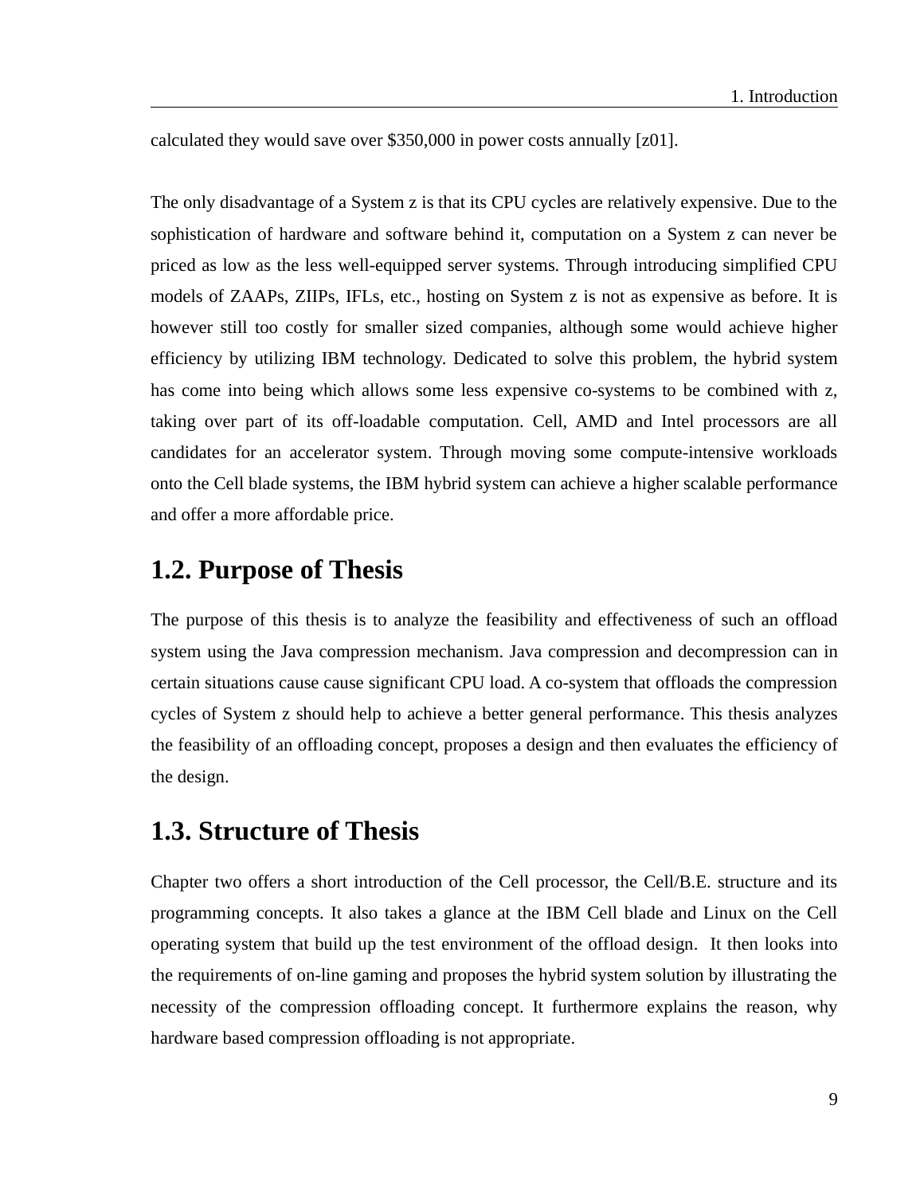calculated they would save over $350,000 in power costs annually [z01].

The only disadvantage of a System z is that its CPU cycles are relatively expensive. Due to the sophistication of hardware and software behind it, computation on a System z can never be priced as low as the less well-equipped server systems. Through introducing simplified CPU models of ZAAPs, ZIIPs, IFLs, etc., hosting on System z is not as expensive as before. It is however still too costly for smaller sized companies, although some would achieve higher efficiency by utilizing IBM technology. Dedicated to solve this problem, the hybrid system has come into being which allows some less expensive co-systems to be combined with z, taking over part of its off-loadable computation. Cell, AMD and Intel processors are all candidates for an accelerator system. Through moving some compute-intensive workloads onto the Cell blade systems, the IBM hybrid system can achieve a higher scalable performance and offer a more affordable price.

## 1.2. Purpose of Thesis

The purpose of this thesis is to analyze the feasibility and effectiveness of such an offload system using the Java compression mechanism. Java compression and decompression can in certain situations cause cause significant CPU load. A co-system that offloads the compression cycles of System z should help to achieve a better general performance. This thesis analyzes the feasibility of an offloading concept, proposes a design and then evaluates the efficiency of the design.

## 1.3. Structure of Thesis

Chapter two offers a short introduction of the Cell processor, the Cell/B.E. structure and its programming concepts. It also takes a glance at the IBM Cell blade and Linux on the Cell operating system that build up the test environment of the offload design. It then looks into the requirements of on-line gaming and proposes the hybrid system solution by illustrating the necessity of the compression offloading concept. It furthermore explains the reason, why hardware based compression offloading is not appropriate.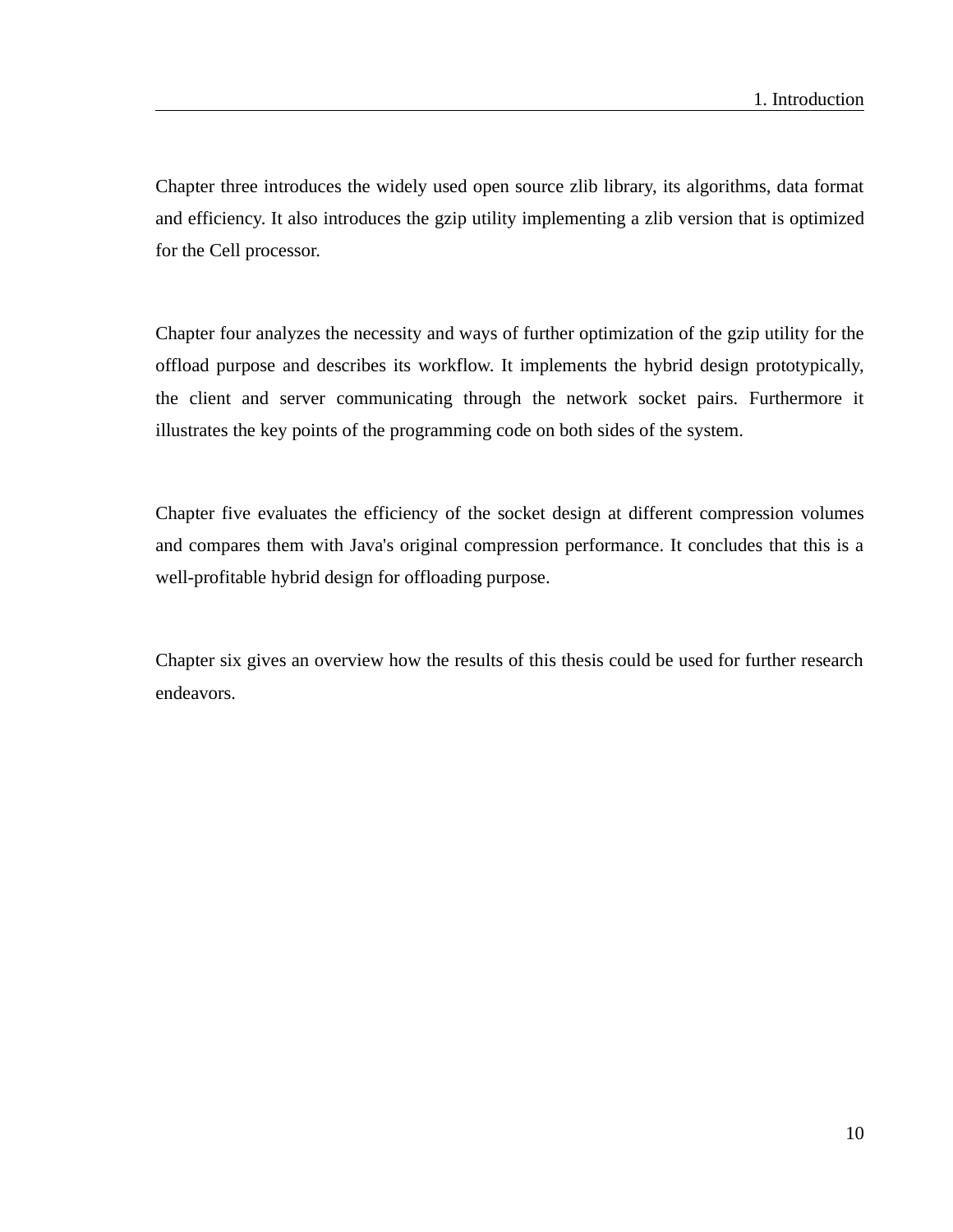Chapter three introduces the widely used open source zlib library, its algorithms, data format and efficiency. It also introduces the gzip utility implementing a zlib version that is optimized for the Cell processor.

Chapter four analyzes the necessity and ways of further optimization of the gzip utility for the offload purpose and describes its workflow. It implements the hybrid design prototypically, the client and server communicating through the network socket pairs. Furthermore it illustrates the key points of the programming code on both sides of the system.

Chapter five evaluates the efficiency of the socket design at different compression volumes and compares them with Java's original compression performance. It concludes that this is a well-profitable hybrid design for offloading purpose.

Chapter six gives an overview how the results of this thesis could be used for further research endeavors.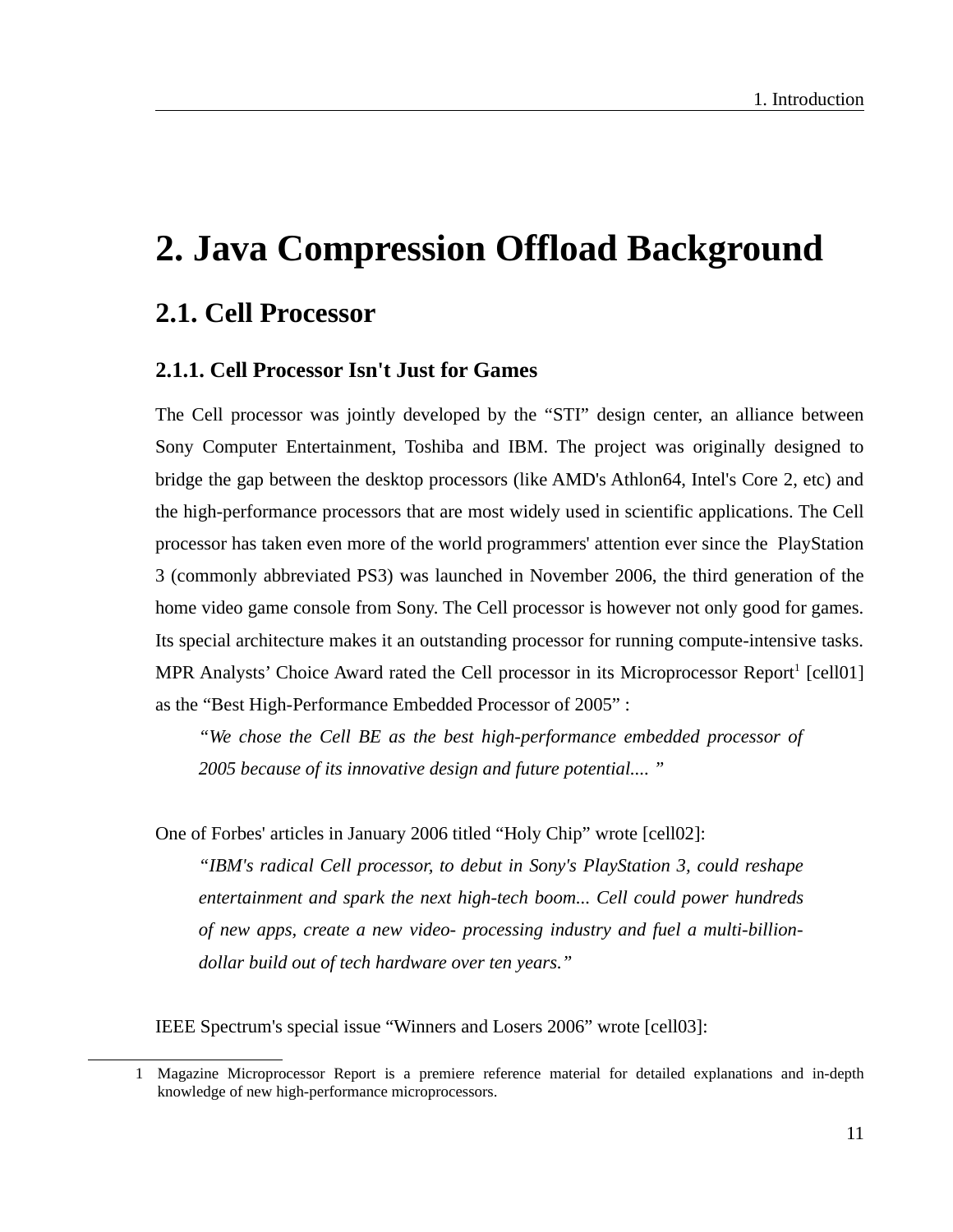# 2. Java Compression Offload Background

## 2.1. Cell Processor

### 2.1.1. Cell Processor Isn't Just for Games

The Cell processor was jointly developed by the “STI” design center, an alliance between Sony Computer Entertainment, Toshiba and IBM. The project was originally designed to bridge the gap between the desktop processors (like AMD's Athlon64, Intel's Core 2, etc) and the high-performance processors that are most widely used in scientific applications. The Cell processor has taken even more of the world programmers' attention ever since the PlayStation 3 (commonly abbreviated PS3) was launched in November 2006, the third generation of the home video game console from Sony. The Cell processor is however not only good for games. Its special architecture makes it an outstanding processor for running compute-intensive tasks. MPR Analysts’ Choice Award rated the Cell processor in its Microprocessor Report[1] [cell01] as the “Best High-Performance Embedded Processor of 2005” :

> *“We chose the Cell BE as the best high-performance embedded processor of 2005 because of its innovative design and future potential.... ”*

One of Forbes' articles in January 2006 titled “Holy Chip” wrote [cell02]:

> *“IBM's radical Cell processor, to debut in Sony's PlayStation 3, could reshape entertainment and spark the next high-tech boom... Cell could power hundreds of new apps, create a new video- processing industry and fuel a multi-billion-dollar build out of tech hardware over ten years.”*

IEEE Spectrum's special issue “Winners and Losers 2006” wrote [cell03]:

---

1 Magazine Microprocessor Report is a premiere reference material for detailed explanations and in-depth knowledge of new high-performance microprocessors.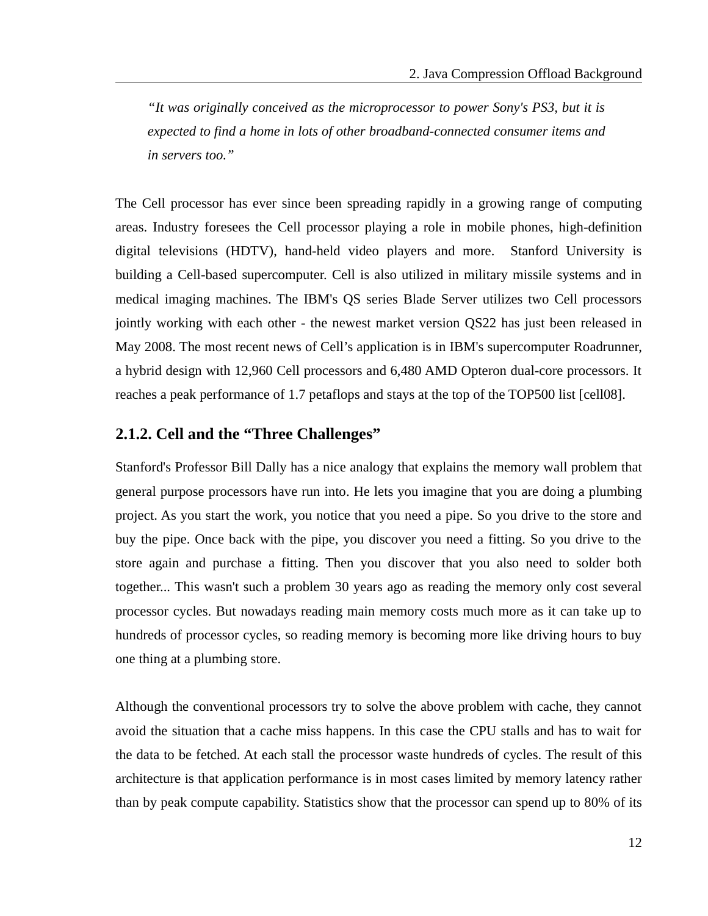> *"It was originally conceived as the microprocessor to power Sony's PS3, but it is expected to find a home in lots of other broadband-connected consumer items and in servers too."*

The Cell processor has ever since been spreading rapidly in a growing range of computing areas. Industry foresees the Cell processor playing a role in mobile phones, high-definition digital televisions (HDTV), hand-held video players and more. Stanford University is building a Cell-based supercomputer. Cell is also utilized in military missile systems and in medical imaging machines. The IBM's QS series Blade Server utilizes two Cell processors jointly working with each other - the newest market version QS22 has just been released in May 2008. The most recent news of Cell's application is in IBM's supercomputer Roadrunner, a hybrid design with 12,960 Cell processors and 6,480 AMD Opteron dual-core processors. It reaches a peak performance of 1.7 petaflops and stays at the top of the TOP500 list [cell08].

### 2.1.2. Cell and the "Three Challenges"

Stanford's Professor Bill Dally has a nice analogy that explains the memory wall problem that general purpose processors have run into. He lets you imagine that you are doing a plumbing project. As you start the work, you notice that you need a pipe. So you drive to the store and buy the pipe. Once back with the pipe, you discover you need a fitting. So you drive to the store again and purchase a fitting. Then you discover that you also need to solder both together... This wasn't such a problem 30 years ago as reading the memory only cost several processor cycles. But nowadays reading main memory costs much more as it can take up to hundreds of processor cycles, so reading memory is becoming more like driving hours to buy one thing at a plumbing store.

Although the conventional processors try to solve the above problem with cache, they cannot avoid the situation that a cache miss happens. In this case the CPU stalls and has to wait for the data to be fetched. At each stall the processor waste hundreds of cycles. The result of this architecture is that application performance is in most cases limited by memory latency rather than by peak compute capability. Statistics show that the processor can spend up to 80% of its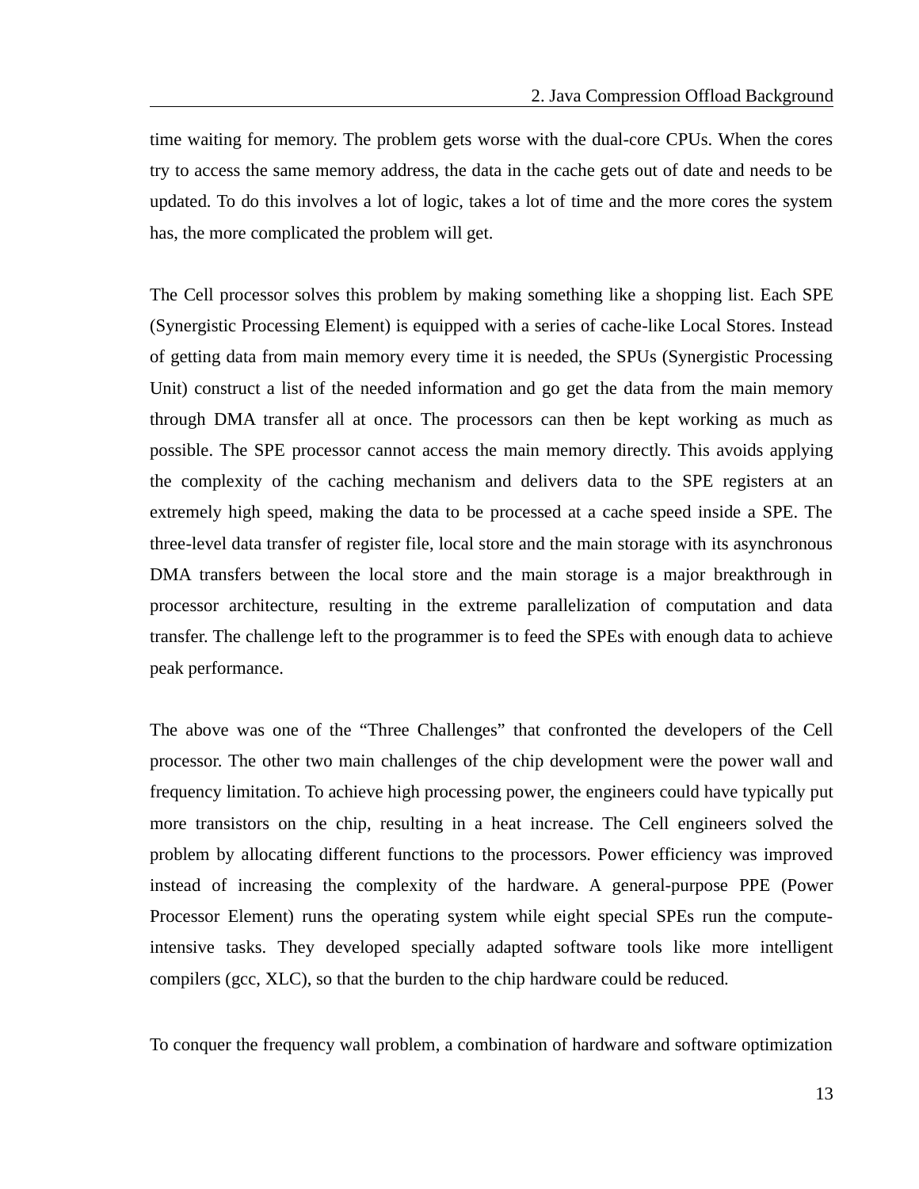time waiting for memory. The problem gets worse with the dual-core CPUs. When the cores try to access the same memory address, the data in the cache gets out of date and needs to be updated. To do this involves a lot of logic, takes a lot of time and the more cores the system has, the more complicated the problem will get.

The Cell processor solves this problem by making something like a shopping list. Each SPE (Synergistic Processing Element) is equipped with a series of cache-like Local Stores. Instead of getting data from main memory every time it is needed, the SPUs (Synergistic Processing Unit) construct a list of the needed information and go get the data from the main memory through DMA transfer all at once. The processors can then be kept working as much as possible. The SPE processor cannot access the main memory directly. This avoids applying the complexity of the caching mechanism and delivers data to the SPE registers at an extremely high speed, making the data to be processed at a cache speed inside a SPE. The three-level data transfer of register file, local store and the main storage with its asynchronous DMA transfers between the local store and the main storage is a major breakthrough in processor architecture, resulting in the extreme parallelization of computation and data transfer. The challenge left to the programmer is to feed the SPEs with enough data to achieve peak performance.

The above was one of the “Three Challenges” that confronted the developers of the Cell processor. The other two main challenges of the chip development were the power wall and frequency limitation. To achieve high processing power, the engineers could have typically put more transistors on the chip, resulting in a heat increase. The Cell engineers solved the problem by allocating different functions to the processors. Power efficiency was improved instead of increasing the complexity of the hardware. A general-purpose PPE (Power Processor Element) runs the operating system while eight special SPEs run the compute-intensive tasks. They developed specially adapted software tools like more intelligent compilers (gcc, XLC), so that the burden to the chip hardware could be reduced.

To conquer the frequency wall problem, a combination of hardware and software optimization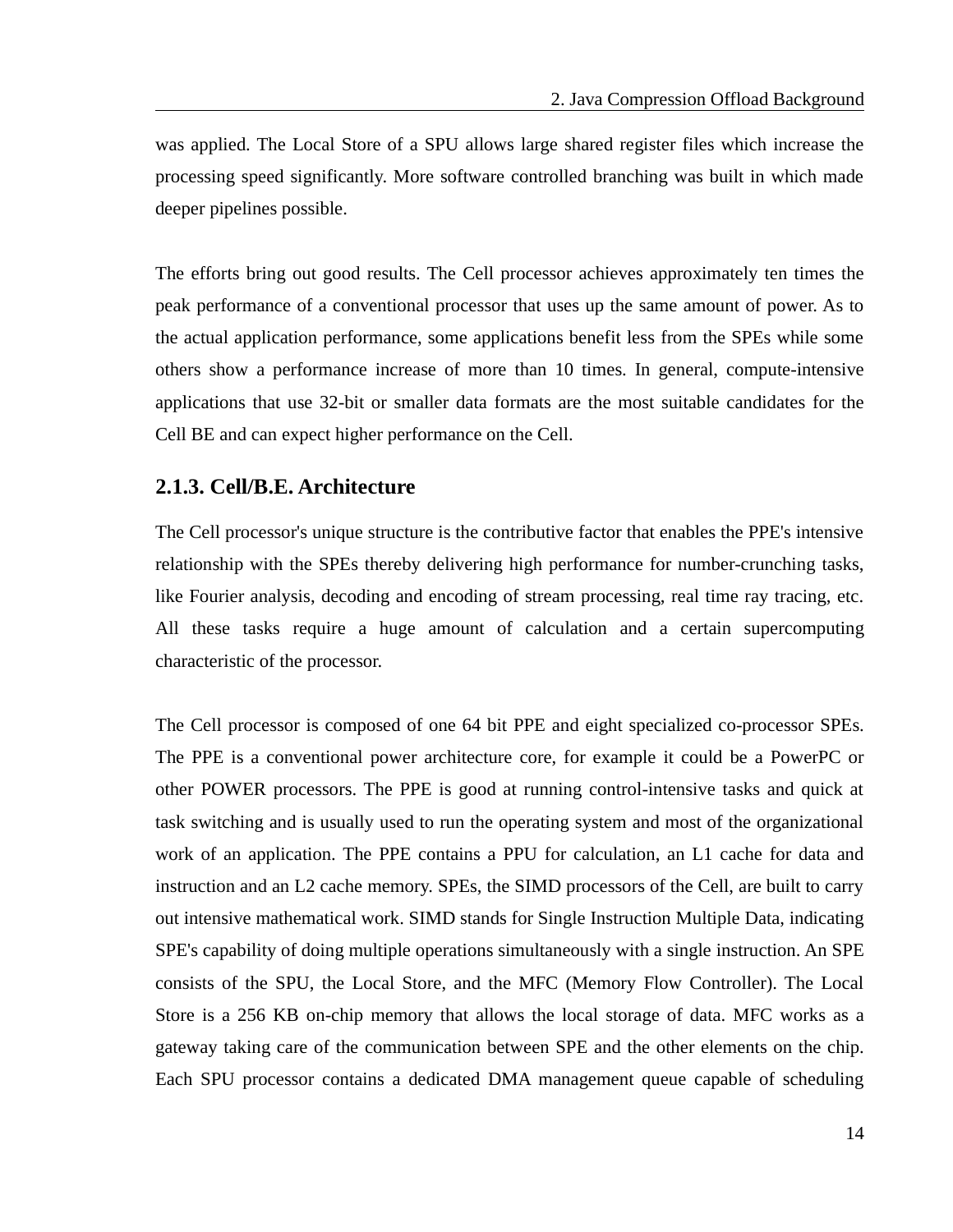was applied. The Local Store of a SPU allows large shared register files which increase the processing speed significantly. More software controlled branching was built in which made deeper pipelines possible.

The efforts bring out good results. The Cell processor achieves approximately ten times the peak performance of a conventional processor that uses up the same amount of power. As to the actual application performance, some applications benefit less from the SPEs while some others show a performance increase of more than 10 times. In general, compute-intensive applications that use 32-bit or smaller data formats are the most suitable candidates for the Cell BE and can expect higher performance on the Cell.

### 2.1.3. Cell/B.E. Architecture

The Cell processor's unique structure is the contributive factor that enables the PPE's intensive relationship with the SPEs thereby delivering high performance for number-crunching tasks, like Fourier analysis, decoding and encoding of stream processing, real time ray tracing, etc. All these tasks require a huge amount of calculation and a certain supercomputing characteristic of the processor.

The Cell processor is composed of one 64 bit PPE and eight specialized co-processor SPEs. The PPE is a conventional power architecture core, for example it could be a PowerPC or other POWER processors. The PPE is good at running control-intensive tasks and quick at task switching and is usually used to run the operating system and most of the organizational work of an application. The PPE contains a PPU for calculation, an L1 cache for data and instruction and an L2 cache memory. SPEs, the SIMD processors of the Cell, are built to carry out intensive mathematical work. SIMD stands for Single Instruction Multiple Data, indicating SPE's capability of doing multiple operations simultaneously with a single instruction. An SPE consists of the SPU, the Local Store, and the MFC (Memory Flow Controller). The Local Store is a 256 KB on-chip memory that allows the local storage of data. MFC works as a gateway taking care of the communication between SPE and the other elements on the chip. Each SPU processor contains a dedicated DMA management queue capable of scheduling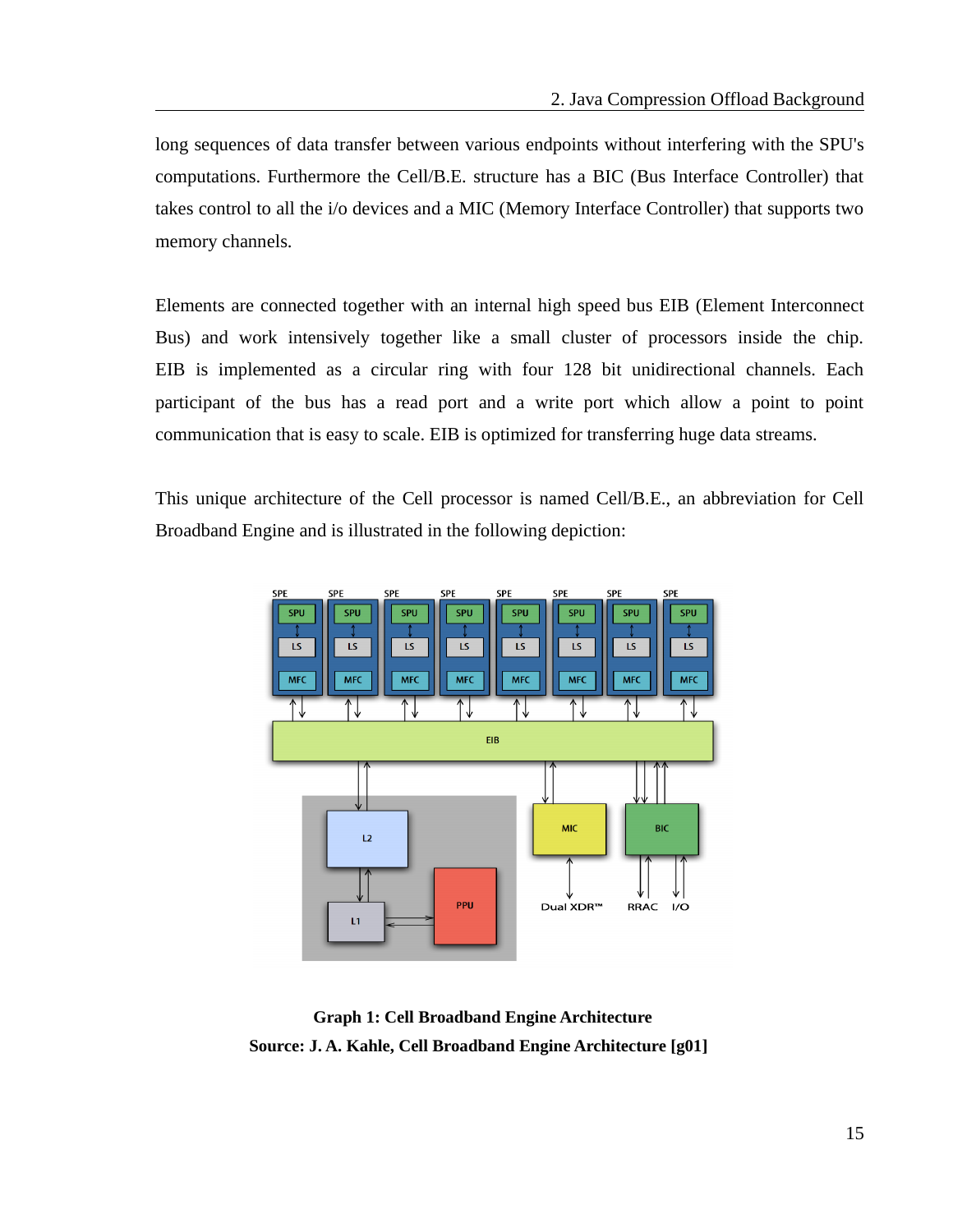long sequences of data transfer between various endpoints without interfering with the SPU's computations. Furthermore the Cell/B.E. structure has a BIC (Bus Interface Controller) that takes control to all the i/o devices and a MIC (Memory Interface Controller) that supports two memory channels.

Elements are connected together with an internal high speed bus EIB (Element Interconnect Bus) and work intensively together like a small cluster of processors inside the chip. EIB is implemented as a circular ring with four 128 bit unidirectional channels. Each participant of the bus has a read port and a write port which allow a point to point communication that is easy to scale. EIB is optimized for transferring huge data streams.

This unique architecture of the Cell processor is named Cell/B.E., an abbreviation for Cell Broadband Engine and is illustrated in the following depiction:

**Graph 1: Cell Broadband Engine Architecture**
**Source: J. A. Kahle, Cell Broadband Engine Architecture [g01]**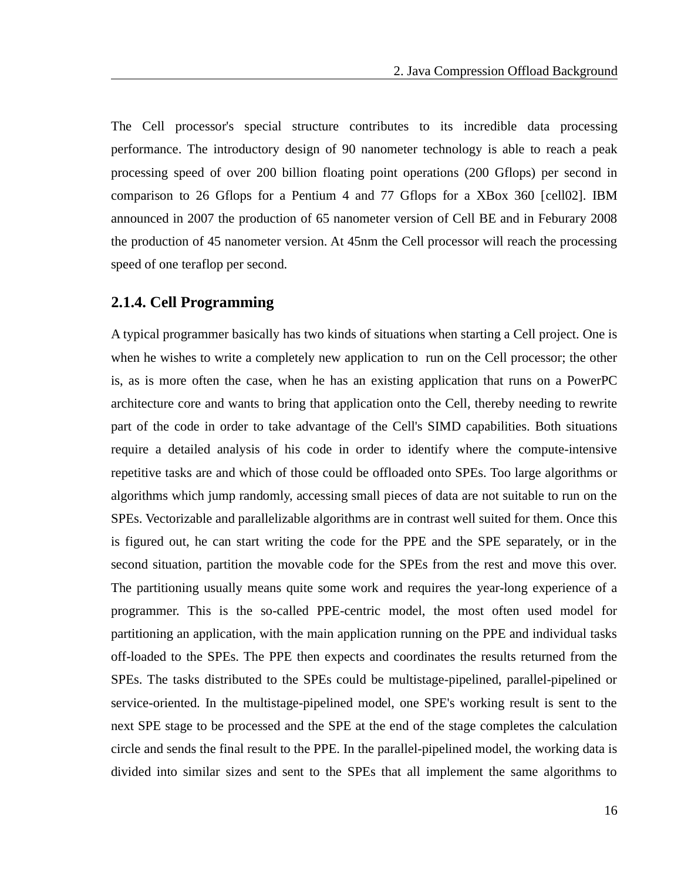The Cell processor's special structure contributes to its incredible data processing performance. The introductory design of 90 nanometer technology is able to reach a peak processing speed of over 200 billion floating point operations (200 Gflops) per second in comparison to 26 Gflops for a Pentium 4 and 77 Gflops for a XBox 360 [cell02]. IBM announced in 2007 the production of 65 nanometer version of Cell BE and in Feburary 2008 the production of 45 nanometer version. At 45nm the Cell processor will reach the processing speed of one teraflop per second.

### 2.1.4. Cell Programming

A typical programmer basically has two kinds of situations when starting a Cell project. One is when he wishes to write a completely new application to run on the Cell processor; the other is, as is more often the case, when he has an existing application that runs on a PowerPC architecture core and wants to bring that application onto the Cell, thereby needing to rewrite part of the code in order to take advantage of the Cell's SIMD capabilities. Both situations require a detailed analysis of his code in order to identify where the compute-intensive repetitive tasks are and which of those could be offloaded onto SPEs. Too large algorithms or algorithms which jump randomly, accessing small pieces of data are not suitable to run on the SPEs. Vectorizable and parallelizable algorithms are in contrast well suited for them. Once this is figured out, he can start writing the code for the PPE and the SPE separately, or in the second situation, partition the movable code for the SPEs from the rest and move this over. The partitioning usually means quite some work and requires the year-long experience of a programmer. This is the so-called PPE-centric model, the most often used model for partitioning an application, with the main application running on the PPE and individual tasks off-loaded to the SPEs. The PPE then expects and coordinates the results returned from the SPEs. The tasks distributed to the SPEs could be multistage-pipelined, parallel-pipelined or service-oriented. In the multistage-pipelined model, one SPE's working result is sent to the next SPE stage to be processed and the SPE at the end of the stage completes the calculation circle and sends the final result to the PPE. In the parallel-pipelined model, the working data is divided into similar sizes and sent to the SPEs that all implement the same algorithms to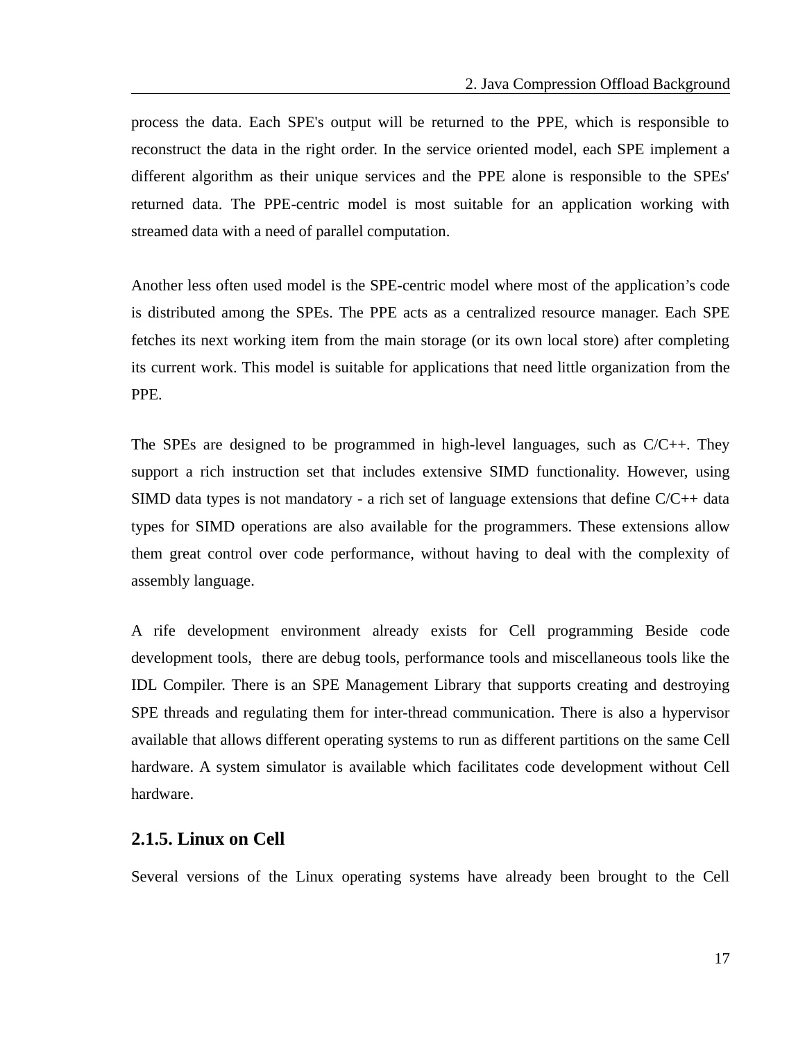process the data. Each SPE's output will be returned to the PPE, which is responsible to reconstruct the data in the right order. In the service oriented model, each SPE implement a different algorithm as their unique services and the PPE alone is responsible to the SPEs' returned data. The PPE-centric model is most suitable for an application working with streamed data with a need of parallel computation.

Another less often used model is the SPE-centric model where most of the application's code is distributed among the SPEs. The PPE acts as a centralized resource manager. Each SPE fetches its next working item from the main storage (or its own local store) after completing its current work. This model is suitable for applications that need little organization from the PPE.

The SPEs are designed to be programmed in high-level languages, such as C/C++. They support a rich instruction set that includes extensive SIMD functionality. However, using SIMD data types is not mandatory - a rich set of language extensions that define C/C++ data types for SIMD operations are also available for the programmers. These extensions allow them great control over code performance, without having to deal with the complexity of assembly language.

A rife development environment already exists for Cell programming Beside code development tools, there are debug tools, performance tools and miscellaneous tools like the IDL Compiler. There is an SPE Management Library that supports creating and destroying SPE threads and regulating them for inter-thread communication. There is also a hypervisor available that allows different operating systems to run as different partitions on the same Cell hardware. A system simulator is available which facilitates code development without Cell hardware.

### 2.1.5. Linux on Cell

Several versions of the Linux operating systems have already been brought to the Cell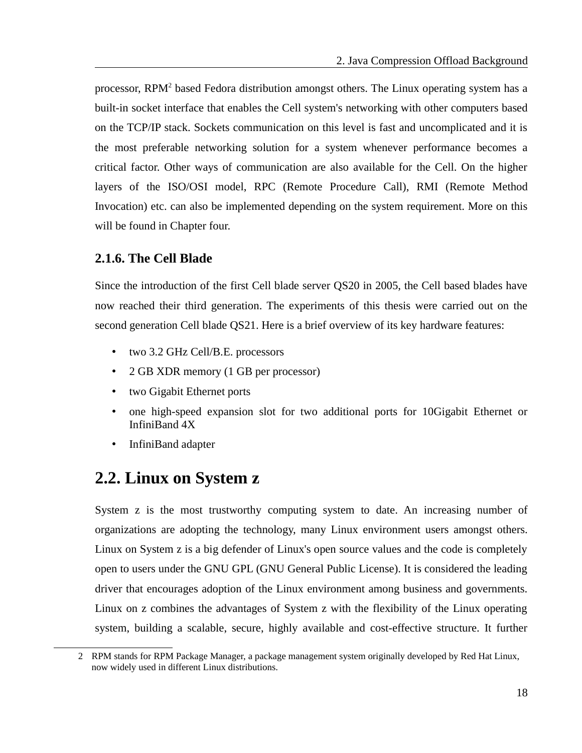processor, RPM[2] based Fedora distribution amongst others. The Linux operating system has a built-in socket interface that enables the Cell system's networking with other computers based on the TCP/IP stack. Sockets communication on this level is fast and uncomplicated and it is the most preferable networking solution for a system whenever performance becomes a critical factor. Other ways of communication are also available for the Cell. On the higher layers of the ISO/OSI model, RPC (Remote Procedure Call), RMI (Remote Method Invocation) etc. can also be implemented depending on the system requirement. More on this will be found in Chapter four.

### 2.1.6. The Cell Blade

Since the introduction of the first Cell blade server QS20 in 2005, the Cell based blades have now reached their third generation. The experiments of this thesis were carried out on the second generation Cell blade QS21. Here is a brief overview of its key hardware features:

- two 3.2 GHz Cell/B.E. processors
- 2 GB XDR memory (1 GB per processor)
- two Gigabit Ethernet ports
- one high-speed expansion slot for two additional ports for 10Gigabit Ethernet or InfiniBand 4X
- InfiniBand adapter

## 2.2. Linux on System z

System z is the most trustworthy computing system to date. An increasing number of organizations are adopting the technology, many Linux environment users amongst others. Linux on System z is a big defender of Linux's open source values and the code is completely open to users under the GNU GPL (GNU General Public License). It is considered the leading driver that encourages adoption of the Linux environment among business and governments. Linux on z combines the advantages of System z with the flexibility of the Linux operating system, building a scalable, secure, highly available and cost-effective structure. It further

[2] RPM stands for RPM Package Manager, a package management system originally developed by Red Hat Linux, now widely used in different Linux distributions.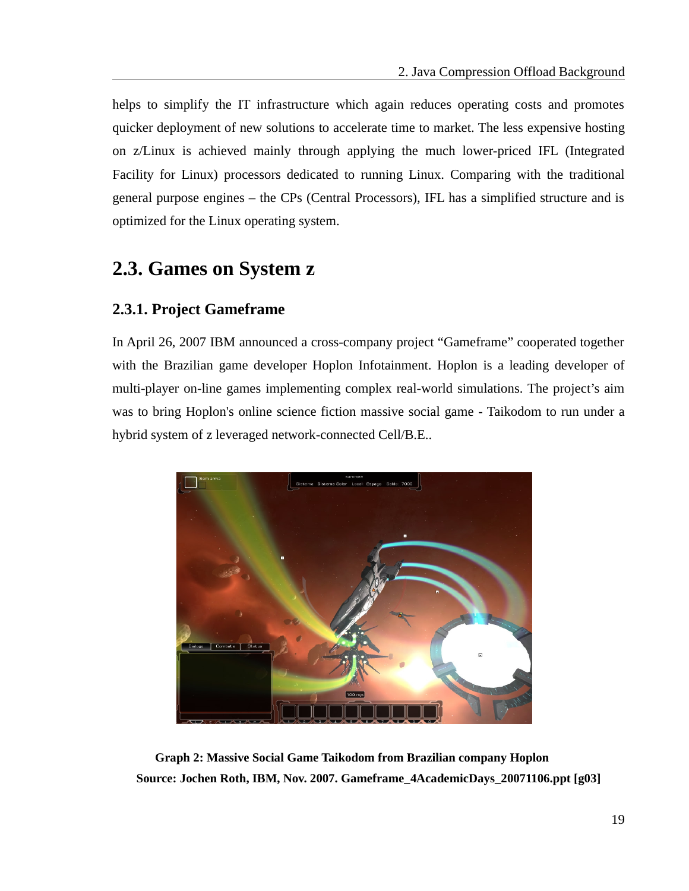helps to simplify the IT infrastructure which again reduces operating costs and promotes quicker deployment of new solutions to accelerate time to market. The less expensive hosting on z/Linux is achieved mainly through applying the much lower-priced IFL (Integrated Facility for Linux) processors dedicated to running Linux. Comparing with the traditional general purpose engines – the CPs (Central Processors), IFL has a simplified structure and is optimized for the Linux operating system.

## 2.3. Games on System z

### 2.3.1. Project Gameframe

In April 26, 2007 IBM announced a cross-company project "Gameframe" cooperated together with the Brazilian game developer Hoplon Infotainment. Hoplon is a leading developer of multi-player on-line games implementing complex real-world simulations. The project's aim was to bring Hoplon's online science fiction massive social game - Taikodom to run under a hybrid system of z leveraged network-connected Cell/B.E..

**Graph 2: Massive Social Game Taikodom from Brazilian company Hoplon**
**Source: Jochen Roth, IBM, Nov. 2007. Gameframe_4AcademicDays_20071106.ppt [g03]**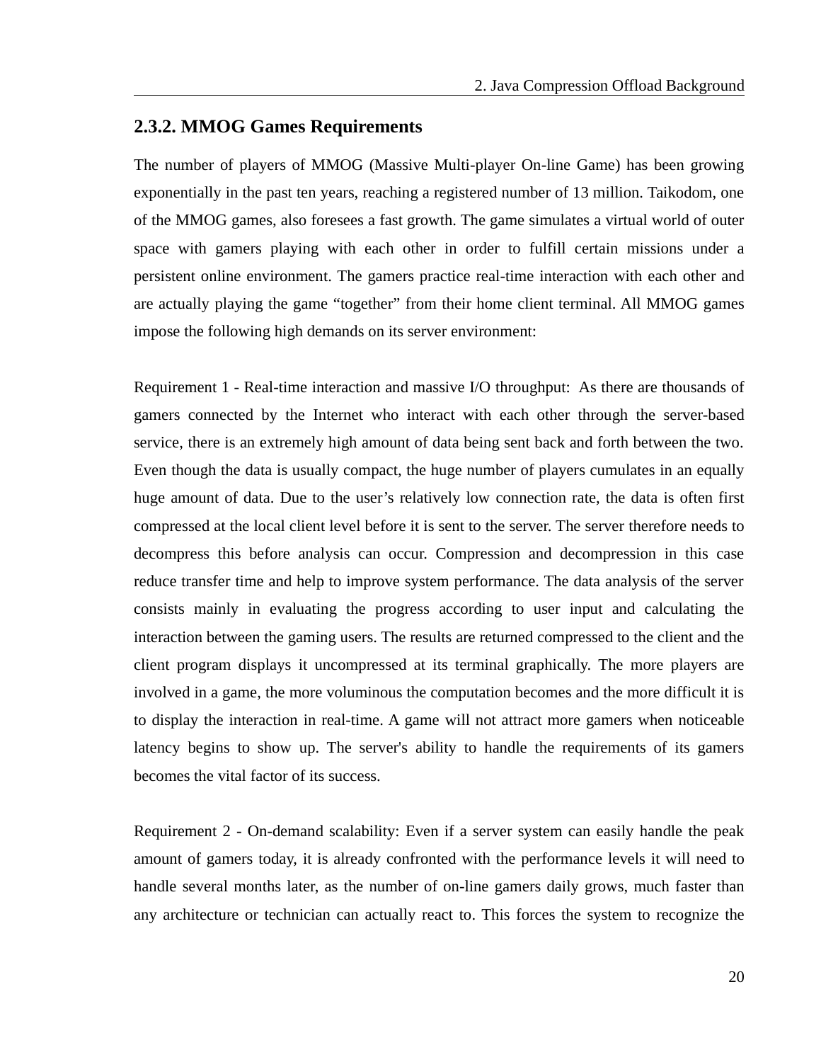### 2.3.2. MMOG Games Requirements

The number of players of MMOG (Massive Multi-player On-line Game) has been growing exponentially in the past ten years, reaching a registered number of 13 million. Taikodom, one of the MMOG games, also foresees a fast growth. The game simulates a virtual world of outer space with gamers playing with each other in order to fulfill certain missions under a persistent online environment. The gamers practice real-time interaction with each other and are actually playing the game "together" from their home client terminal. All MMOG games impose the following high demands on its server environment:

Requirement 1 - Real-time interaction and massive I/O throughput: As there are thousands of gamers connected by the Internet who interact with each other through the server-based service, there is an extremely high amount of data being sent back and forth between the two. Even though the data is usually compact, the huge number of players cumulates in an equally huge amount of data. Due to the user's relatively low connection rate, the data is often first compressed at the local client level before it is sent to the server. The server therefore needs to decompress this before analysis can occur. Compression and decompression in this case reduce transfer time and help to improve system performance. The data analysis of the server consists mainly in evaluating the progress according to user input and calculating the interaction between the gaming users. The results are returned compressed to the client and the client program displays it uncompressed at its terminal graphically. The more players are involved in a game, the more voluminous the computation becomes and the more difficult it is to display the interaction in real-time. A game will not attract more gamers when noticeable latency begins to show up. The server's ability to handle the requirements of its gamers becomes the vital factor of its success.

Requirement 2 - On-demand scalability: Even if a server system can easily handle the peak amount of gamers today, it is already confronted with the performance levels it will need to handle several months later, as the number of on-line gamers daily grows, much faster than any architecture or technician can actually react to. This forces the system to recognize the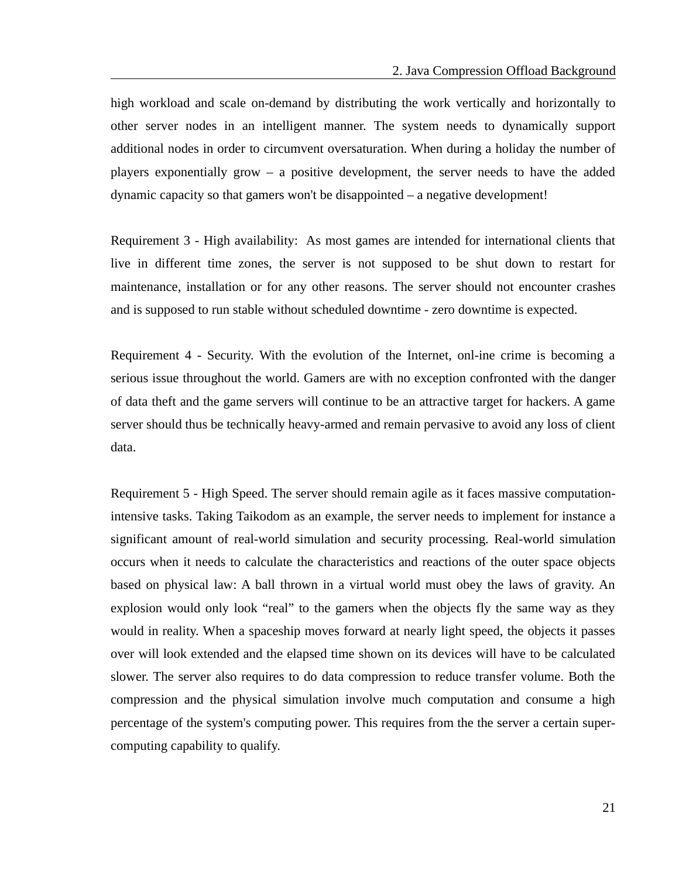high workload and scale on-demand by distributing the work vertically and horizontally to other server nodes in an intelligent manner. The system needs to dynamically support additional nodes in order to circumvent oversaturation. When during a holiday the number of players exponentially grow – a positive development, the server needs to have the added dynamic capacity so that gamers won't be disappointed – a negative development!

Requirement 3 - High availability:  As most games are intended for international clients that live in different time zones, the server is not supposed to be shut down to restart for maintenance, installation or for any other reasons. The server should not encounter crashes and is supposed to run stable without scheduled downtime - zero downtime is expected.

Requirement 4 - Security. With the evolution of the Internet, onl-ine crime is becoming a serious issue throughout the world. Gamers are with no exception confronted with the danger of data theft and the game servers will continue to be an attractive target for hackers. A game server should thus be technically heavy-armed and remain pervasive to avoid any loss of client data.

Requirement 5 - High Speed. The server should remain agile as it faces massive computation-intensive tasks. Taking Taikodom as an example, the server needs to implement for instance a significant amount of real-world simulation and security processing. Real-world simulation occurs when it needs to calculate the characteristics and reactions of the outer space objects based on physical law: A ball thrown in a virtual world must obey the laws of gravity. An explosion would only look “real” to the gamers when the objects fly the same way as they would in reality. When a spaceship moves forward at nearly light speed, the objects it passes over will look extended and the elapsed time shown on its devices will have to be calculated slower. The server also requires to do data compression to reduce transfer volume. Both the compression and the physical simulation involve much computation and consume a high percentage of the system's computing power. This requires from the the server a certain super-computing capability to qualify.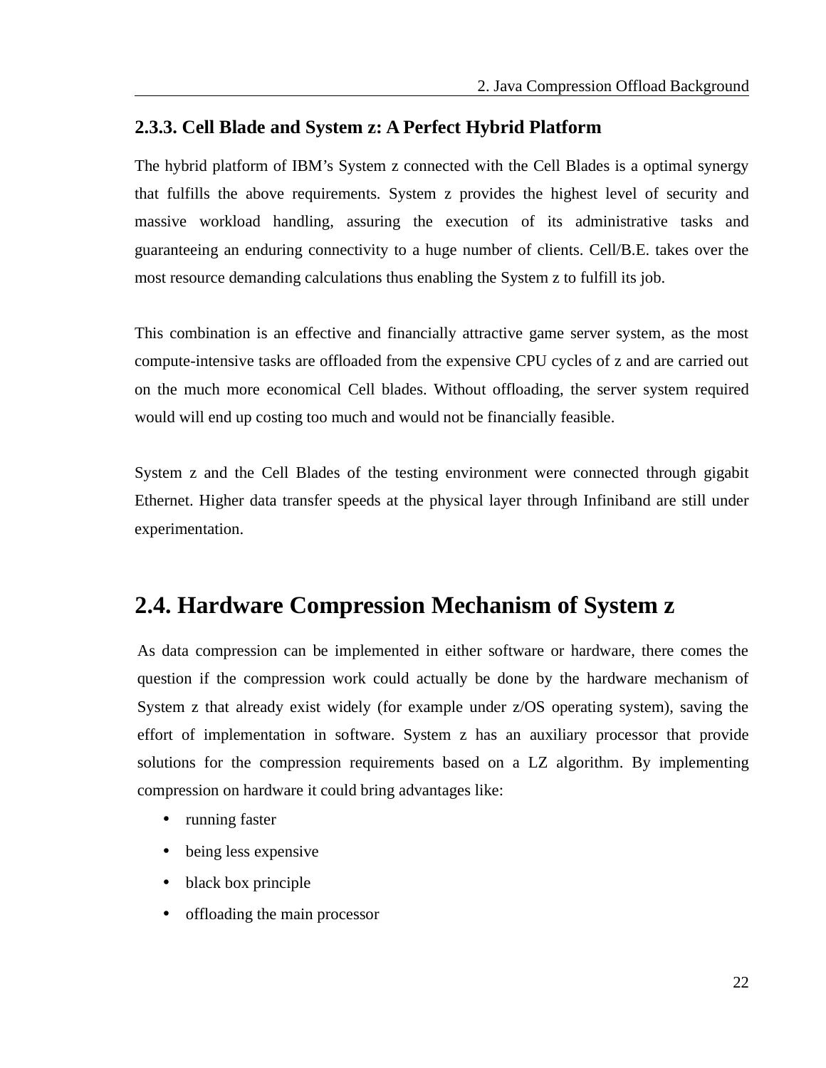### 2.3.3. Cell Blade and System z: A Perfect Hybrid Platform

The hybrid platform of IBM's System z connected with the Cell Blades is a optimal synergy that fulfills the above requirements. System z provides the highest level of security and massive workload handling, assuring the execution of its administrative tasks and guaranteeing an enduring connectivity to a huge number of clients. Cell/B.E. takes over the most resource demanding calculations thus enabling the System z to fulfill its job.

This combination is an effective and financially attractive game server system, as the most compute-intensive tasks are offloaded from the expensive CPU cycles of z and are carried out on the much more economical Cell blades. Without offloading, the server system required would will end up costing too much and would not be financially feasible.

System z and the Cell Blades of the testing environment were connected through gigabit Ethernet. Higher data transfer speeds at the physical layer through Infiniband are still under experimentation.

## 2.4. Hardware Compression Mechanism of System z

As data compression can be implemented in either software or hardware, there comes the question if the compression work could actually be done by the hardware mechanism of System z that already exist widely (for example under z/OS operating system), saving the effort of implementation in software. System z has an auxiliary processor that provide solutions for the compression requirements based on a LZ algorithm. By implementing compression on hardware it could bring advantages like:

- running faster
- being less expensive
- black box principle
- offloading the main processor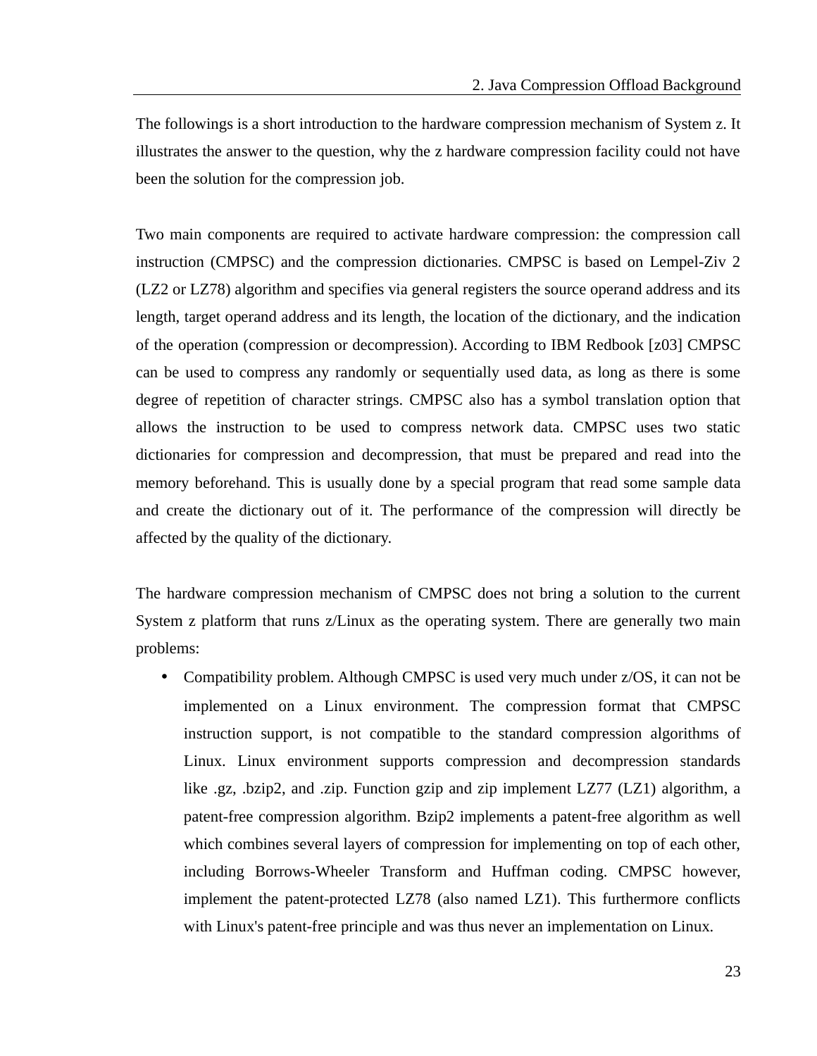The followings is a short introduction to the hardware compression mechanism of System z. It illustrates the answer to the question, why the z hardware compression facility could not have been the solution for the compression job.

Two main components are required to activate hardware compression: the compression call instruction (CMPSC) and the compression dictionaries. CMPSC is based on Lempel-Ziv 2 (LZ2 or LZ78) algorithm and specifies via general registers the source operand address and its length, target operand address and its length, the location of the dictionary, and the indication of the operation (compression or decompression). According to IBM Redbook [z03] CMPSC can be used to compress any randomly or sequentially used data, as long as there is some degree of repetition of character strings. CMPSC also has a symbol translation option that allows the instruction to be used to compress network data. CMPSC uses two static dictionaries for compression and decompression, that must be prepared and read into the memory beforehand. This is usually done by a special program that read some sample data and create the dictionary out of it. The performance of the compression will directly be affected by the quality of the dictionary.

The hardware compression mechanism of CMPSC does not bring a solution to the current System z platform that runs z/Linux as the operating system. There are generally two main problems:

- Compatibility problem. Although CMPSC is used very much under z/OS, it can not be implemented on a Linux environment. The compression format that CMPSC instruction support, is not compatible to the standard compression algorithms of Linux. Linux environment supports compression and decompression standards like .gz, .bzip2, and .zip. Function gzip and zip implement LZ77 (LZ1) algorithm, a patent-free compression algorithm. Bzip2 implements a patent-free algorithm as well which combines several layers of compression for implementing on top of each other, including Borrows-Wheeler Transform and Huffman coding. CMPSC however, implement the patent-protected LZ78 (also named LZ1). This furthermore conflicts with Linux's patent-free principle and was thus never an implementation on Linux.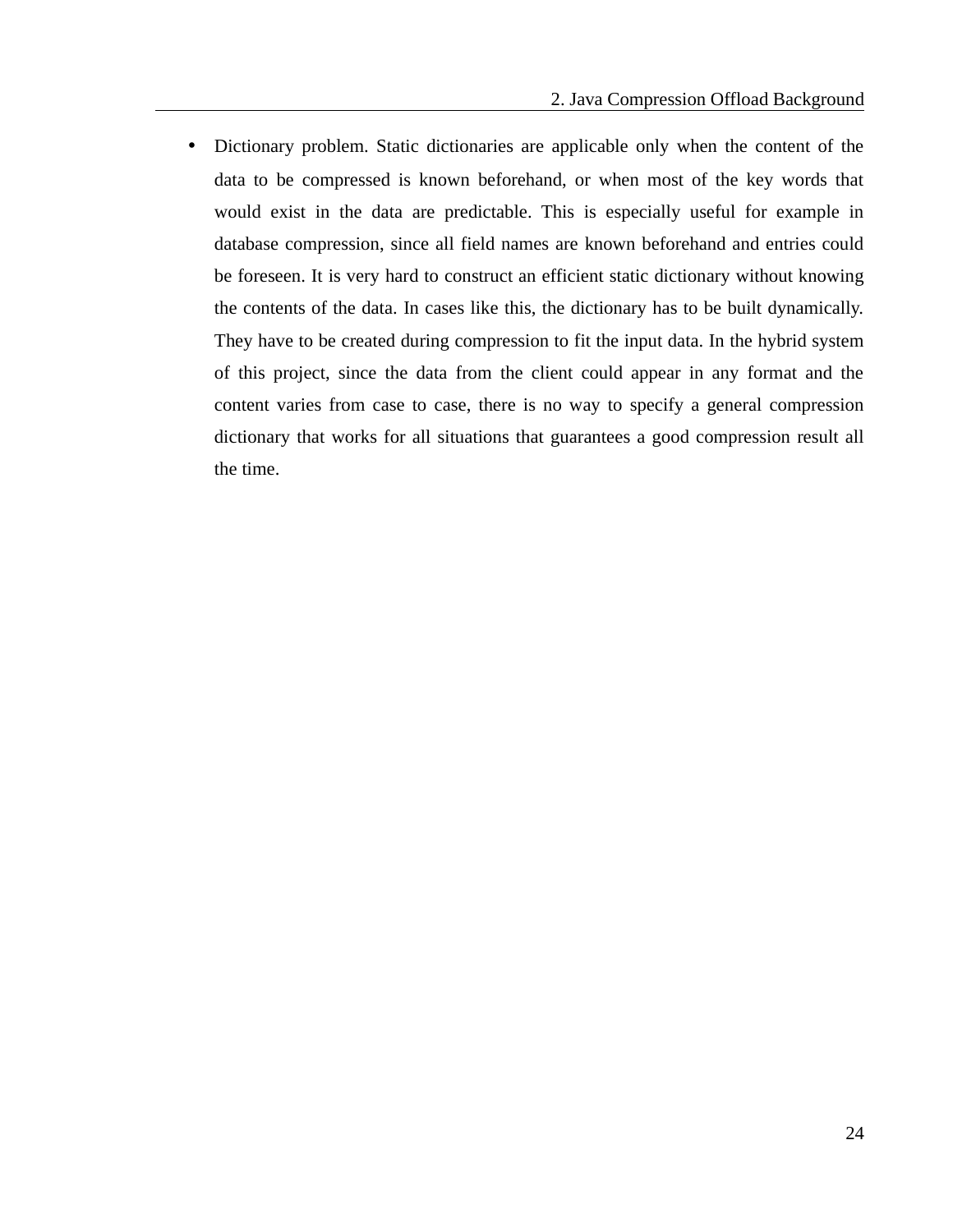- Dictionary problem. Static dictionaries are applicable only when the content of the data to be compressed is known beforehand, or when most of the key words that would exist in the data are predictable. This is especially useful for example in database compression, since all field names are known beforehand and entries could be foreseen. It is very hard to construct an efficient static dictionary without knowing the contents of the data. In cases like this, the dictionary has to be built dynamically. They have to be created during compression to fit the input data. In the hybrid system of this project, since the data from the client could appear in any format and the content varies from case to case, there is no way to specify a general compression dictionary that works for all situations that guarantees a good compression result all the time.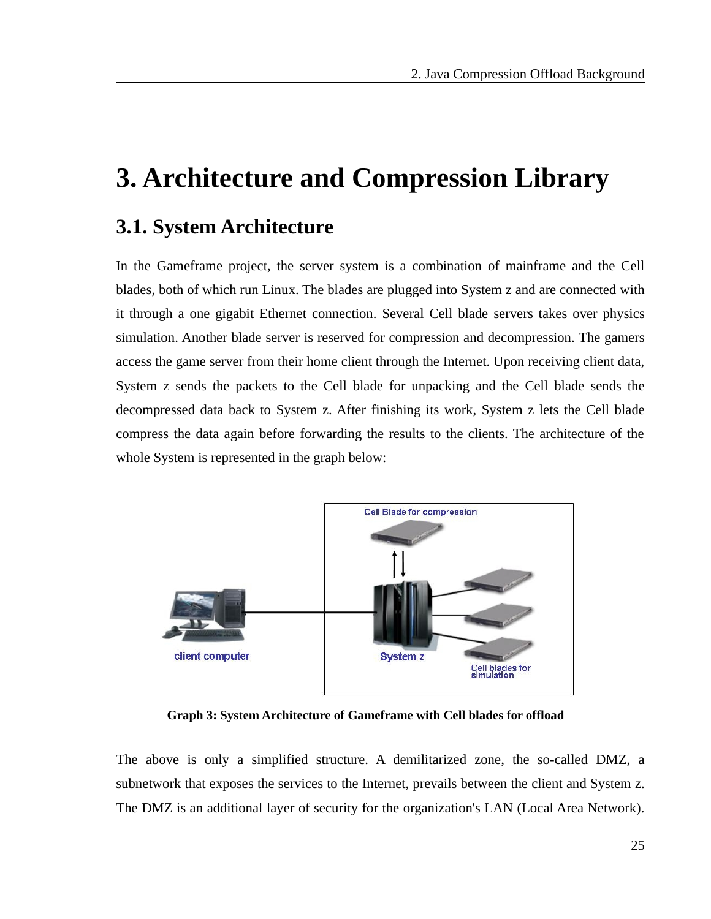# 3. Architecture and Compression Library

## 3.1. System Architecture

In the Gameframe project, the server system is a combination of mainframe and the Cell blades, both of which run Linux. The blades are plugged into System z and are connected with it through a one gigabit Ethernet connection. Several Cell blade servers takes over physics simulation. Another blade server is reserved for compression and decompression. The gamers access the game server from their home client through the Internet. Upon receiving client data, System z sends the packets to the Cell blade for unpacking and the Cell blade sends the decompressed data back to System z. After finishing its work, System z lets the Cell blade compress the data again before forwarding the results to the clients. The architecture of the whole System is represented in the graph below:

**Graph 3: System Architecture of Gameframe with Cell blades for offload**

The above is only a simplified structure. A demilitarized zone, the so-called DMZ, a subnetwork that exposes the services to the Internet, prevails between the client and System z. The DMZ is an additional layer of security for the organization's LAN (Local Area Network).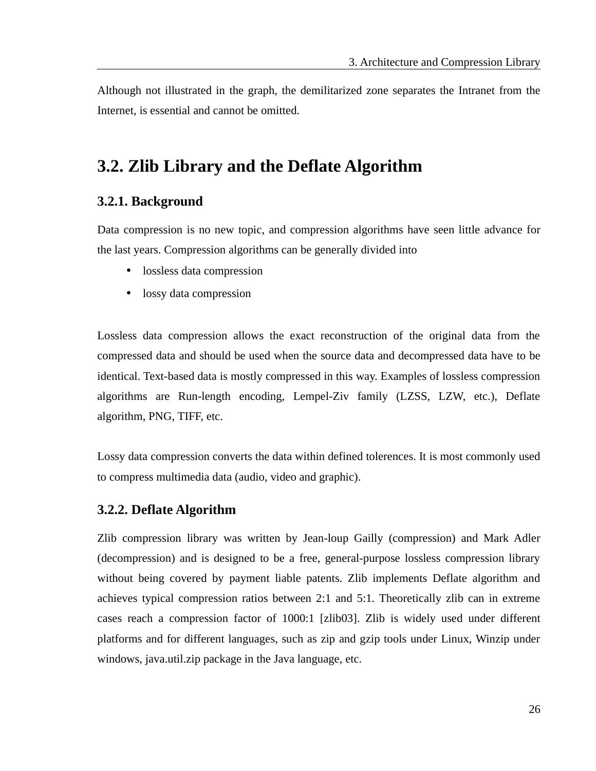Although not illustrated in the graph, the demilitarized zone separates the Intranet from the Internet, is essential and cannot be omitted.

## 3.2. Zlib Library and the Deflate Algorithm

### 3.2.1. Background

Data compression is no new topic, and compression algorithms have seen little advance for the last years. Compression algorithms can be generally divided into

- lossless data compression
- lossy data compression

Lossless data compression allows the exact reconstruction of the original data from the compressed data and should be used when the source data and decompressed data have to be identical. Text-based data is mostly compressed in this way. Examples of lossless compression algorithms are Run-length encoding, Lempel-Ziv family (LZSS, LZW, etc.), Deflate algorithm, PNG, TIFF, etc.

Lossy data compression converts the data within defined tolerences. It is most commonly used to compress multimedia data (audio, video and graphic).

### 3.2.2. Deflate Algorithm

Zlib compression library was written by Jean-loup Gailly (compression) and Mark Adler (decompression) and is designed to be a free, general-purpose lossless compression library without being covered by payment liable patents. Zlib implements Deflate algorithm and achieves typical compression ratios between 2:1 and 5:1. Theoretically zlib can in extreme cases reach a compression factor of 1000:1 [zlib03]. Zlib is widely used under different platforms and for different languages, such as zip and gzip tools under Linux, Winzip under windows, java.util.zip package in the Java language, etc.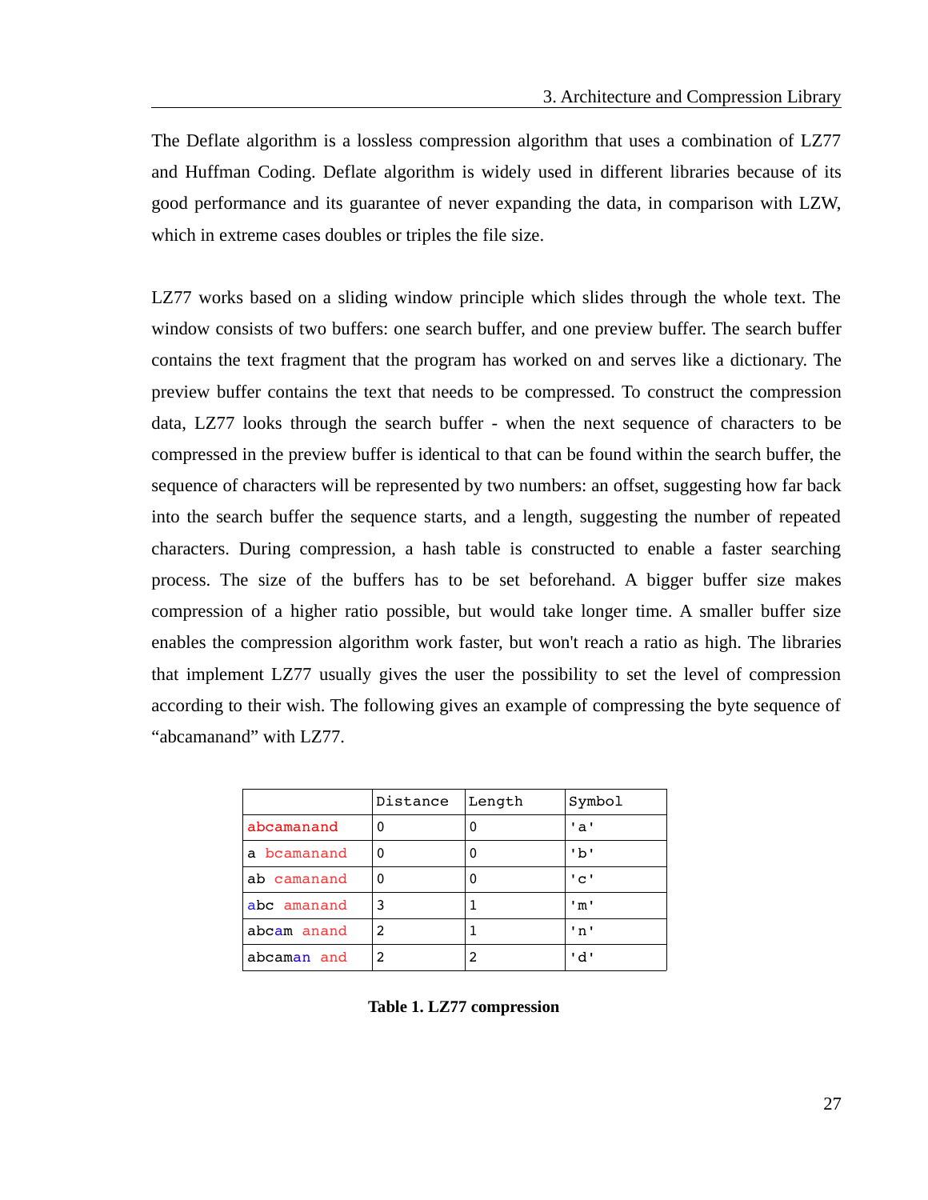The Deflate algorithm is a lossless compression algorithm that uses a combination of LZ77 and Huffman Coding. Deflate algorithm is widely used in different libraries because of its good performance and its guarantee of never expanding the data, in comparison with LZW, which in extreme cases doubles or triples the file size.

LZ77 works based on a sliding window principle which slides through the whole text. The window consists of two buffers: one search buffer, and one preview buffer. The search buffer contains the text fragment that the program has worked on and serves like a dictionary. The preview buffer contains the text that needs to be compressed. To construct the compression data, LZ77 looks through the search buffer - when the next sequence of characters to be compressed in the preview buffer is identical to that can be found within the search buffer, the sequence of characters will be represented by two numbers: an offset, suggesting how far back into the search buffer the sequence starts, and a length, suggesting the number of repeated characters. During compression, a hash table is constructed to enable a faster searching process. The size of the buffers has to be set beforehand. A bigger buffer size makes compression of a higher ratio possible, but would take longer time. A smaller buffer size enables the compression algorithm work faster, but won't reach a ratio as high. The libraries that implement LZ77 usually gives the user the possibility to set the level of compression according to their wish. The following gives an example of compressing the byte sequence of "abcamanand" with LZ77.

| | Distance | Length | Symbol |
|---|---|---|---|
| abcamanand | 0 | 0 | 'a' |
| a bcamanand | 0 | 0 | 'b' |
| ab camanand | 0 | 0 | 'c' |
| abc amanand | 3 | 1 | 'm' |
| abcam anand | 2 | 1 | 'n' |
| abcaman and | 2 | 2 | 'd' |

**Table 1. LZ77 compression**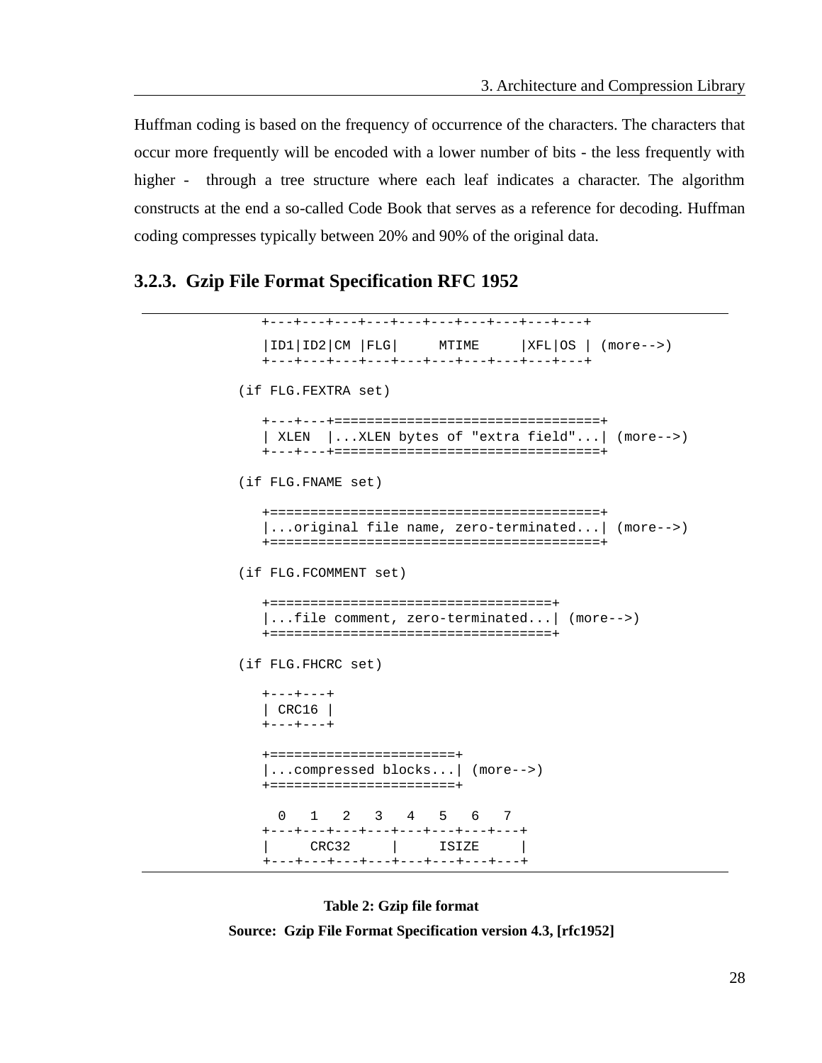Huffman coding is based on the frequency of occurrence of the characters. The characters that occur more frequently will be encoded with a lower number of bits - the less frequently with higher - through a tree structure where each leaf indicates a character. The algorithm constructs at the end a so-called Code Book that serves as a reference for decoding. Huffman coding compresses typically between 20% and 90% of the original data.

### 3.2.3. Gzip File Format Specification RFC 1952

```
   +---+---+---+---+---+---+---+---+---+---+
   |ID1|ID2|CM |FLG|     MTIME     |XFL|OS | (more-->)
   +---+---+---+---+---+---+---+---+---+---+

(if FLG.FEXTRA set)

   +---+---+=================================+
   | XLEN  |...XLEN bytes of "extra field"...| (more-->)
   +---+---+=================================+

(if FLG.FNAME set)

   +=========================================+
   |...original file name, zero-terminated...| (more-->)
   +=========================================+

(if FLG.FCOMMENT set)

   +===================================+
   |...file comment, zero-terminated...| (more-->)
   +===================================+

(if FLG.FHCRC set)

   +---+---+
   | CRC16 |
   +---+---+

   +=======================+
   |...compressed blocks...| (more-->)
   +=======================+

     0   1   2   3   4   5   6   7
   +---+---+---+---+---+---+---+---+
   |     CRC32     |     ISIZE     |
   +---+---+---+---+---+---+---+---+
```

**Table 2: Gzip file format**

**Source: Gzip File Format Specification version 4.3, [rfc1952]**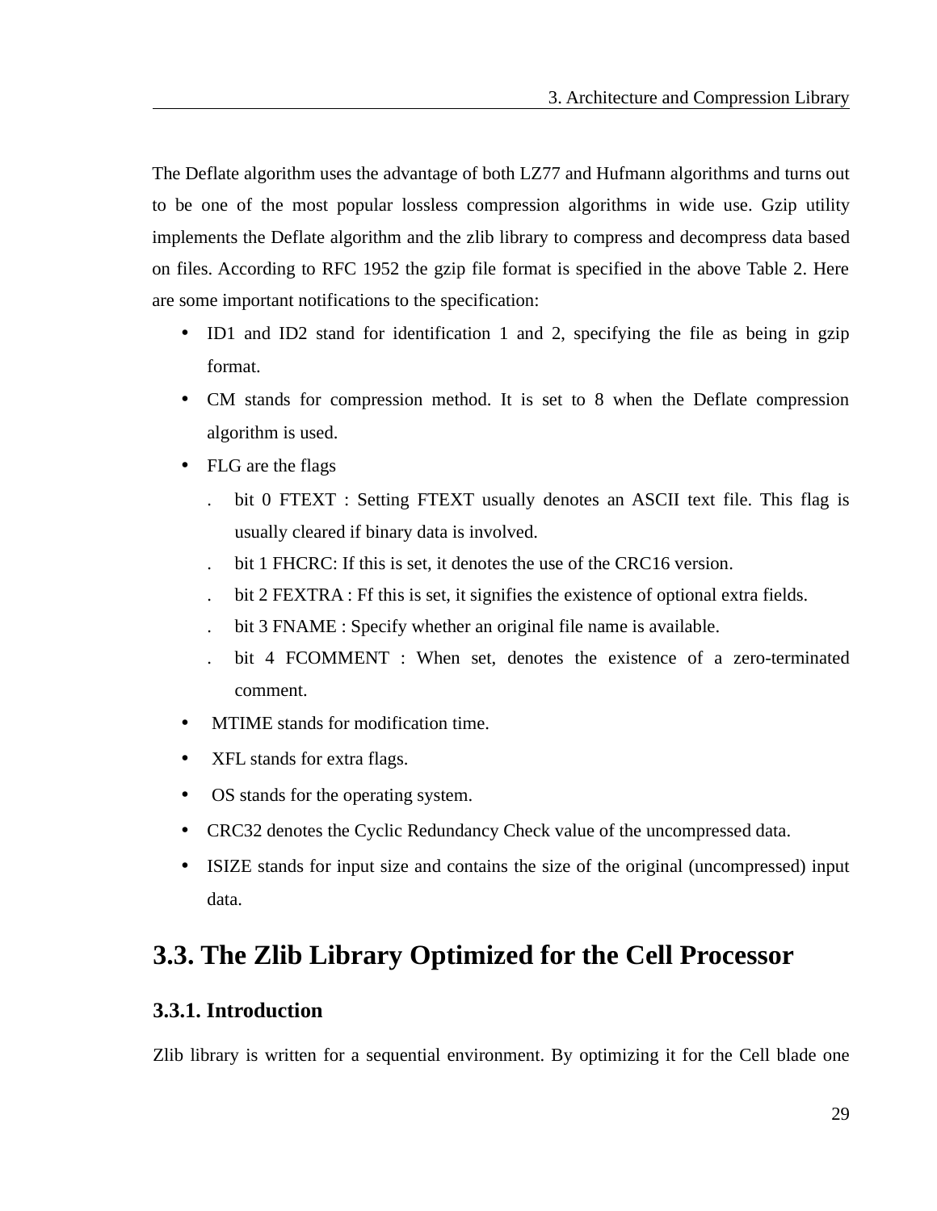The Deflate algorithm uses the advantage of both LZ77 and Hufmann algorithms and turns out to be one of the most popular lossless compression algorithms in wide use. Gzip utility implements the Deflate algorithm and the zlib library to compress and decompress data based on files. According to RFC 1952 the gzip file format is specified in the above Table 2. Here are some important notifications to the specification:

- ID1 and ID2 stand for identification 1 and 2, specifying the file as being in gzip format.
- CM stands for compression method. It is set to 8 when the Deflate compression algorithm is used.
- FLG are the flags
  - bit 0 FTEXT : Setting FTEXT usually denotes an ASCII text file. This flag is usually cleared if binary data is involved.
  - bit 1 FHCRC: If this is set, it denotes the use of the CRC16 version.
  - bit 2 FEXTRA : Ff this is set, it signifies the existence of optional extra fields.
  - bit 3 FNAME : Specify whether an original file name is available.
  - bit 4 FCOMMENT : When set, denotes the existence of a zero-terminated comment.
- MTIME stands for modification time.
- XFL stands for extra flags.
- OS stands for the operating system.
- CRC32 denotes the Cyclic Redundancy Check value of the uncompressed data.
- ISIZE stands for input size and contains the size of the original (uncompressed) input data.

## 3.3. The Zlib Library Optimized for the Cell Processor

### 3.3.1. Introduction

Zlib library is written for a sequential environment. By optimizing it for the Cell blade one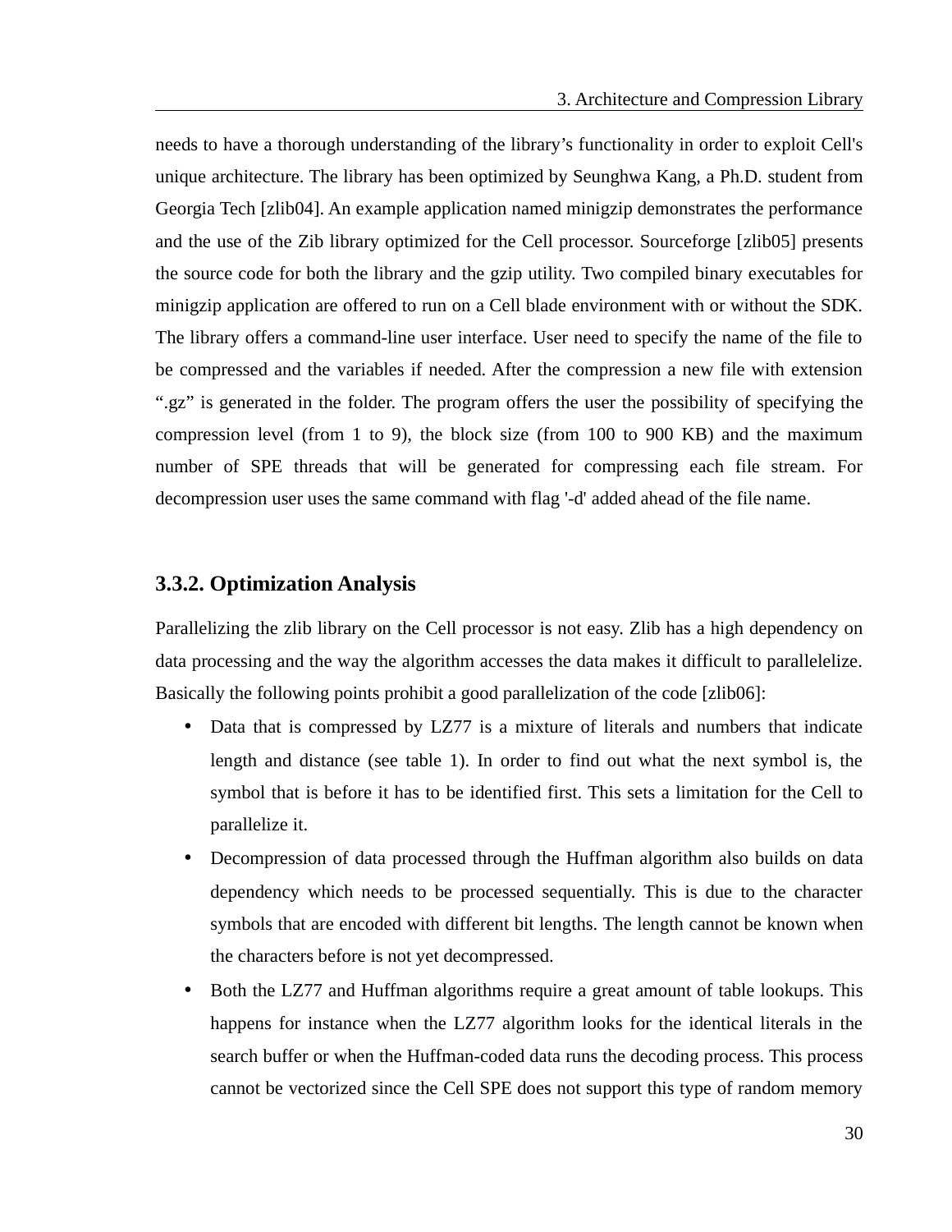needs to have a thorough understanding of the library's functionality in order to exploit Cell's unique architecture. The library has been optimized by Seunghwa Kang, a Ph.D. student from Georgia Tech [zlib04]. An example application named minigzip demonstrates the performance and the use of the Zib library optimized for the Cell processor. Sourceforge [zlib05] presents the source code for both the library and the gzip utility. Two compiled binary executables for minigzip application are offered to run on a Cell blade environment with or without the SDK. The library offers a command-line user interface. User need to specify the name of the file to be compressed and the variables if needed. After the compression a new file with extension ".gz" is generated in the folder. The program offers the user the possibility of specifying the compression level (from 1 to 9), the block size (from 100 to 900 KB) and the maximum number of SPE threads that will be generated for compressing each file stream. For decompression user uses the same command with flag '-d' added ahead of the file name.

### 3.3.2. Optimization Analysis

Parallelizing the zlib library on the Cell processor is not easy. Zlib has a high dependency on data processing and the way the algorithm accesses the data makes it difficult to parallelelize. Basically the following points prohibit a good parallelization of the code [zlib06]:

- Data that is compressed by LZ77 is a mixture of literals and numbers that indicate length and distance (see table 1). In order to find out what the next symbol is, the symbol that is before it has to be identified first. This sets a limitation for the Cell to parallelize it.
- Decompression of data processed through the Huffman algorithm also builds on data dependency which needs to be processed sequentially. This is due to the character symbols that are encoded with different bit lengths. The length cannot be known when the characters before is not yet decompressed.
- Both the LZ77 and Huffman algorithms require a great amount of table lookups. This happens for instance when the LZ77 algorithm looks for the identical literals in the search buffer or when the Huffman-coded data runs the decoding process. This process cannot be vectorized since the Cell SPE does not support this type of random memory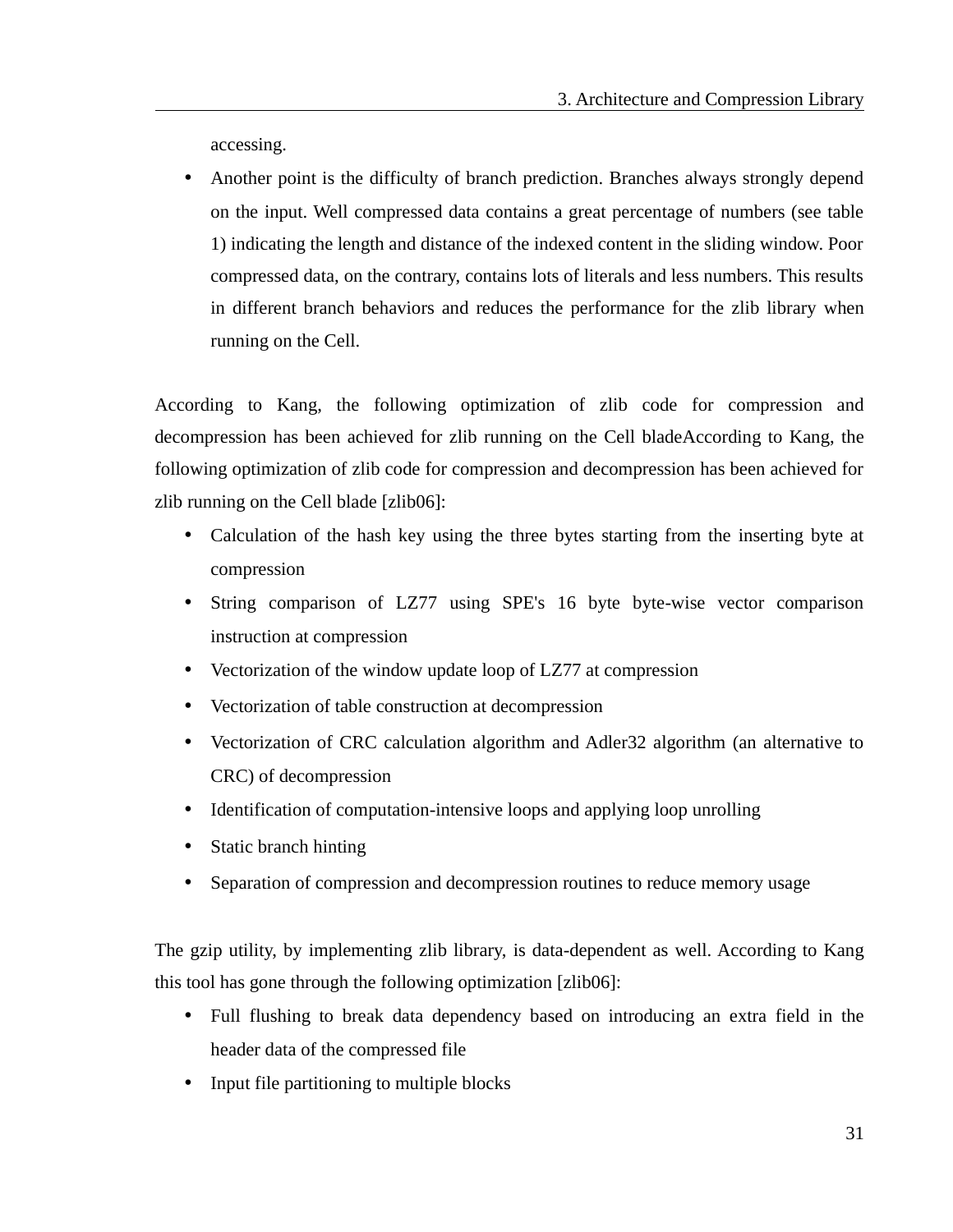accessing.

- Another point is the difficulty of branch prediction. Branches always strongly depend on the input. Well compressed data contains a great percentage of numbers (see table 1) indicating the length and distance of the indexed content in the sliding window. Poor compressed data, on the contrary, contains lots of literals and less numbers. This results in different branch behaviors and reduces the performance for the zlib library when running on the Cell.

According to Kang, the following optimization of zlib code for compression and decompression has been achieved for zlib running on the Cell bladeAccording to Kang, the following optimization of zlib code for compression and decompression has been achieved for zlib running on the Cell blade [zlib06]:

- Calculation of the hash key using the three bytes starting from the inserting byte at compression
- String comparison of LZ77 using SPE's 16 byte byte-wise vector comparison instruction at compression
- Vectorization of the window update loop of LZ77 at compression
- Vectorization of table construction at decompression
- Vectorization of CRC calculation algorithm and Adler32 algorithm (an alternative to CRC) of decompression
- Identification of computation-intensive loops and applying loop unrolling
- Static branch hinting
- Separation of compression and decompression routines to reduce memory usage

The gzip utility, by implementing zlib library, is data-dependent as well. According to Kang this tool has gone through the following optimization [zlib06]:

- Full flushing to break data dependency based on introducing an extra field in the header data of the compressed file
- Input file partitioning to multiple blocks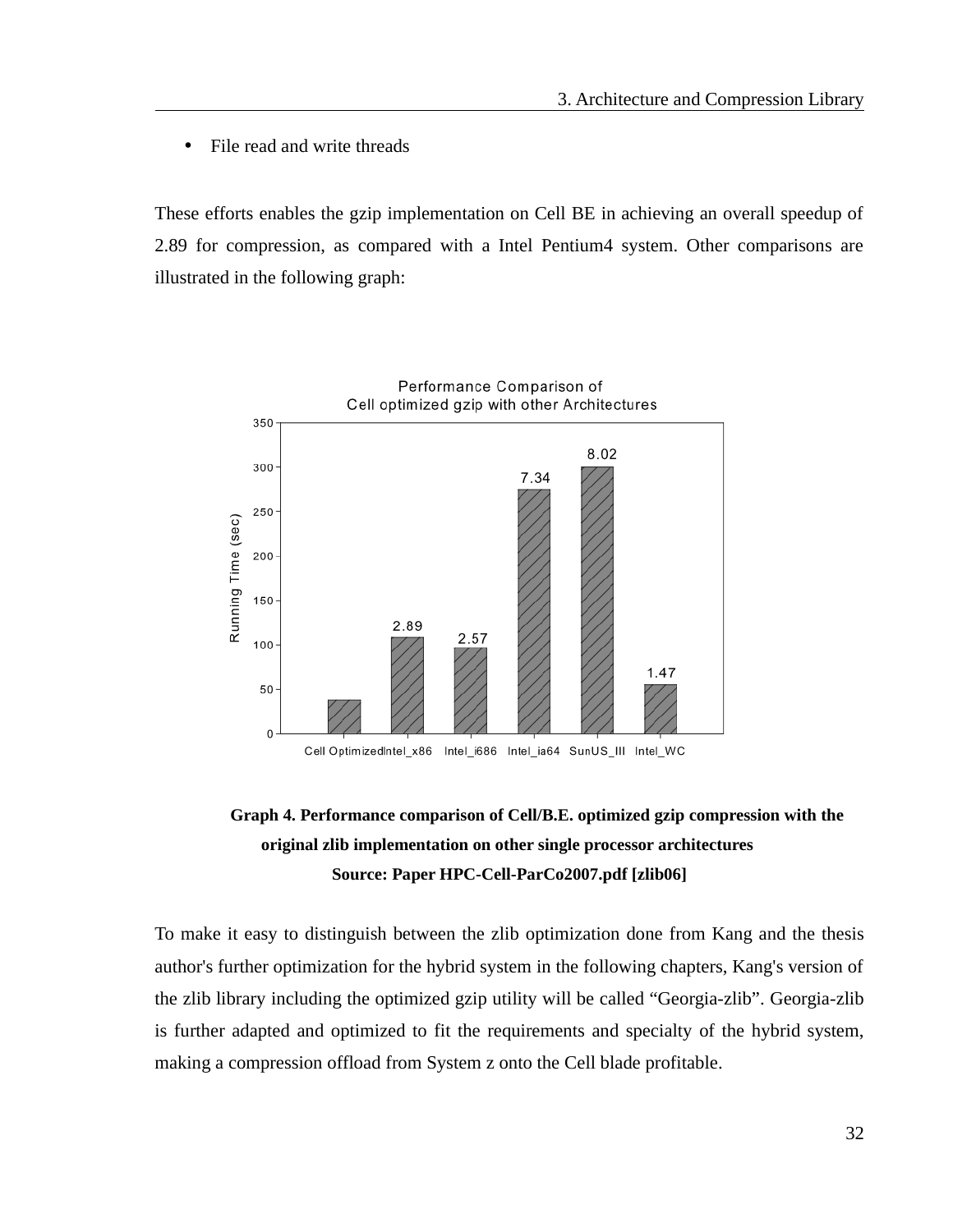- File read and write threads

These efforts enables the gzip implementation on Cell BE in achieving an overall speedup of 2.89 for compression, as compared with a Intel Pentium4 system. Other comparisons are illustrated in the following graph:

**Graph 4. Performance comparison of Cell/B.E. optimized gzip compression with the original zlib implementation on other single processor architectures**

**Source: Paper HPC-Cell-ParCo2007.pdf [zlib06]**

To make it easy to distinguish between the zlib optimization done from Kang and the thesis author's further optimization for the hybrid system in the following chapters, Kang's version of the zlib library including the optimized gzip utility will be called “Georgia-zlib”. Georgia-zlib is further adapted and optimized to fit the requirements and specialty of the hybrid system, making a compression offload from System z onto the Cell blade profitable.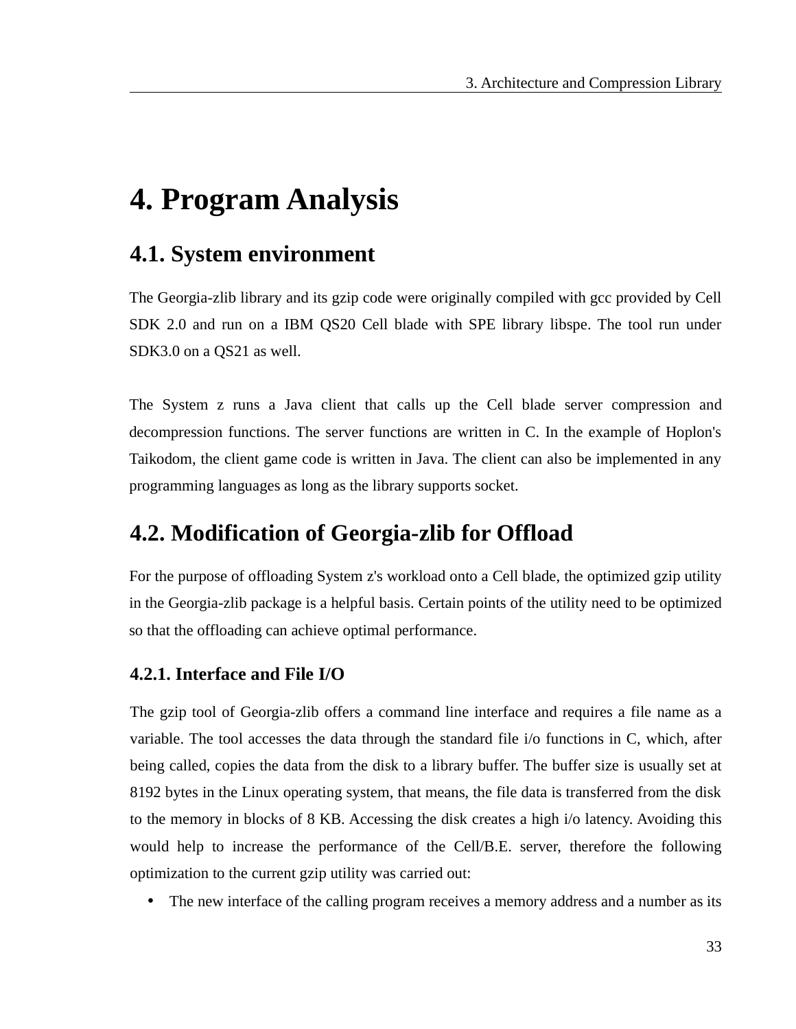# 4. Program Analysis

## 4.1. System environment

The Georgia-zlib library and its gzip code were originally compiled with gcc provided by Cell SDK 2.0 and run on a IBM QS20 Cell blade with SPE library libspe. The tool run under SDK3.0 on a QS21 as well.

The System z runs a Java client that calls up the Cell blade server compression and decompression functions. The server functions are written in C. In the example of Hoplon's Taikodom, the client game code is written in Java. The client can also be implemented in any programming languages as long as the library supports socket.

## 4.2. Modification of Georgia-zlib for Offload

For the purpose of offloading System z's workload onto a Cell blade, the optimized gzip utility in the Georgia-zlib package is a helpful basis. Certain points of the utility need to be optimized so that the offloading can achieve optimal performance.

### 4.2.1. Interface and File I/O

The gzip tool of Georgia-zlib offers a command line interface and requires a file name as a variable. The tool accesses the data through the standard file i/o functions in C, which, after being called, copies the data from the disk to a library buffer. The buffer size is usually set at 8192 bytes in the Linux operating system, that means, the file data is transferred from the disk to the memory in blocks of 8 KB. Accessing the disk creates a high i/o latency. Avoiding this would help to increase the performance of the Cell/B.E. server, therefore the following optimization to the current gzip utility was carried out:

- The new interface of the calling program receives a memory address and a number as its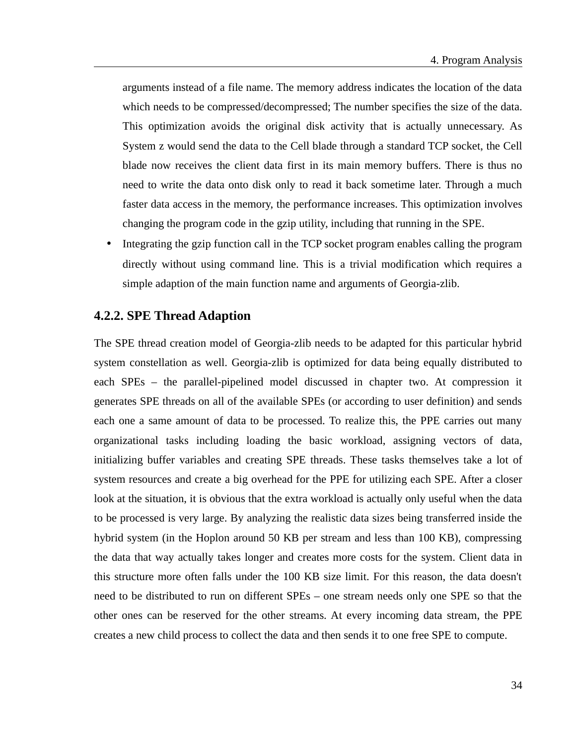arguments instead of a file name. The memory address indicates the location of the data which needs to be compressed/decompressed; The number specifies the size of the data. This optimization avoids the original disk activity that is actually unnecessary. As System z would send the data to the Cell blade through a standard TCP socket, the Cell blade now receives the client data first in its main memory buffers. There is thus no need to write the data onto disk only to read it back sometime later. Through a much faster data access in the memory, the performance increases. This optimization involves changing the program code in the gzip utility, including that running in the SPE.

- Integrating the gzip function call in the TCP socket program enables calling the program directly without using command line. This is a trivial modification which requires a simple adaption of the main function name and arguments of Georgia-zlib.

### 4.2.2. SPE Thread Adaption

The SPE thread creation model of Georgia-zlib needs to be adapted for this particular hybrid system constellation as well. Georgia-zlib is optimized for data being equally distributed to each SPEs – the parallel-pipelined model discussed in chapter two. At compression it generates SPE threads on all of the available SPEs (or according to user definition) and sends each one a same amount of data to be processed. To realize this, the PPE carries out many organizational tasks including loading the basic workload, assigning vectors of data, initializing buffer variables and creating SPE threads. These tasks themselves take a lot of system resources and create a big overhead for the PPE for utilizing each SPE. After a closer look at the situation, it is obvious that the extra workload is actually only useful when the data to be processed is very large. By analyzing the realistic data sizes being transferred inside the hybrid system (in the Hoplon around 50 KB per stream and less than 100 KB), compressing the data that way actually takes longer and creates more costs for the system. Client data in this structure more often falls under the 100 KB size limit. For this reason, the data doesn't need to be distributed to run on different SPEs – one stream needs only one SPE so that the other ones can be reserved for the other streams. At every incoming data stream, the PPE creates a new child process to collect the data and then sends it to one free SPE to compute.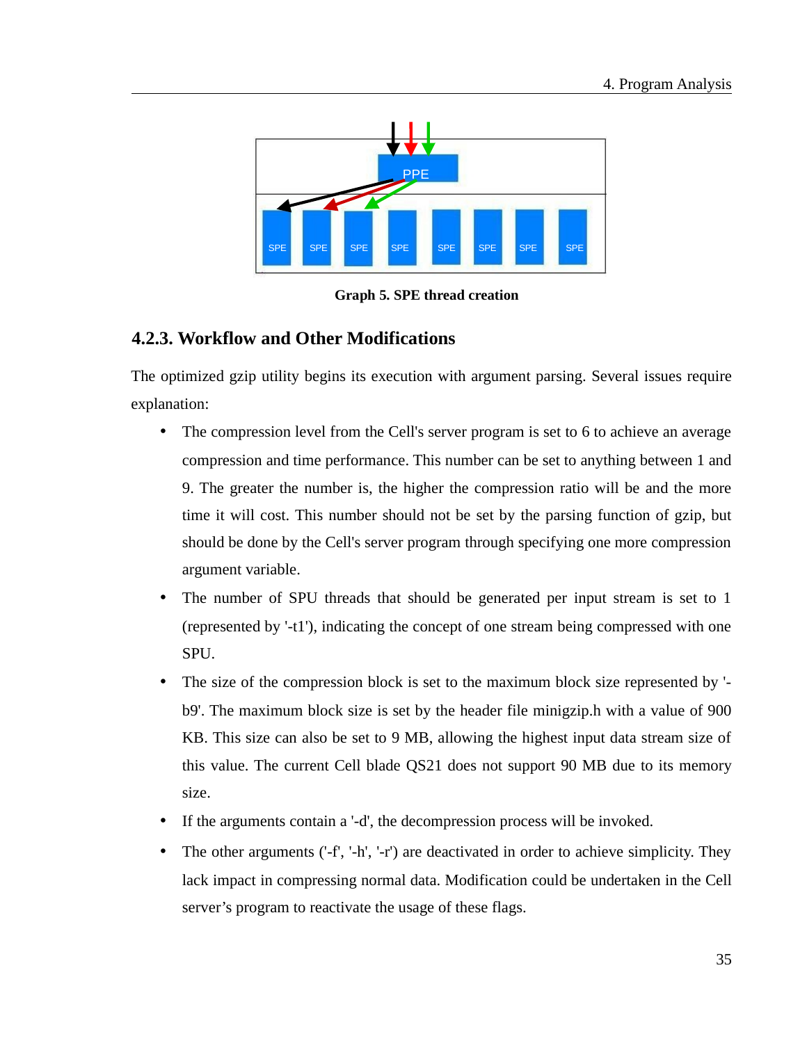Graph 5. SPE thread creation

### 4.2.3. Workflow and Other Modifications

The optimized gzip utility begins its execution with argument parsing. Several issues require explanation:

- The compression level from the Cell's server program is set to 6 to achieve an average compression and time performance. This number can be set to anything between 1 and 9. The greater the number is, the higher the compression ratio will be and the more time it will cost. This number should not be set by the parsing function of gzip, but should be done by the Cell's server program through specifying one more compression argument variable.
- The number of SPU threads that should be generated per input stream is set to 1 (represented by '-t1'), indicating the concept of one stream being compressed with one SPU.
- The size of the compression block is set to the maximum block size represented by '-b9'. The maximum block size is set by the header file minigzip.h with a value of 900 KB. This size can also be set to 9 MB, allowing the highest input data stream size of this value. The current Cell blade QS21 does not support 90 MB due to its memory size.
- If the arguments contain a '-d', the decompression process will be invoked.
- The other arguments ('-f', '-h', '-r') are deactivated in order to achieve simplicity. They lack impact in compressing normal data. Modification could be undertaken in the Cell server's program to reactivate the usage of these flags.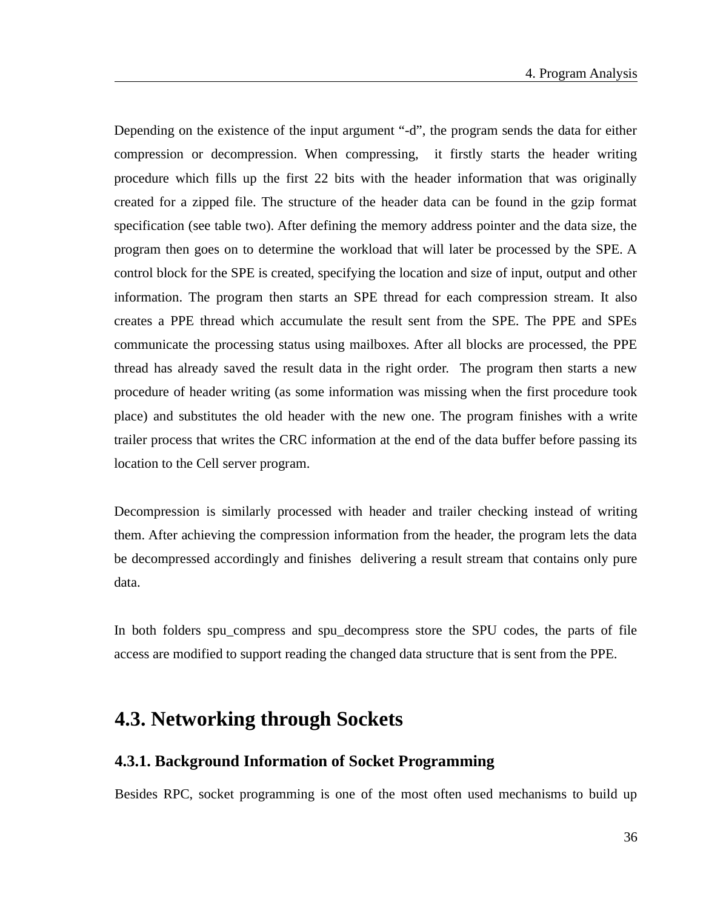Depending on the existence of the input argument "-d", the program sends the data for either compression or decompression. When compressing, it firstly starts the header writing procedure which fills up the first 22 bits with the header information that was originally created for a zipped file. The structure of the header data can be found in the gzip format specification (see table two). After defining the memory address pointer and the data size, the program then goes on to determine the workload that will later be processed by the SPE. A control block for the SPE is created, specifying the location and size of input, output and other information. The program then starts an SPE thread for each compression stream. It also creates a PPE thread which accumulate the result sent from the SPE. The PPE and SPEs communicate the processing status using mailboxes. After all blocks are processed, the PPE thread has already saved the result data in the right order. The program then starts a new procedure of header writing (as some information was missing when the first procedure took place) and substitutes the old header with the new one. The program finishes with a write trailer process that writes the CRC information at the end of the data buffer before passing its location to the Cell server program.

Decompression is similarly processed with header and trailer checking instead of writing them. After achieving the compression information from the header, the program lets the data be decompressed accordingly and finishes delivering a result stream that contains only pure data.

In both folders spu_compress and spu_decompress store the SPU codes, the parts of file access are modified to support reading the changed data structure that is sent from the PPE.

## 4.3. Networking through Sockets

### 4.3.1. Background Information of Socket Programming

Besides RPC, socket programming is one of the most often used mechanisms to build up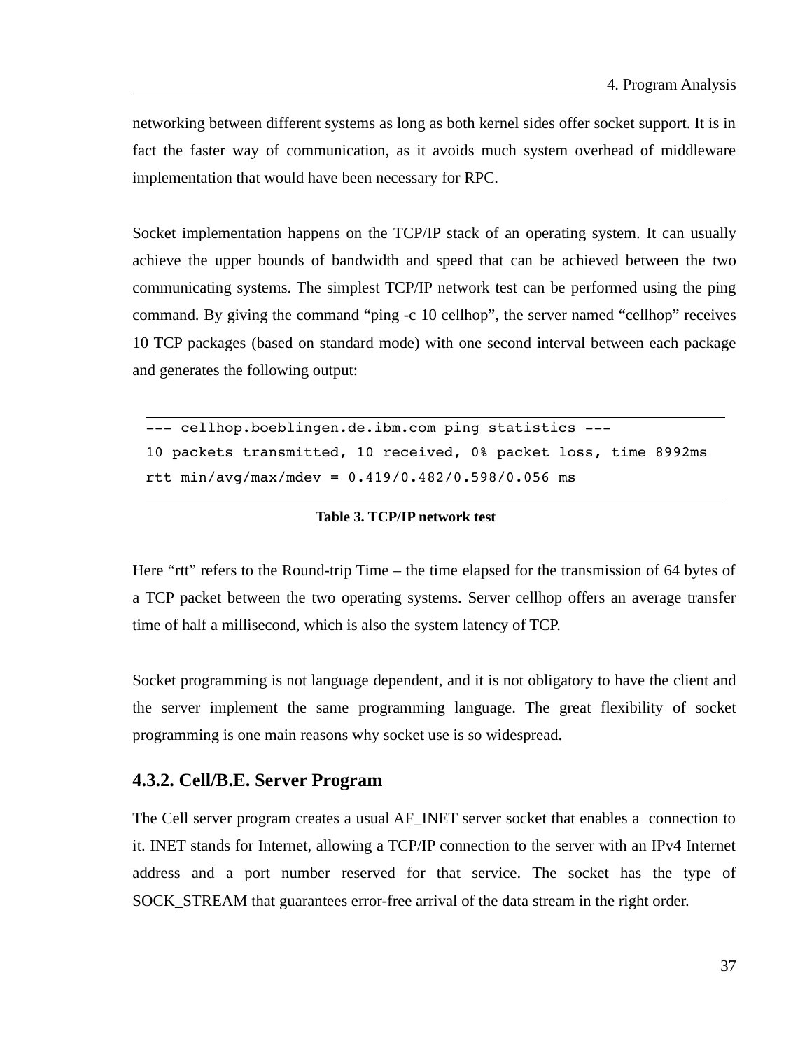networking between different systems as long as both kernel sides offer socket support. It is in fact the faster way of communication, as it avoids much system overhead of middleware implementation that would have been necessary for RPC.

Socket implementation happens on the TCP/IP stack of an operating system. It can usually achieve the upper bounds of bandwidth and speed that can be achieved between the two communicating systems. The simplest TCP/IP network test can be performed using the ping command. By giving the command "ping -c 10 cellhop", the server named "cellhop" receives 10 TCP packages (based on standard mode) with one second interval between each package and generates the following output:

```
--- cellhop.boeblingen.de.ibm.com ping statistics ---
10 packets transmitted, 10 received, 0% packet loss, time 8992ms
rtt min/avg/max/mdev = 0.419/0.482/0.598/0.056 ms
```

**Table 3. TCP/IP network test**

Here "rtt" refers to the Round-trip Time – the time elapsed for the transmission of 64 bytes of a TCP packet between the two operating systems. Server cellhop offers an average transfer time of half a millisecond, which is also the system latency of TCP.

Socket programming is not language dependent, and it is not obligatory to have the client and the server implement the same programming language. The great flexibility of socket programming is one main reasons why socket use is so widespread.

### 4.3.2. Cell/B.E. Server Program

The Cell server program creates a usual AF_INET server socket that enables a connection to it. INET stands for Internet, allowing a TCP/IP connection to the server with an IPv4 Internet address and a port number reserved for that service. The socket has the type of SOCK_STREAM that guarantees error-free arrival of the data stream in the right order.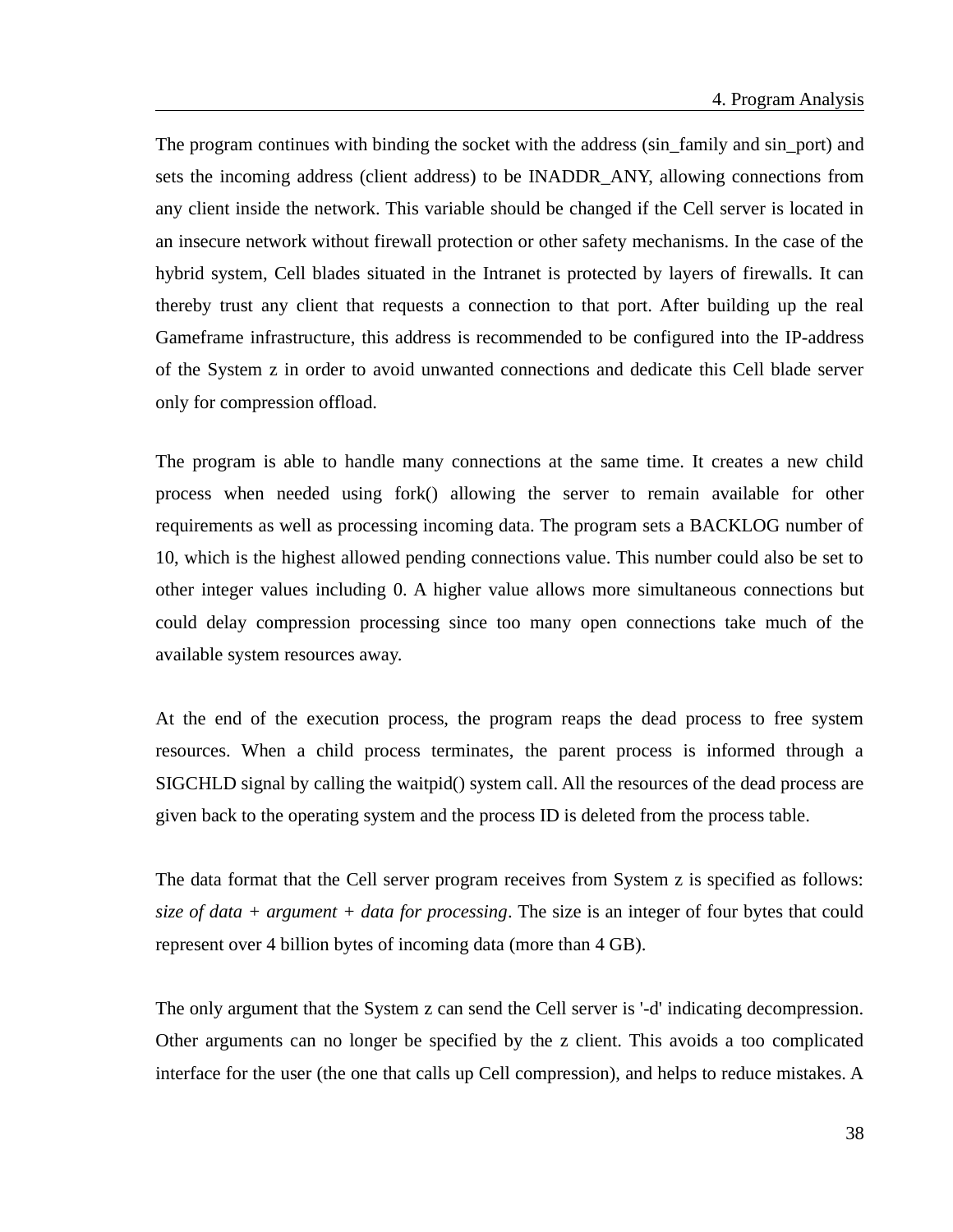The program continues with binding the socket with the address (sin_family and sin_port) and sets the incoming address (client address) to be INADDR_ANY, allowing connections from any client inside the network. This variable should be changed if the Cell server is located in an insecure network without firewall protection or other safety mechanisms. In the case of the hybrid system, Cell blades situated in the Intranet is protected by layers of firewalls. It can thereby trust any client that requests a connection to that port. After building up the real Gameframe infrastructure, this address is recommended to be configured into the IP-address of the System z in order to avoid unwanted connections and dedicate this Cell blade server only for compression offload.

The program is able to handle many connections at the same time. It creates a new child process when needed using fork() allowing the server to remain available for other requirements as well as processing incoming data. The program sets a BACKLOG number of 10, which is the highest allowed pending connections value. This number could also be set to other integer values including 0. A higher value allows more simultaneous connections but could delay compression processing since too many open connections take much of the available system resources away.

At the end of the execution process, the program reaps the dead process to free system resources. When a child process terminates, the parent process is informed through a SIGCHLD signal by calling the waitpid() system call. All the resources of the dead process are given back to the operating system and the process ID is deleted from the process table.

The data format that the Cell server program receives from System z is specified as follows: *size of data + argument + data for processing*. The size is an integer of four bytes that could represent over 4 billion bytes of incoming data (more than 4 GB).

The only argument that the System z can send the Cell server is '-d' indicating decompression. Other arguments can no longer be specified by the z client. This avoids a too complicated interface for the user (the one that calls up Cell compression), and helps to reduce mistakes. A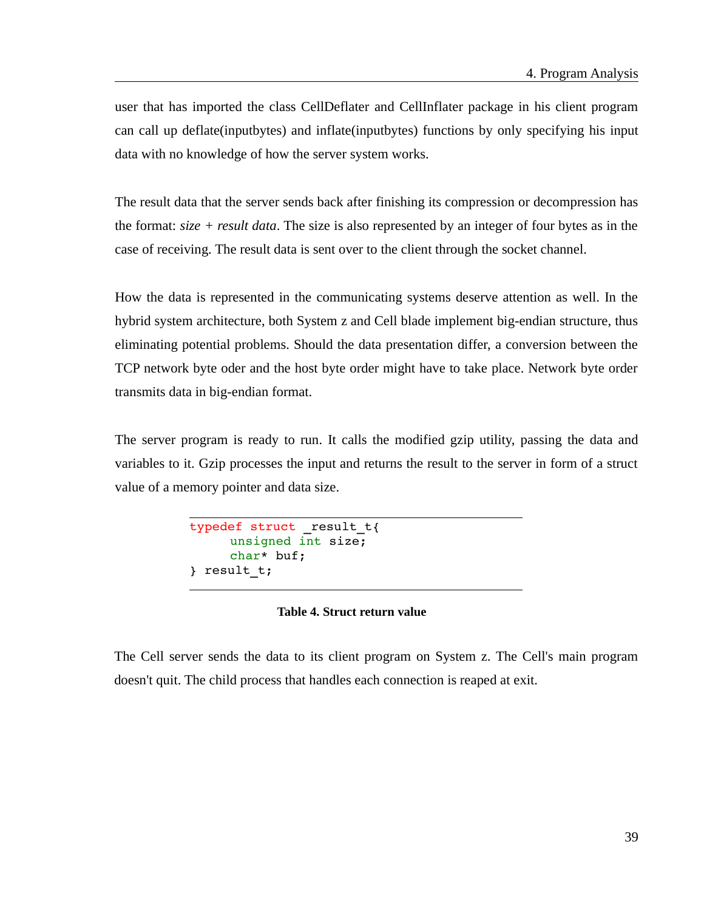user that has imported the class CellDeflater and CellInflater package in his client program can call up deflate(inputbytes) and inflate(inputbytes) functions by only specifying his input data with no knowledge of how the server system works.

The result data that the server sends back after finishing its compression or decompression has the format: *size + result data*. The size is also represented by an integer of four bytes as in the case of receiving. The result data is sent over to the client through the socket channel.

How the data is represented in the communicating systems deserve attention as well. In the hybrid system architecture, both System z and Cell blade implement big-endian structure, thus eliminating potential problems. Should the data presentation differ, a conversion between the TCP network byte oder and the host byte order might have to take place. Network byte order transmits data in big-endian format.

The server program is ready to run. It calls the modified gzip utility, passing the data and variables to it. Gzip processes the input and returns the result to the server in form of a struct value of a memory pointer and data size.

```
typedef struct _result_t{
     unsigned int size;
     char* buf;
} result_t;
```

**Table 4. Struct return value**

The Cell server sends the data to its client program on System z. The Cell's main program doesn't quit. The child process that handles each connection is reaped at exit.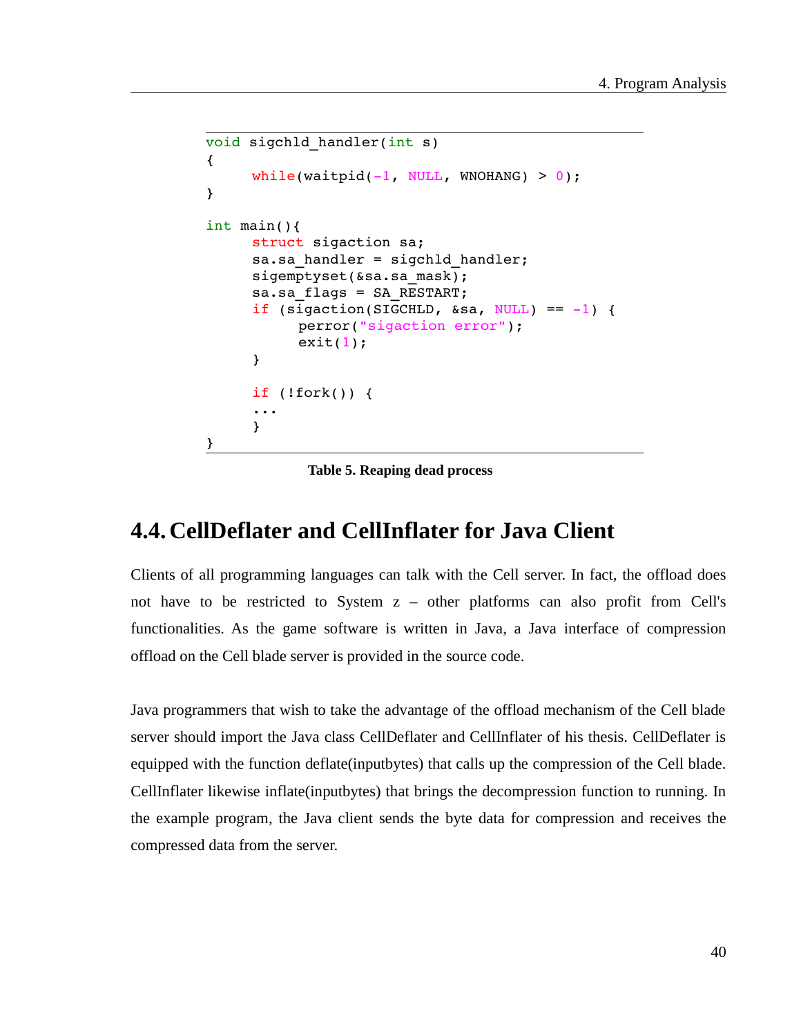```c
void sigchld_handler(int s)
{
      while(waitpid(-1, NULL, WNOHANG) > 0);
}

int main(){
      struct sigaction sa;
      sa.sa_handler = sigchld_handler;
      sigemptyset(&sa.sa_mask);
      sa.sa_flags = SA_RESTART;
      if (sigaction(SIGCHLD, &sa, NULL) == -1) {
            perror("sigaction error");
            exit(1);
      }

      if (!fork()) {
      ...
      }
}
```

**Table 5. Reaping dead process**

## 4.4. CellDeflater and CellInflater for Java Client

Clients of all programming languages can talk with the Cell server. In fact, the offload does not have to be restricted to System z – other platforms can also profit from Cell's functionalities. As the game software is written in Java, a Java interface of compression offload on the Cell blade server is provided in the source code.

Java programmers that wish to take the advantage of the offload mechanism of the Cell blade server should import the Java class CellDeflater and CellInflater of his thesis. CellDeflater is equipped with the function deflate(inputbytes) that calls up the compression of the Cell blade. CellInflater likewise inflate(inputbytes) that brings the decompression function to running. In the example program, the Java client sends the byte data for compression and receives the compressed data from the server.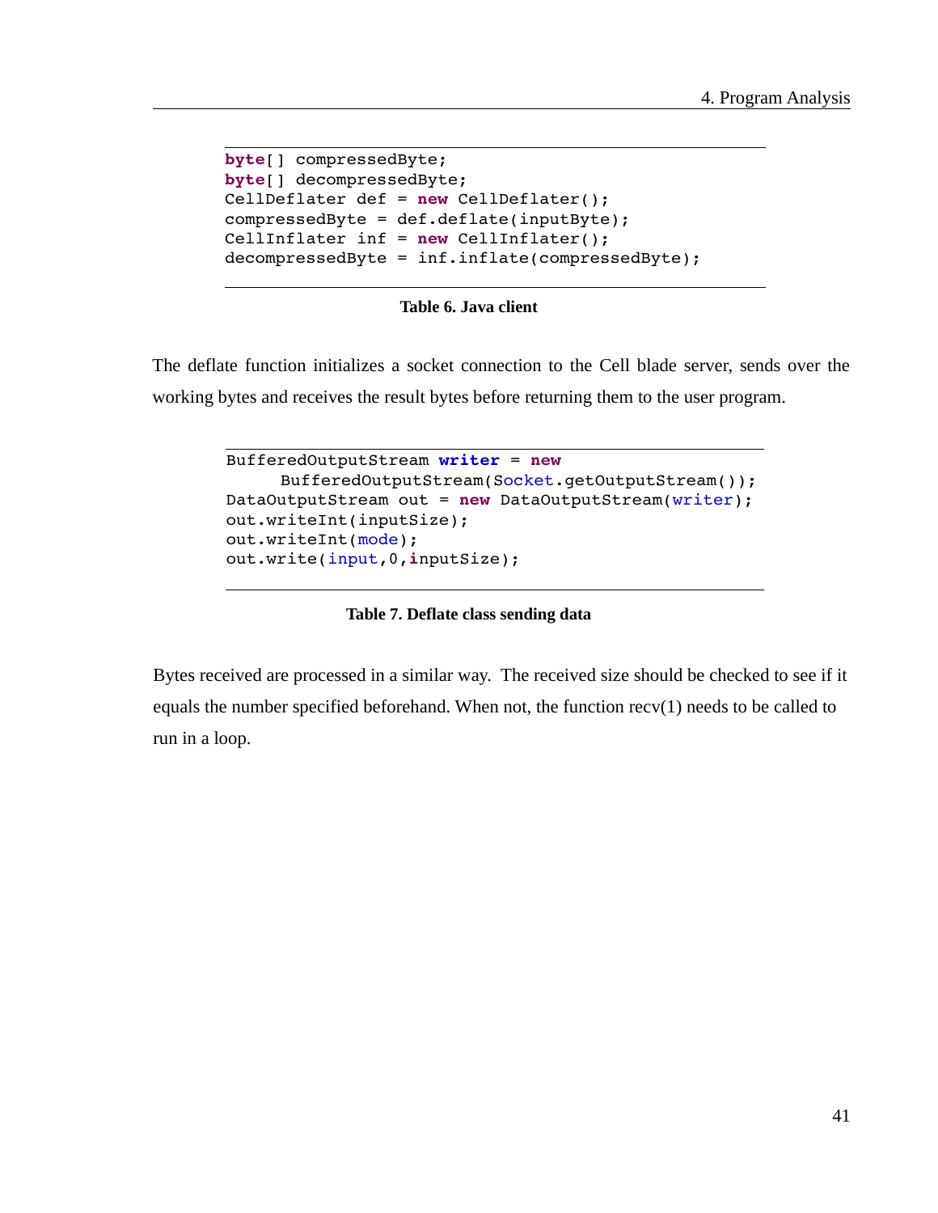```java
byte[] compressedByte;
byte[] decompressedByte;
CellDeflater def = new CellDeflater();
compressedByte = def.deflate(inputByte);
CellInflater inf = new CellInflater();
decompressedByte = inf.inflate(compressedByte);
```

**Table 6. Java client**

The deflate function initializes a socket connection to the Cell blade server, sends over the working bytes and receives the result bytes before returning them to the user program.

```java
BufferedOutputStream writer = new
     BufferedOutputStream(Socket.getOutputStream());
DataOutputStream out = new DataOutputStream(writer);
out.writeInt(inputSize);
out.writeInt(mode);
out.write(input,0,inputSize);
```

**Table 7. Deflate class sending data**

Bytes received are processed in a similar way. The received size should be checked to see if it equals the number specified beforehand. When not, the function recv(1) needs to be called to run in a loop.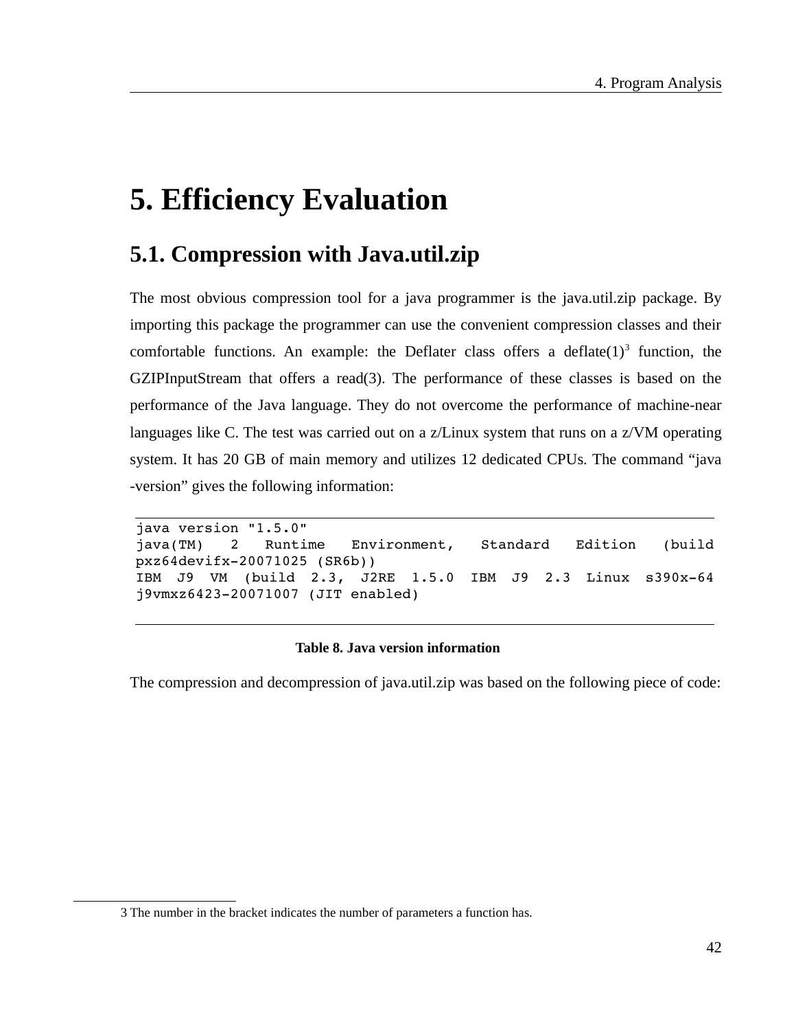# 5. Efficiency Evaluation

## 5.1. Compression with Java.util.zip

The most obvious compression tool for a java programmer is the java.util.zip package. By importing this package the programmer can use the convenient compression classes and their comfortable functions. An example: the Deflater class offers a deflate(1)[3] function, the GZIPInputStream that offers a read(3). The performance of these classes is based on the performance of the Java language. They do not overcome the performance of machine-near languages like C. The test was carried out on a z/Linux system that runs on a z/VM operating system. It has 20 GB of main memory and utilizes 12 dedicated CPUs. The command “java -version” gives the following information:

```
java version "1.5.0"
java(TM) 2 Runtime Environment, Standard Edition (build pxz64devifx-20071025 (SR6b))
IBM J9 VM (build 2.3, J2RE 1.5.0 IBM J9 2.3 Linux s390x-64 j9vmxz6423-20071007 (JIT enabled)
```

**Table 8. Java version information**

The compression and decompression of java.util.zip was based on the following piece of code:

[3] The number in the bracket indicates the number of parameters a function has.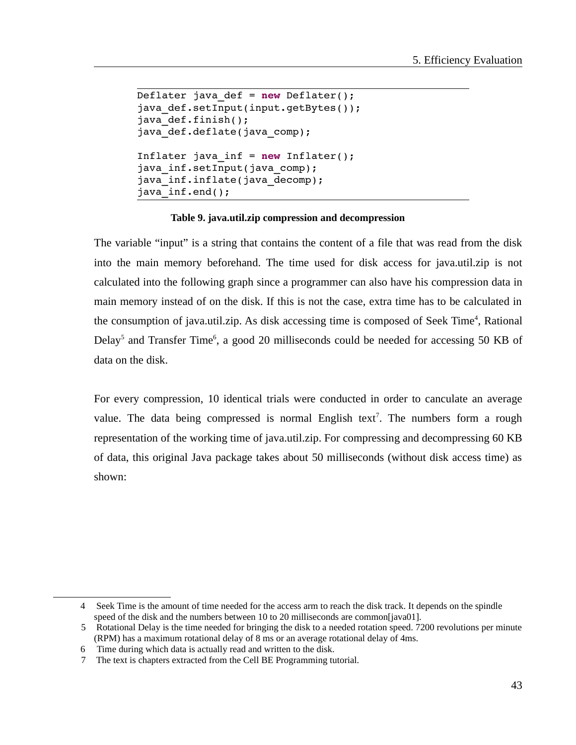```java
Deflater java_def = new Deflater();
java_def.setInput(input.getBytes());
java_def.finish();
java_def.deflate(java_comp);

Inflater java_inf = new Inflater();
java_inf.setInput(java_comp);
java_inf.inflate(java_decomp);
java_inf.end();
```

**Table 9. java.util.zip compression and decompression**

The variable "input" is a string that contains the content of a file that was read from the disk into the main memory beforehand. The time used for disk access for java.util.zip is not calculated into the following graph since a programmer can also have his compression data in main memory instead of on the disk. If this is not the case, extra time has to be calculated in the consumption of java.util.zip. As disk accessing time is composed of Seek Time[4], Rational Delay[5] and Transfer Time[6], a good 20 milliseconds could be needed for accessing 50 KB of data on the disk.

For every compression, 10 identical trials were conducted in order to canculate an average value. The data being compressed is normal English text[7]. The numbers form a rough representation of the working time of java.util.zip. For compressing and decompressing 60 KB of data, this original Java package takes about 50 milliseconds (without disk access time) as shown:

---

4 Seek Time is the amount of time needed for the access arm to reach the disk track. It depends on the spindle speed of the disk and the numbers between 10 to 20 milliseconds are common[java01].

5 Rotational Delay is the time needed for bringing the disk to a needed rotation speed. 7200 revolutions per minute (RPM) has a maximum rotational delay of 8 ms or an average rotational delay of 4ms.

6 Time during which data is actually read and written to the disk.

7 The text is chapters extracted from the Cell BE Programming tutorial.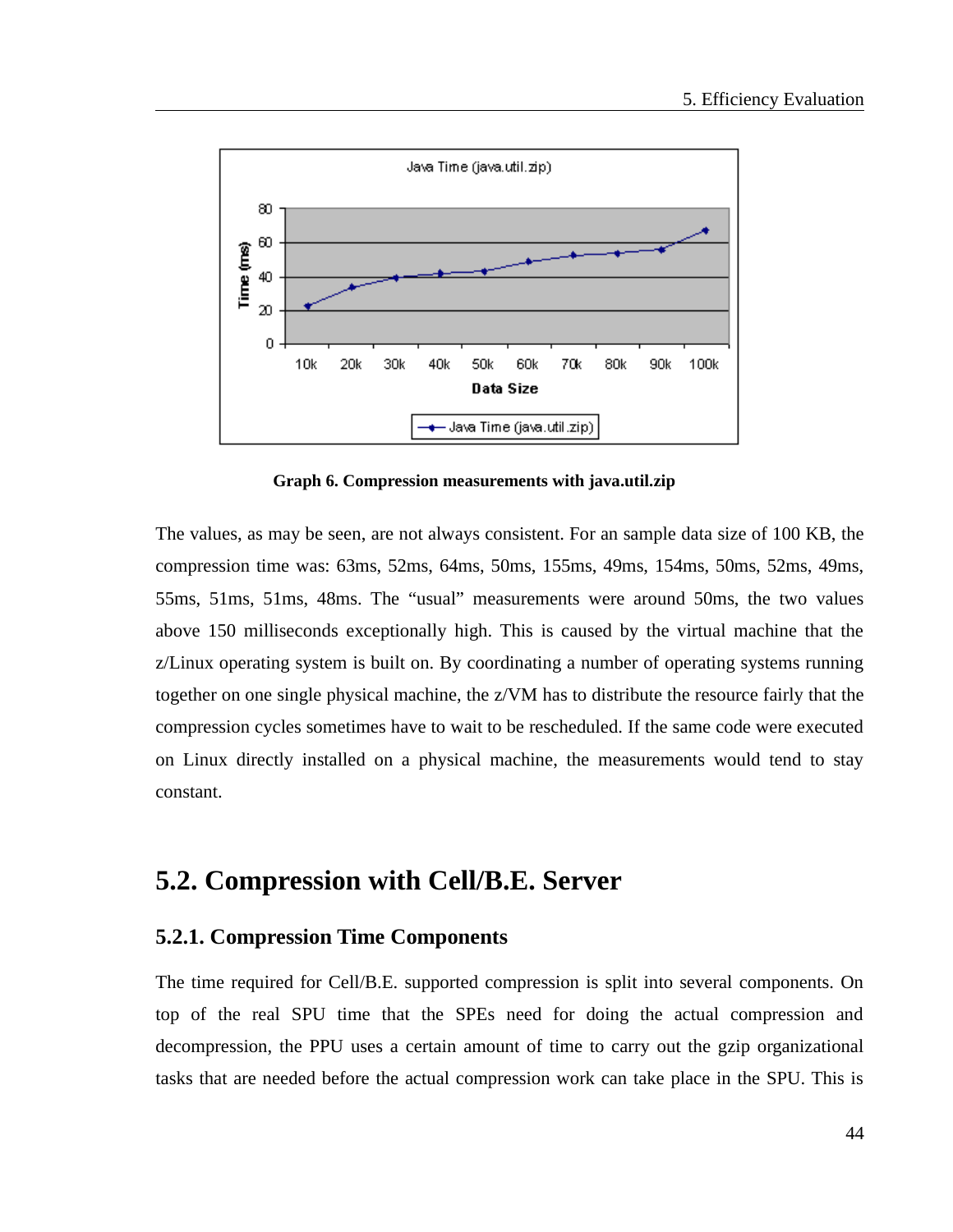**Graph 6. Compression measurements with java.util.zip**

The values, as may be seen, are not always consistent. For an sample data size of 100 KB, the compression time was: 63ms, 52ms, 64ms, 50ms, 155ms, 49ms, 154ms, 50ms, 52ms, 49ms, 55ms, 51ms, 51ms, 48ms. The “usual” measurements were around 50ms, the two values above 150 milliseconds exceptionally high. This is caused by the virtual machine that the z/Linux operating system is built on. By coordinating a number of operating systems running together on one single physical machine, the z/VM has to distribute the resource fairly that the compression cycles sometimes have to wait to be rescheduled. If the same code were executed on Linux directly installed on a physical machine, the measurements would tend to stay constant.

## 5.2. Compression with Cell/B.E. Server

### 5.2.1. Compression Time Components

The time required for Cell/B.E. supported compression is split into several components. On top of the real SPU time that the SPEs need for doing the actual compression and decompression, the PPU uses a certain amount of time to carry out the gzip organizational tasks that are needed before the actual compression work can take place in the SPU. This is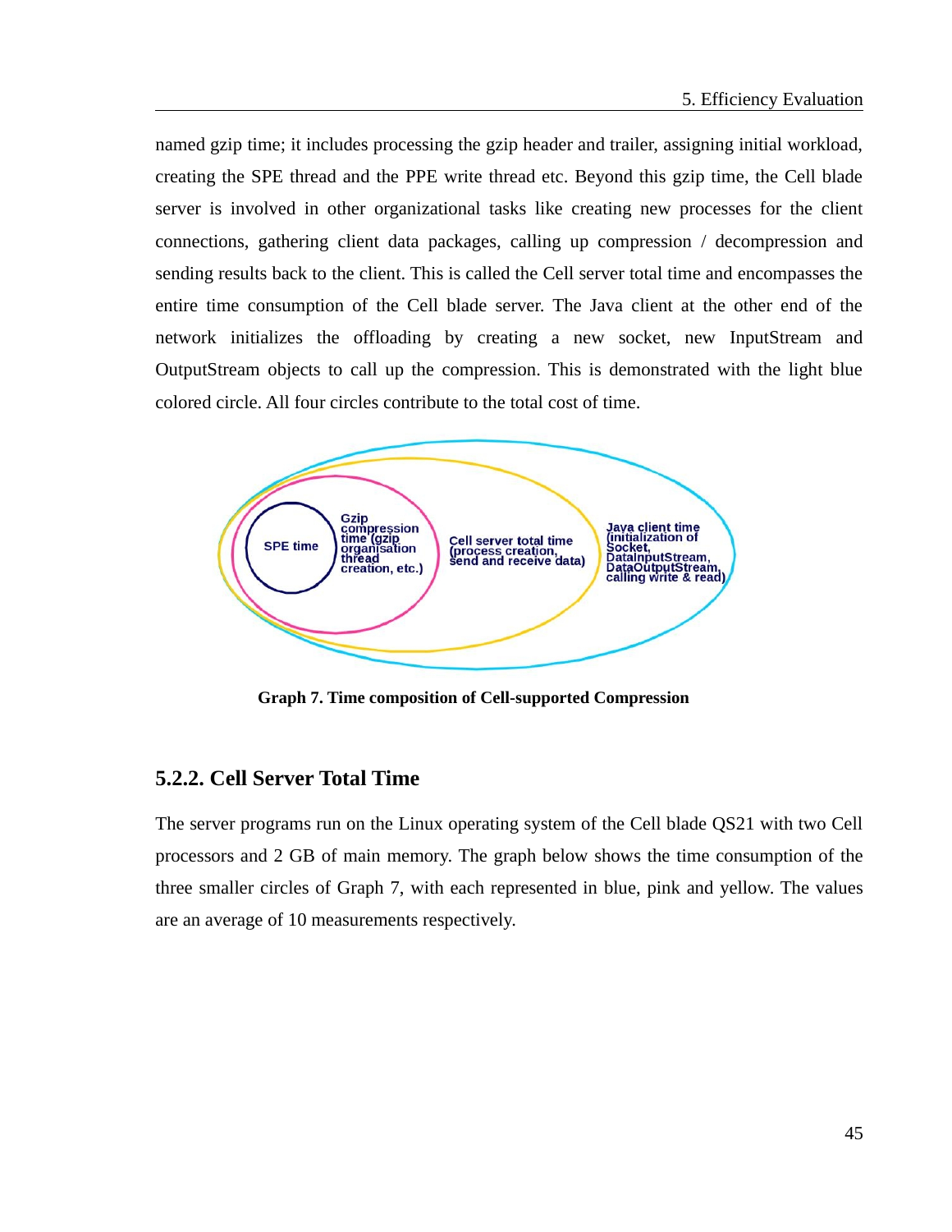named gzip time; it includes processing the gzip header and trailer, assigning initial workload, creating the SPE thread and the PPE write thread etc. Beyond this gzip time, the Cell blade server is involved in other organizational tasks like creating new processes for the client connections, gathering client data packages, calling up compression / decompression and sending results back to the client. This is called the Cell server total time and encompasses the entire time consumption of the Cell blade server. The Java client at the other end of the network initializes the offloading by creating a new socket, new InputStream and OutputStream objects to call up the compression. This is demonstrated with the light blue colored circle. All four circles contribute to the total cost of time.

SPE time

Gzip compression time (gzip organisation thread creation, etc.)

Cell server total time (process creation, send and receive data)

Java client time (initialization of Socket, DataInputStream, DataOutputStream, calling write & read)

**Graph 7. Time composition of Cell-supported Compression**

### 5.2.2. Cell Server Total Time

The server programs run on the Linux operating system of the Cell blade QS21 with two Cell processors and 2 GB of main memory. The graph below shows the time consumption of the three smaller circles of Graph 7, with each represented in blue, pink and yellow. The values are an average of 10 measurements respectively.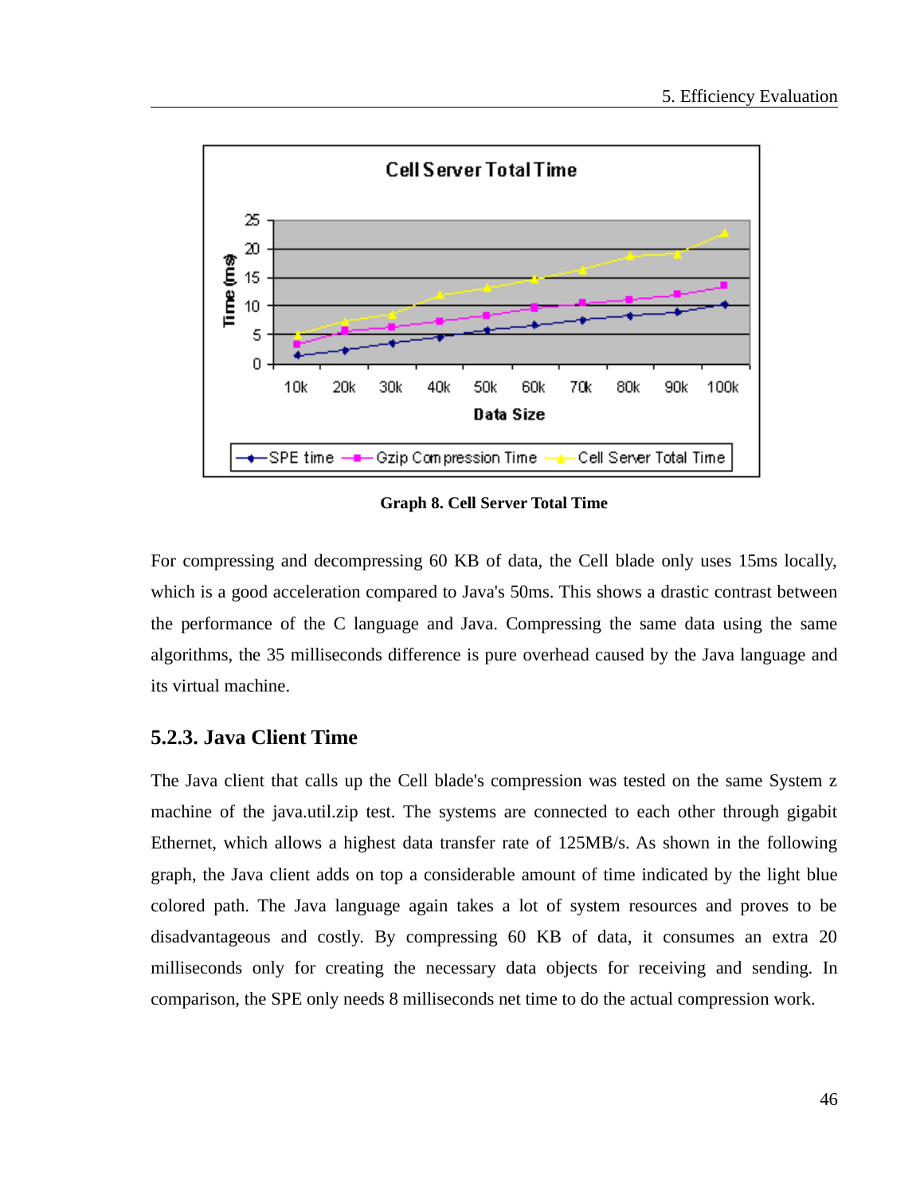**Graph 8. Cell Server Total Time**

For compressing and decompressing 60 KB of data, the Cell blade only uses 15ms locally, which is a good acceleration compared to Java's 50ms. This shows a drastic contrast between the performance of the C language and Java. Compressing the same data using the same algorithms, the 35 milliseconds difference is pure overhead caused by the Java language and its virtual machine.

### 5.2.3. Java Client Time

The Java client that calls up the Cell blade's compression was tested on the same System z machine of the java.util.zip test. The systems are connected to each other through gigabit Ethernet, which allows a highest data transfer rate of 125MB/s. As shown in the following graph, the Java client adds on top a considerable amount of time indicated by the light blue colored path. The Java language again takes a lot of system resources and proves to be disadvantageous and costly. By compressing 60 KB of data, it consumes an extra 20 milliseconds only for creating the necessary data objects for receiving and sending. In comparison, the SPE only needs 8 milliseconds net time to do the actual compression work.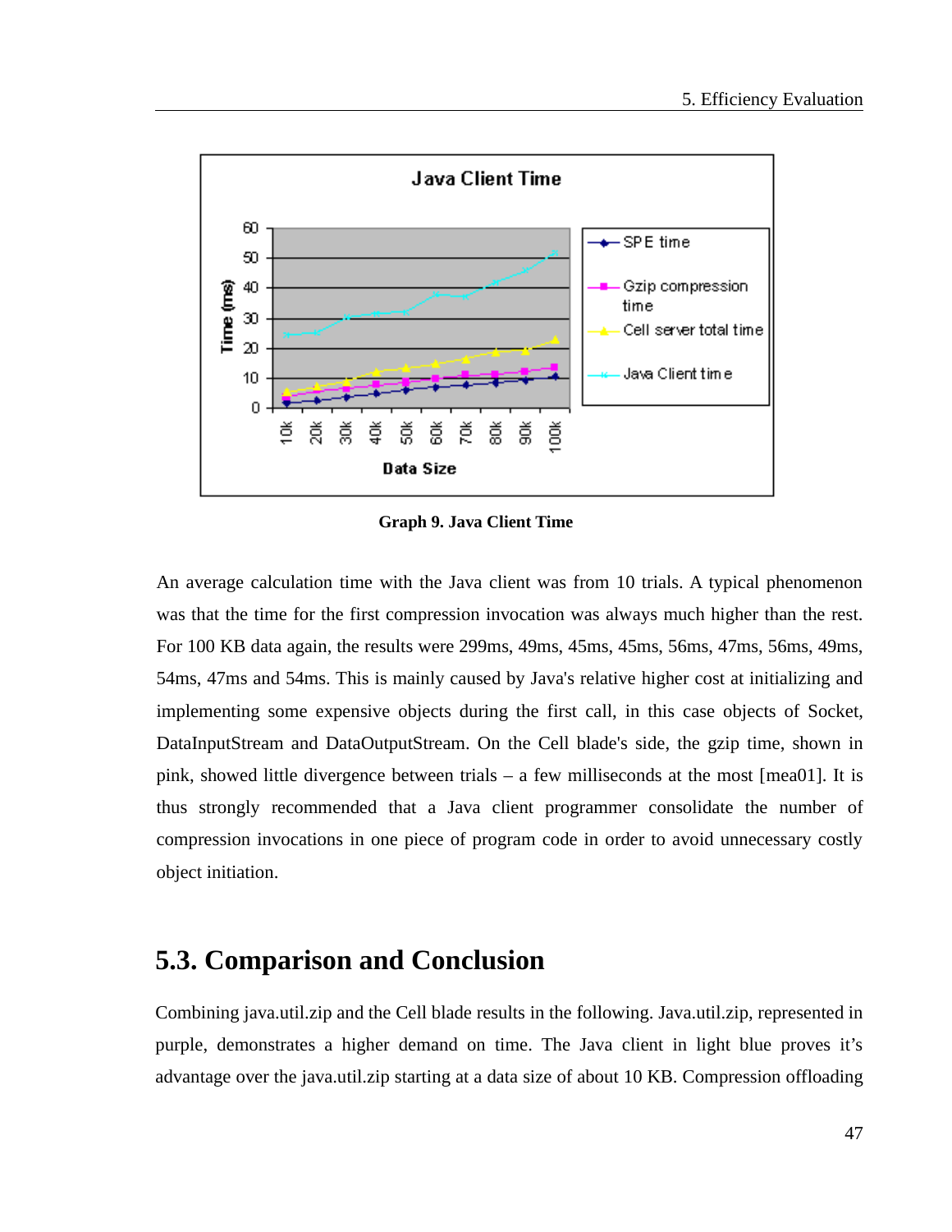**Graph 9. Java Client Time**

An average calculation time with the Java client was from 10 trials. A typical phenomenon was that the time for the first compression invocation was always much higher than the rest. For 100 KB data again, the results were 299ms, 49ms, 45ms, 45ms, 56ms, 47ms, 56ms, 49ms, 54ms, 47ms and 54ms. This is mainly caused by Java's relative higher cost at initializing and implementing some expensive objects during the first call, in this case objects of Socket, DataInputStream and DataOutputStream. On the Cell blade's side, the gzip time, shown in pink, showed little divergence between trials – a few milliseconds at the most [mea01]. It is thus strongly recommended that a Java client programmer consolidate the number of compression invocations in one piece of program code in order to avoid unnecessary costly object initiation.

## 5.3. Comparison and Conclusion

Combining java.util.zip and the Cell blade results in the following. Java.util.zip, represented in purple, demonstrates a higher demand on time. The Java client in light blue proves it's advantage over the java.util.zip starting at a data size of about 10 KB. Compression offloading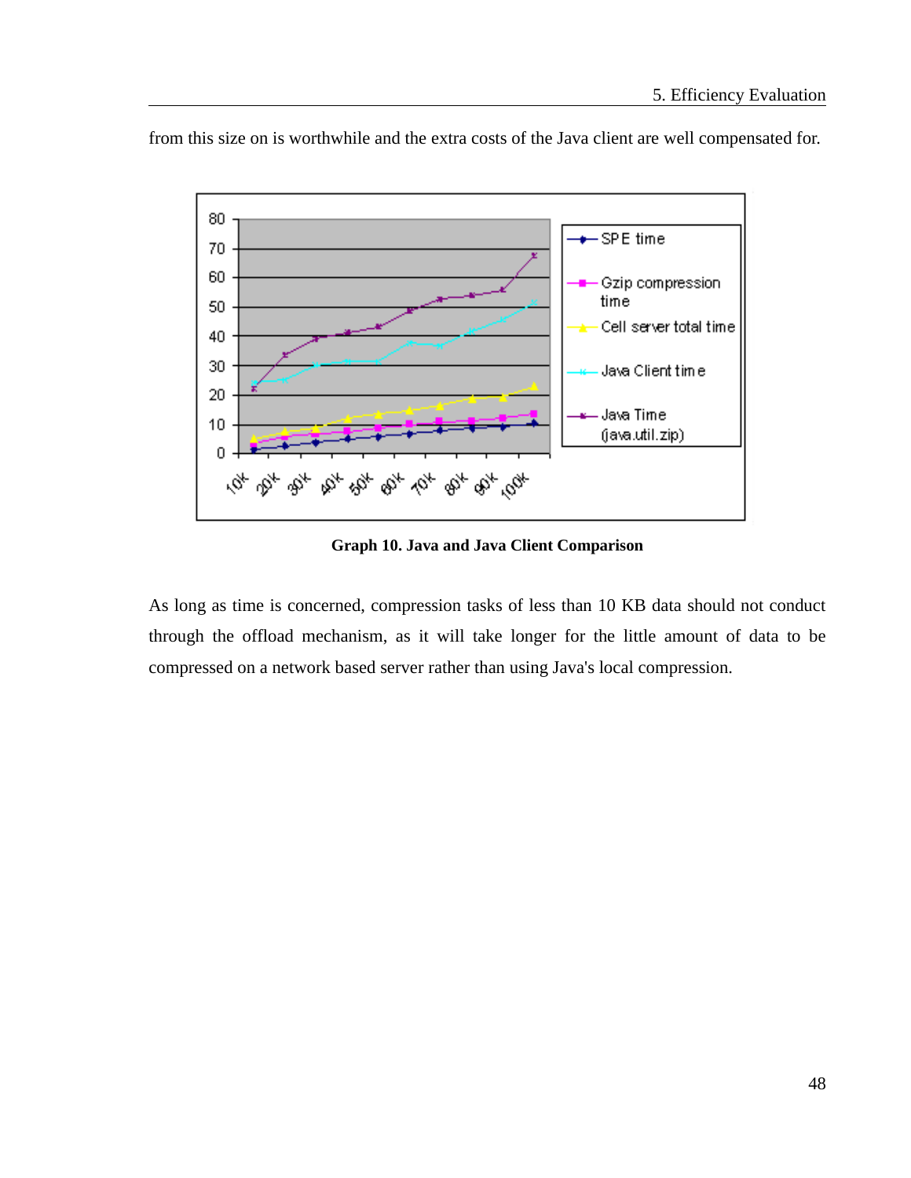from this size on is worthwhile and the extra costs of the Java client are well compensated for.

**Graph 10. Java and Java Client Comparison**

As long as time is concerned, compression tasks of less than 10 KB data should not conduct through the offload mechanism, as it will take longer for the little amount of data to be compressed on a network based server rather than using Java's local compression.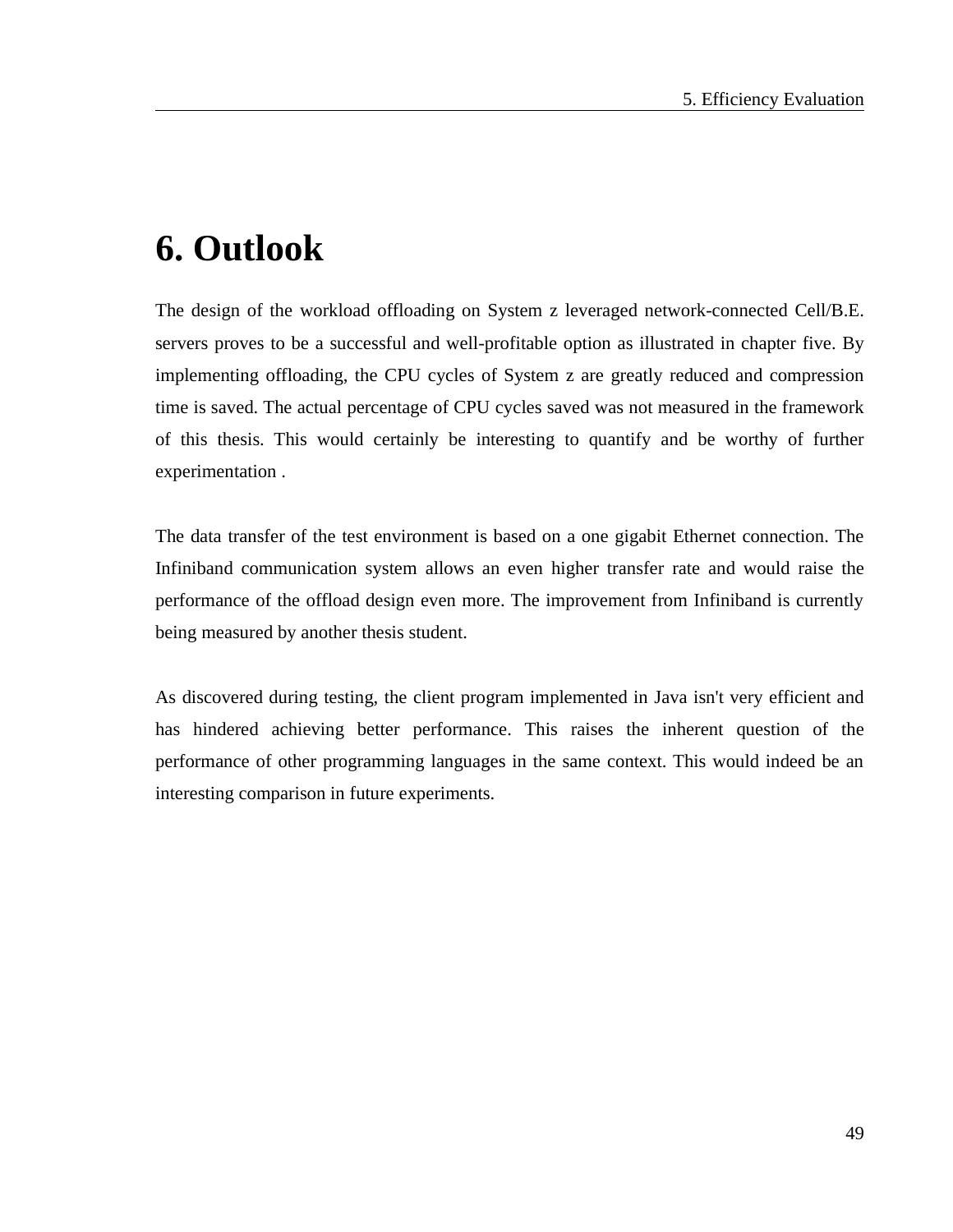# 6. Outlook

The design of the workload offloading on System z leveraged network-connected Cell/B.E. servers proves to be a successful and well-profitable option as illustrated in chapter five. By implementing offloading, the CPU cycles of System z are greatly reduced and compression time is saved. The actual percentage of CPU cycles saved was not measured in the framework of this thesis. This would certainly be interesting to quantify and be worthy of further experimentation .

The data transfer of the test environment is based on a one gigabit Ethernet connection. The Infiniband communication system allows an even higher transfer rate and would raise the performance of the offload design even more. The improvement from Infiniband is currently being measured by another thesis student.

As discovered during testing, the client program implemented in Java isn't very efficient and has hindered achieving better performance. This raises the inherent question of the performance of other programming languages in the same context. This would indeed be an interesting comparison in future experiments.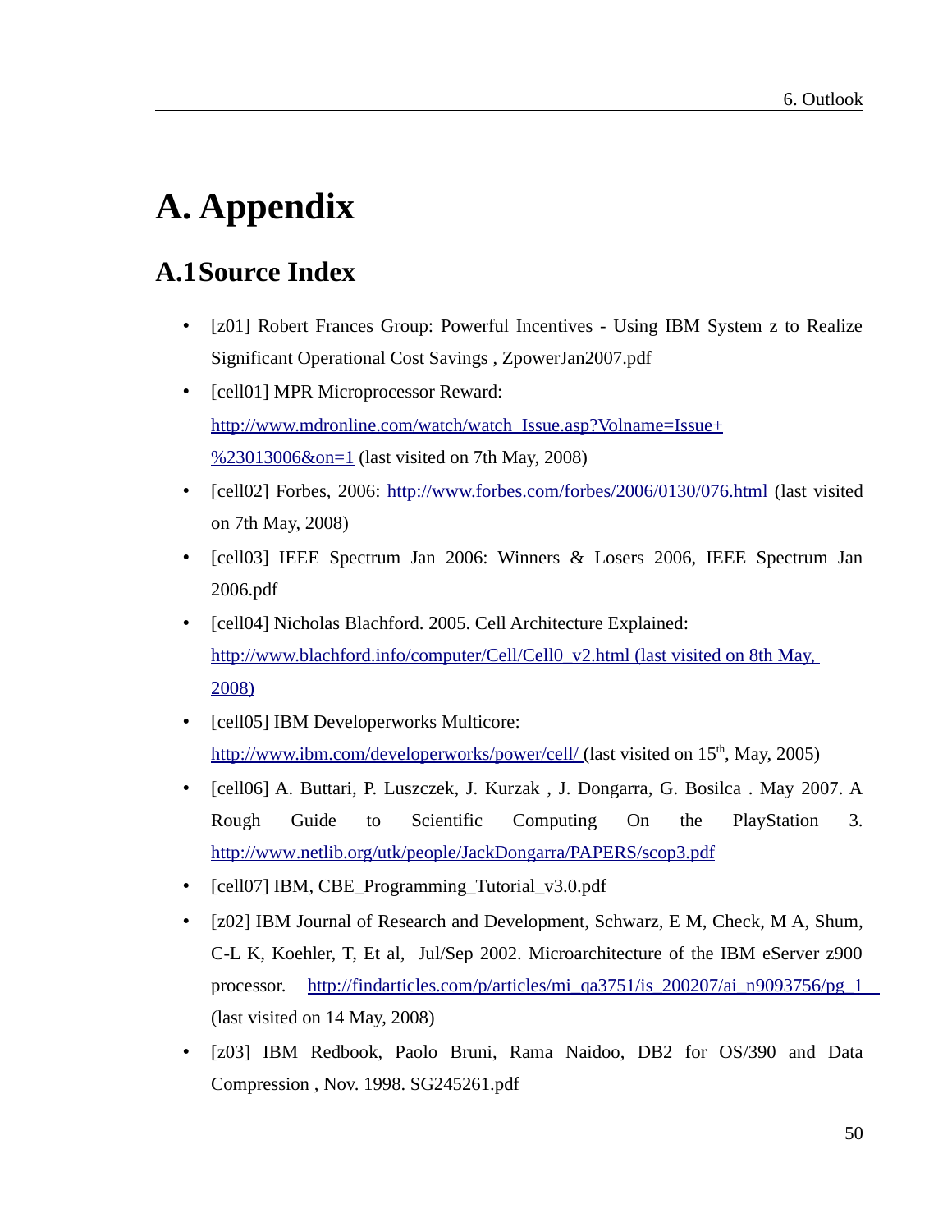# A. Appendix

## A.1 Source Index

- [z01] Robert Frances Group: Powerful Incentives - Using IBM System z to Realize Significant Operational Cost Savings , ZpowerJan2007.pdf
- [cell01] MPR Microprocessor Reward: http://www.mdronline.com/watch/watch_Issue.asp?Volname=Issue+%23013006&on=1 (last visited on 7th May, 2008)
- [cell02] Forbes, 2006: http://www.forbes.com/forbes/2006/0130/076.html (last visited on 7th May, 2008)
- [cell03] IEEE Spectrum Jan 2006: Winners & Losers 2006, IEEE Spectrum Jan 2006.pdf
- [cell04] Nicholas Blachford. 2005. Cell Architecture Explained: http://www.blachford.info/computer/Cell/Cell0_v2.html (last visited on 8th May, 2008)
- [cell05] IBM Developerworks Multicore: http://www.ibm.com/developerworks/power/cell/ (last visited on 15th, May, 2005)
- [cell06] A. Buttari, P. Luszczek, J. Kurzak , J. Dongarra, G. Bosilca . May 2007. A Rough Guide to Scientific Computing On the PlayStation 3. http://www.netlib.org/utk/people/JackDongarra/PAPERS/scop3.pdf
- [cell07] IBM, CBE_Programming_Tutorial_v3.0.pdf
- [z02] IBM Journal of Research and Development, Schwarz, E M, Check, M A, Shum, C-L K, Koehler, T, Et al, Jul/Sep 2002. Microarchitecture of the IBM eServer z900 processor. http://findarticles.com/p/articles/mi_qa3751/is_200207/ai_n9093756/pg_1 (last visited on 14 May, 2008)
- [z03] IBM Redbook, Paolo Bruni, Rama Naidoo, DB2 for OS/390 and Data Compression , Nov. 1998. SG245261.pdf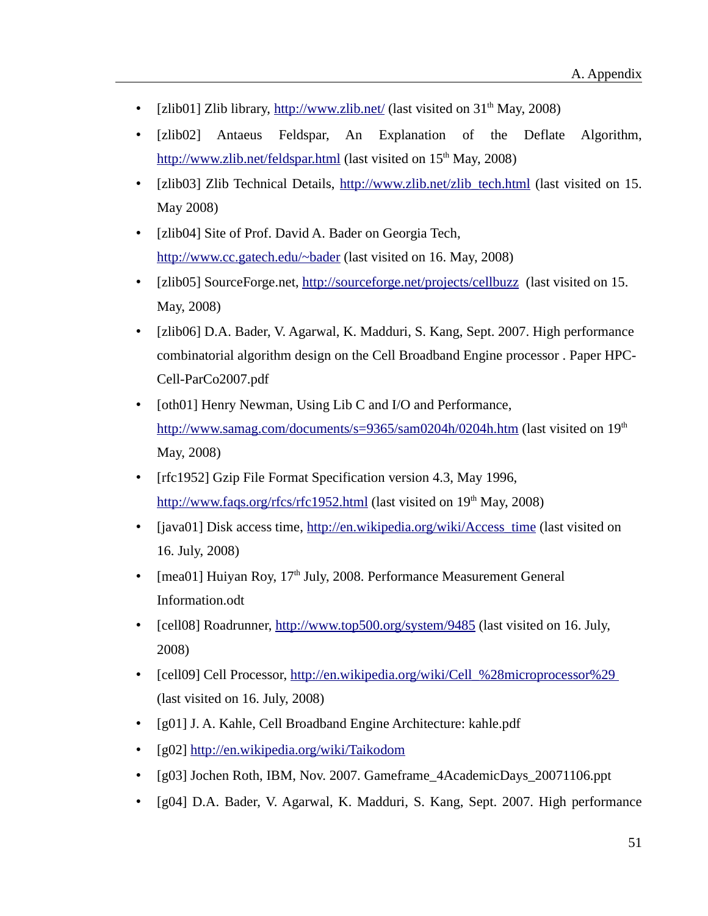- [zlib01] Zlib library, http://www.zlib.net/ (last visited on 31th May, 2008)
- [zlib02] Antaeus Feldspar, An Explanation of the Deflate Algorithm, http://www.zlib.net/feldspar.html (last visited on 15th May, 2008)
- [zlib03] Zlib Technical Details, http://www.zlib.net/zlib_tech.html (last visited on 15. May 2008)
- [zlib04] Site of Prof. David A. Bader on Georgia Tech, http://www.cc.gatech.edu/~bader (last visited on 16. May, 2008)
- [zlib05] SourceForge.net, http://sourceforge.net/projects/cellbuzz (last visited on 15. May, 2008)
- [zlib06] D.A. Bader, V. Agarwal, K. Madduri, S. Kang, Sept. 2007. High performance combinatorial algorithm design on the Cell Broadband Engine processor . Paper HPC-Cell-ParCo2007.pdf
- [oth01] Henry Newman, Using Lib C and I/O and Performance, http://www.samag.com/documents/s=9365/sam0204h/0204h.htm (last visited on 19th May, 2008)
- [rfc1952] Gzip File Format Specification version 4.3, May 1996, http://www.faqs.org/rfcs/rfc1952.html (last visited on 19th May, 2008)
- [java01] Disk access time, http://en.wikipedia.org/wiki/Access_time (last visited on 16. July, 2008)
- [mea01] Huiyan Roy, 17th July, 2008. Performance Measurement General Information.odt
- [cell08] Roadrunner, http://www.top500.org/system/9485 (last visited on 16. July, 2008)
- [cell09] Cell Processor, http://en.wikipedia.org/wiki/Cell_%28microprocessor%29 (last visited on 16. July, 2008)
- [g01] J. A. Kahle, Cell Broadband Engine Architecture: kahle.pdf
- [g02] http://en.wikipedia.org/wiki/Taikodom
- [g03] Jochen Roth, IBM, Nov. 2007. Gameframe_4AcademicDays_20071106.ppt
- [g04] D.A. Bader, V. Agarwal, K. Madduri, S. Kang, Sept. 2007. High performance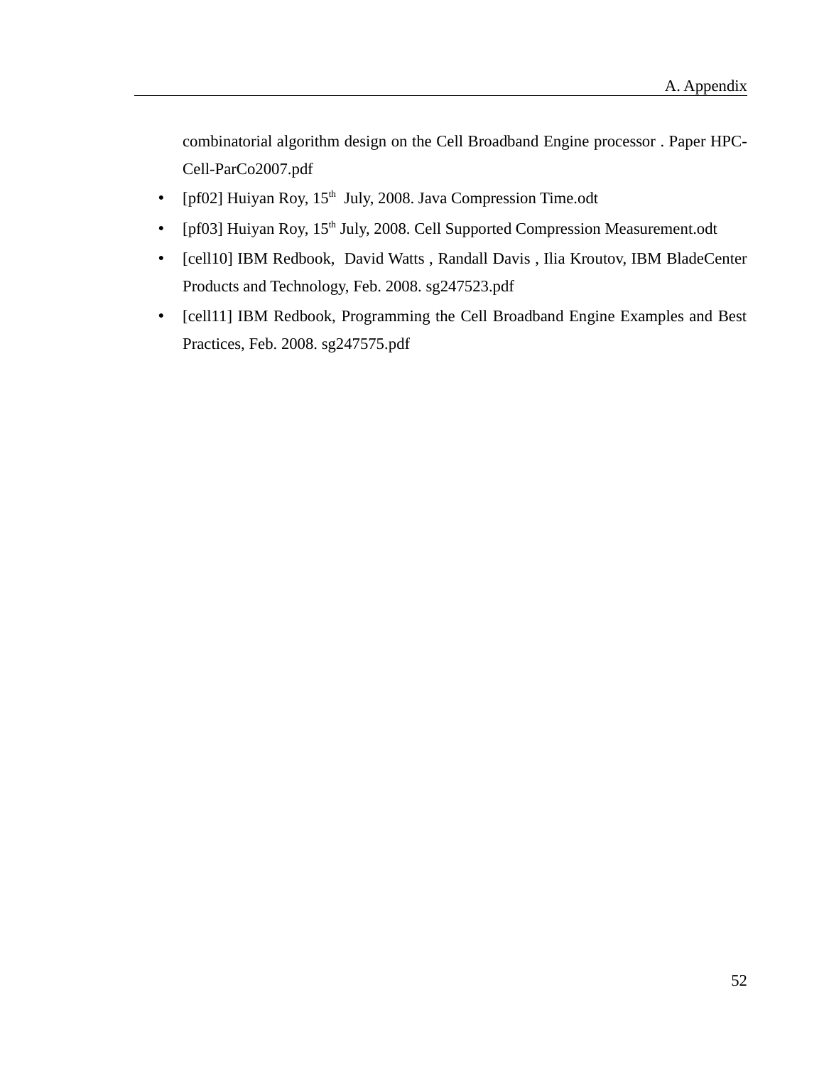combinatorial algorithm design on the Cell Broadband Engine processor . Paper HPC-Cell-ParCo2007.pdf

- [pf02] Huiyan Roy, 15th July, 2008. Java Compression Time.odt
- [pf03] Huiyan Roy, 15th July, 2008. Cell Supported Compression Measurement.odt
- [cell10] IBM Redbook, David Watts , Randall Davis , Ilia Kroutov, IBM BladeCenter Products and Technology, Feb. 2008. sg247523.pdf
- [cell11] IBM Redbook, Programming the Cell Broadband Engine Examples and Best Practices, Feb. 2008. sg247575.pdf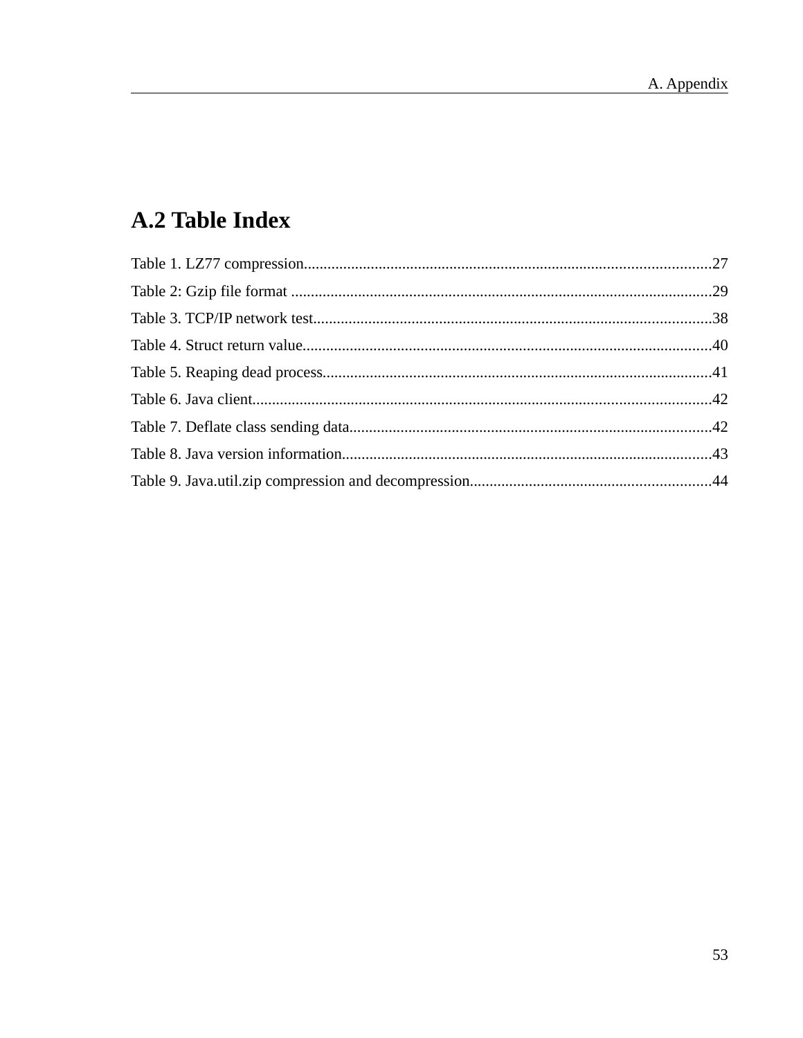## A.2 Table Index

Table 1. LZ77 compression......................................................................................................27

Table 2: Gzip file format ..........................................................................................................29

Table 3. TCP/IP network test....................................................................................................38

Table 4. Struct return value.......................................................................................................40

Table 5. Reaping dead process..................................................................................................41

Table 6. Java client....................................................................................................................42

Table 7. Deflate class sending data...........................................................................................42

Table 8. Java version information.............................................................................................43

Table 9. Java.util.zip compression and decompression............................................................44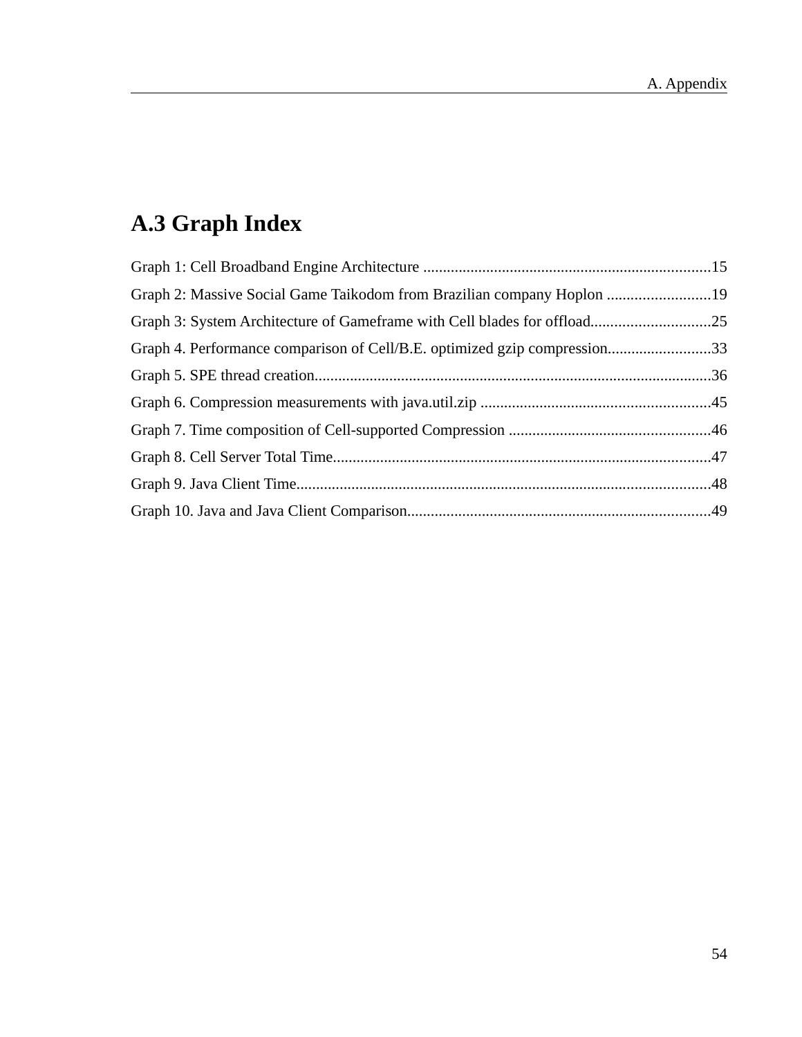## A.3 Graph Index

Graph 1: Cell Broadband Engine Architecture .........................................................................15

Graph 2: Massive Social Game Taikodom from Brazilian company Hoplon ..........................19

Graph 3: System Architecture of Gameframe with Cell blades for offload..............................25

Graph 4. Performance comparison of Cell/B.E. optimized gzip compression..........................33

Graph 5. SPE thread creation....................................................................................................36

Graph 6. Compression measurements with java.util.zip ..........................................................45

Graph 7. Time composition of Cell-supported Compression ...................................................46

Graph 8. Cell Server Total Time...............................................................................................47

Graph 9. Java Client Time.........................................................................................................48

Graph 10. Java and Java Client Comparison............................................................................49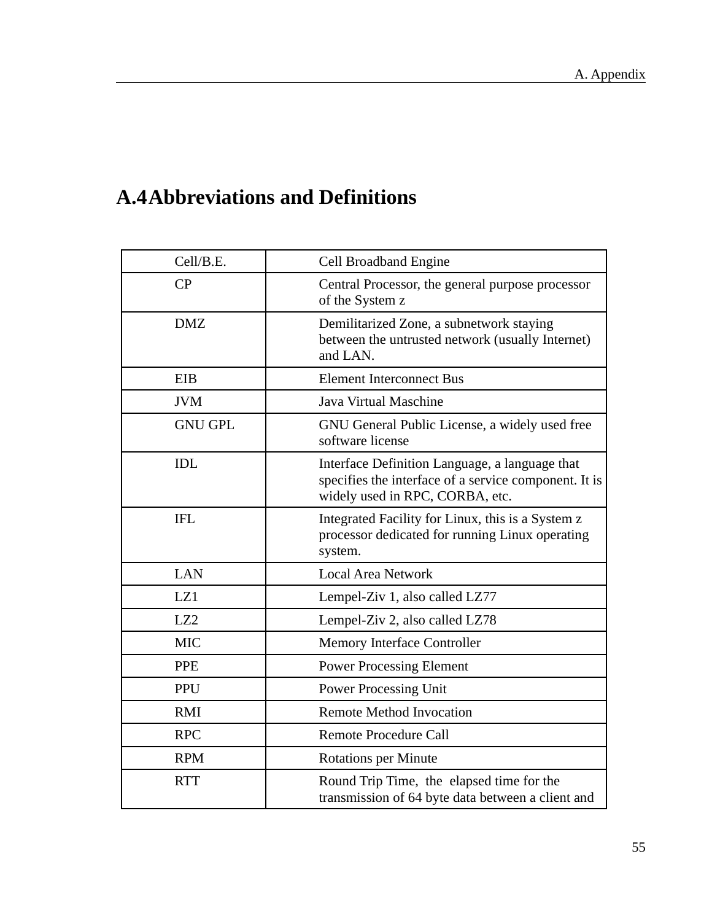## A.4 Abbreviations and Definitions

| | |
|---|---|
| Cell/B.E. | Cell Broadband Engine |
| CP | Central Processor, the general purpose processor of the System z |
| DMZ | Demilitarized Zone, a subnetwork staying between the untrusted network (usually Internet) and LAN. |
| EIB | Element Interconnect Bus |
| JVM | Java Virtual Maschine |
| GNU GPL | GNU General Public License, a widely used free software license |
| IDL | Interface Definition Language, a language that specifies the interface of a service component. It is widely used in RPC, CORBA, etc. |
| IFL | Integrated Facility for Linux, this is a System z processor dedicated for running Linux operating system. |
| LAN | Local Area Network |
| LZ1 | Lempel-Ziv 1, also called LZ77 |
| LZ2 | Lempel-Ziv 2, also called LZ78 |
| MIC | Memory Interface Controller |
| PPE | Power Processing Element |
| PPU | Power Processing Unit |
| RMI | Remote Method Invocation |
| RPC | Remote Procedure Call |
| RPM | Rotations per Minute |
| RTT | Round Trip Time, the elapsed time for the transmission of 64 byte data between a client and |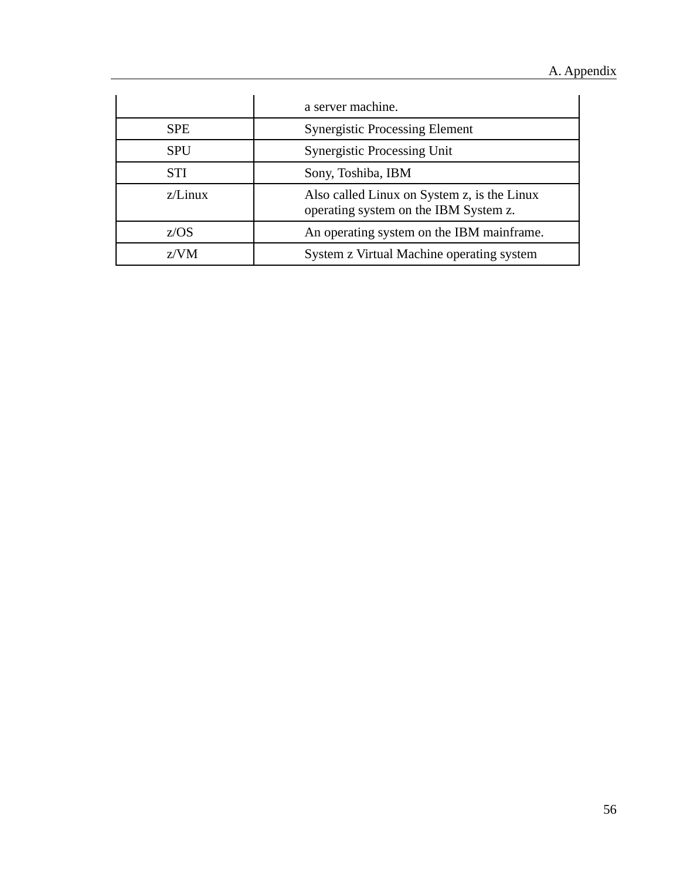| | |
|---|---|
| | a server machine. |
| SPE | Synergistic Processing Element |
| SPU | Synergistic Processing Unit |
| STI | Sony, Toshiba, IBM |
| z/Linux | Also called Linux on System z, is the Linux operating system on the IBM System z. |
| z/OS | An operating system on the IBM mainframe. |
| z/VM | System z Virtual Machine operating system |